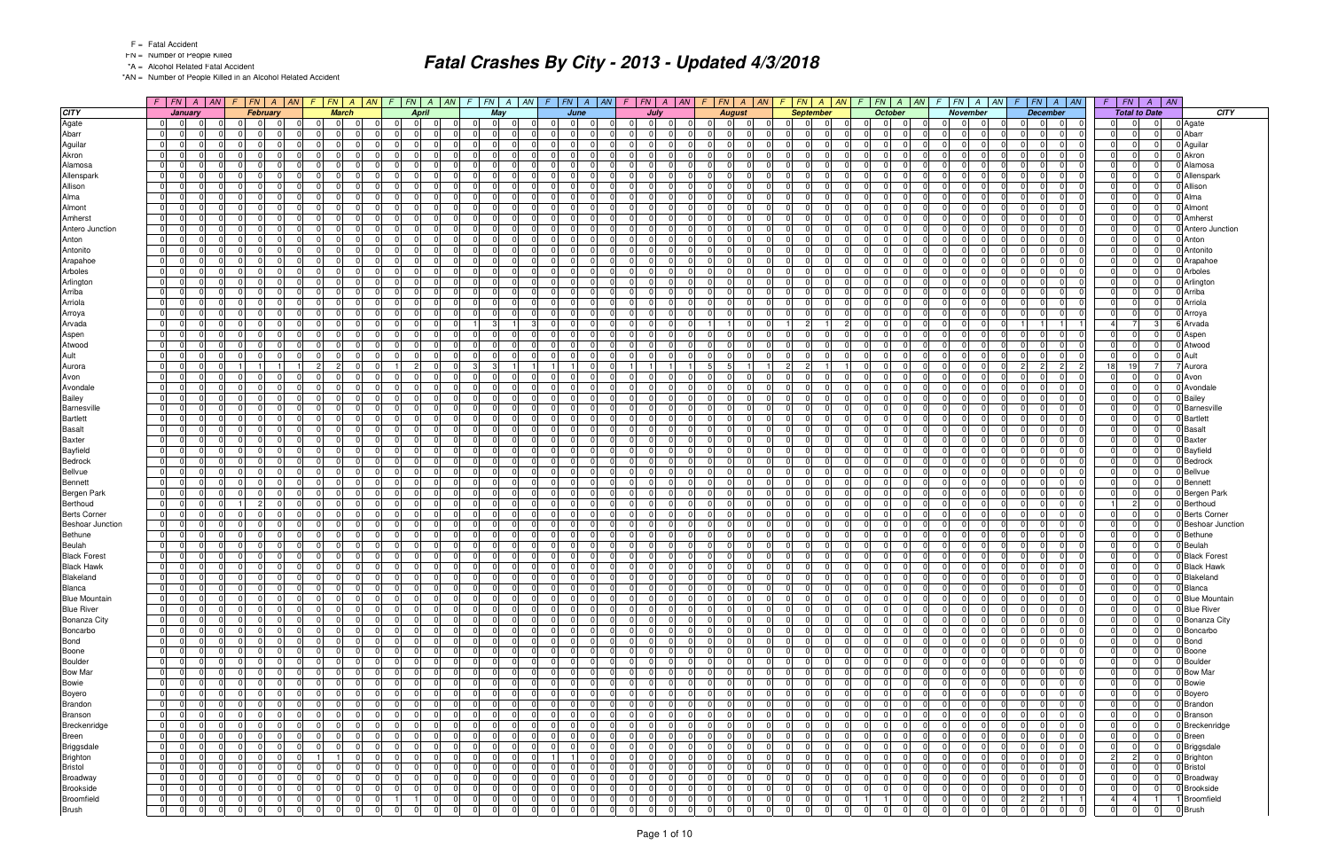F = Fatal Accident

FN = Number of People Killed

*A = Alcohol Related Fatal Accident

*AN = Number of People Killed in an Alcohol Related Accident

# Fatal Crashes By City - 2013 - Updated 4/3/2018

| | F | FN | A | AN | F | FN | A | AN | F | FN | A | AN | F | FN | A | AN | F | FN | A | AN | F | FN | A | AN | F | FN | A | AN | F | FN | A | AN | F | FN | A | AN | F | FN | A | AN | F | FN | A | AN | F | FN | A | AN | F | FN | A | AN | |
|---|---|---|---|---|---|---|---|---|---|---|---|---|---|---|---|---|---|---|---|---|---|---|---|---|---|---|---|---|---|---|---|---|---|---|---|---|---|---|---|---|---|---|---|---|---|---|---|---|---|---|---|---|---|
| CITY | January | | | | February | | | | March | | | | April | | | | May | | | | June | | | | July | | | | August | | | | September | | | | October | | | | November | | | | December | | | | Total to Date | | | | CITY |
| Agate | 0 | 0 | 0 | 0 | 0 | 0 | 0 | 0 | 0 | 0 | 0 | 0 | 0 | 0 | 0 | 0 | 0 | 0 | 0 | 0 | 0 | 0 | 0 | 0 | 0 | 0 | 0 | 0 | 0 | 0 | 0 | 0 | 0 | 0 | 0 | 0 | 0 | 0 | 0 | 0 | 0 | 0 | 0 | 0 | 0 | 0 | 0 | 0 | 0 | 0 | 0 | 0 | Agate |
| Abarr | 0 | 0 | 0 | 0 | 0 | 0 | 0 | 0 | 0 | 0 | 0 | 0 | 0 | 0 | 0 | 0 | 0 | 0 | 0 | 0 | 0 | 0 | 0 | 0 | 0 | 0 | 0 | 0 | 0 | 0 | 0 | 0 | 0 | 0 | 0 | 0 | 0 | 0 | 0 | 0 | 0 | 0 | 0 | 0 | 0 | 0 | 0 | 0 | 0 | 0 | 0 | 0 | Abarr |
| Aguilar | 0 | 0 | 0 | 0 | 0 | 0 | 0 | 0 | 0 | 0 | 0 | 0 | 0 | 0 | 0 | 0 | 0 | 0 | 0 | 0 | 0 | 0 | 0 | 0 | 0 | 0 | 0 | 0 | 0 | 0 | 0 | 0 | 0 | 0 | 0 | 0 | 0 | 0 | 0 | 0 | 0 | 0 | 0 | 0 | 0 | 0 | 0 | 0 | 0 | 0 | 0 | 0 | Aguilar |
| Akron | 0 | 0 | 0 | 0 | 0 | 0 | 0 | 0 | 0 | 0 | 0 | 0 | 0 | 0 | 0 | 0 | 0 | 0 | 0 | 0 | 0 | 0 | 0 | 0 | 0 | 0 | 0 | 0 | 0 | 0 | 0 | 0 | 0 | 0 | 0 | 0 | 0 | 0 | 0 | 0 | 0 | 0 | 0 | 0 | 0 | 0 | 0 | 0 | 0 | 0 | 0 | 0 | Akron |
| Alamosa | 0 | 0 | 0 | 0 | 0 | 0 | 0 | 0 | 0 | 0 | 0 | 0 | 0 | 0 | 0 | 0 | 0 | 0 | 0 | 0 | 0 | 0 | 0 | 0 | 0 | 0 | 0 | 0 | 0 | 0 | 0 | 0 | 0 | 0 | 0 | 0 | 0 | 0 | 0 | 0 | 0 | 0 | 0 | 0 | 0 | 0 | 0 | 0 | 0 | 0 | 0 | 0 | Alamosa |
| Allenspark | 0 | 0 | 0 | 0 | 0 | 0 | 0 | 0 | 0 | 0 | 0 | 0 | 0 | 0 | 0 | 0 | 0 | 0 | 0 | 0 | 0 | 0 | 0 | 0 | 0 | 0 | 0 | 0 | 0 | 0 | 0 | 0 | 0 | 0 | 0 | 0 | 0 | 0 | 0 | 0 | 0 | 0 | 0 | 0 | 0 | 0 | 0 | 0 | 0 | 0 | 0 | 0 | Allenspark |
| Allison | 0 | 0 | 0 | 0 | 0 | 0 | 0 | 0 | 0 | 0 | 0 | 0 | 0 | 0 | 0 | 0 | 0 | 0 | 0 | 0 | 0 | 0 | 0 | 0 | 0 | 0 | 0 | 0 | 0 | 0 | 0 | 0 | 0 | 0 | 0 | 0 | 0 | 0 | 0 | 0 | 0 | 0 | 0 | 0 | 0 | 0 | 0 | 0 | 0 | 0 | 0 | 0 | Allison |
| Alma | 0 | 0 | 0 | 0 | 0 | 0 | 0 | 0 | 0 | 0 | 0 | 0 | 0 | 0 | 0 | 0 | 0 | 0 | 0 | 0 | 0 | 0 | 0 | 0 | 0 | 0 | 0 | 0 | 0 | 0 | 0 | 0 | 0 | 0 | 0 | 0 | 0 | 0 | 0 | 0 | 0 | 0 | 0 | 0 | 0 | 0 | 0 | 0 | 0 | 0 | 0 | 0 | Alma |
| Almont | 0 | 0 | 0 | 0 | 0 | 0 | 0 | 0 | 0 | 0 | 0 | 0 | 0 | 0 | 0 | 0 | 0 | 0 | 0 | 0 | 0 | 0 | 0 | 0 | 0 | 0 | 0 | 0 | 0 | 0 | 0 | 0 | 0 | 0 | 0 | 0 | 0 | 0 | 0 | 0 | 0 | 0 | 0 | 0 | 0 | 0 | 0 | 0 | 0 | 0 | 0 | 0 | Almont |
| Amherst | 0 | 0 | 0 | 0 | 0 | 0 | 0 | 0 | 0 | 0 | 0 | 0 | 0 | 0 | 0 | 0 | 0 | 0 | 0 | 0 | 0 | 0 | 0 | 0 | 0 | 0 | 0 | 0 | 0 | 0 | 0 | 0 | 0 | 0 | 0 | 0 | 0 | 0 | 0 | 0 | 0 | 0 | 0 | 0 | 0 | 0 | 0 | 0 | 0 | 0 | 0 | 0 | Amherst |
| Antero Junction | 0 | 0 | 0 | 0 | 0 | 0 | 0 | 0 | 0 | 0 | 0 | 0 | 0 | 0 | 0 | 0 | 0 | 0 | 0 | 0 | 0 | 0 | 0 | 0 | 0 | 0 | 0 | 0 | 0 | 0 | 0 | 0 | 0 | 0 | 0 | 0 | 0 | 0 | 0 | 0 | 0 | 0 | 0 | 0 | 0 | 0 | 0 | 0 | 0 | 0 | 0 | 0 | Antero Junction |
| Anton | 0 | 0 | 0 | 0 | 0 | 0 | 0 | 0 | 0 | 0 | 0 | 0 | 0 | 0 | 0 | 0 | 0 | 0 | 0 | 0 | 0 | 0 | 0 | 0 | 0 | 0 | 0 | 0 | 0 | 0 | 0 | 0 | 0 | 0 | 0 | 0 | 0 | 0 | 0 | 0 | 0 | 0 | 0 | 0 | 0 | 0 | 0 | 0 | 0 | 0 | 0 | 0 | Anton |
| Antonito | 0 | 0 | 0 | 0 | 0 | 0 | 0 | 0 | 0 | 0 | 0 | 0 | 0 | 0 | 0 | 0 | 0 | 0 | 0 | 0 | 0 | 0 | 0 | 0 | 0 | 0 | 0 | 0 | 0 | 0 | 0 | 0 | 0 | 0 | 0 | 0 | 0 | 0 | 0 | 0 | 0 | 0 | 0 | 0 | 0 | 0 | 0 | 0 | 0 | 0 | 0 | 0 | Antonito |
| Arapahoe | 0 | 0 | 0 | 0 | 0 | 0 | 0 | 0 | 0 | 0 | 0 | 0 | 0 | 0 | 0 | 0 | 0 | 0 | 0 | 0 | 0 | 0 | 0 | 0 | 0 | 0 | 0 | 0 | 0 | 0 | 0 | 0 | 0 | 0 | 0 | 0 | 0 | 0 | 0 | 0 | 0 | 0 | 0 | 0 | 0 | 0 | 0 | 0 | 0 | 0 | 0 | 0 | Arapahoe |
| Arboles | 0 | 0 | 0 | 0 | 0 | 0 | 0 | 0 | 0 | 0 | 0 | 0 | 0 | 0 | 0 | 0 | 0 | 0 | 0 | 0 | 0 | 0 | 0 | 0 | 0 | 0 | 0 | 0 | 0 | 0 | 0 | 0 | 0 | 0 | 0 | 0 | 0 | 0 | 0 | 0 | 0 | 0 | 0 | 0 | 0 | 0 | 0 | 0 | 0 | 0 | 0 | 0 | Arboles |
| Arlington | 0 | 0 | 0 | 0 | 0 | 0 | 0 | 0 | 0 | 0 | 0 | 0 | 0 | 0 | 0 | 0 | 0 | 0 | 0 | 0 | 0 | 0 | 0 | 0 | 0 | 0 | 0 | 0 | 0 | 0 | 0 | 0 | 0 | 0 | 0 | 0 | 0 | 0 | 0 | 0 | 0 | 0 | 0 | 0 | 0 | 0 | 0 | 0 | 0 | 0 | 0 | 0 | Arlington |
| Arriba | 0 | 0 | 0 | 0 | 0 | 0 | 0 | 0 | 0 | 0 | 0 | 0 | 0 | 0 | 0 | 0 | 0 | 0 | 0 | 0 | 0 | 0 | 0 | 0 | 0 | 0 | 0 | 0 | 0 | 0 | 0 | 0 | 0 | 0 | 0 | 0 | 0 | 0 | 0 | 0 | 0 | 0 | 0 | 0 | 0 | 0 | 0 | 0 | 0 | 0 | 0 | 0 | Arriba |
| Arriola | 0 | 0 | 0 | 0 | 0 | 0 | 0 | 0 | 0 | 0 | 0 | 0 | 0 | 0 | 0 | 0 | 0 | 0 | 0 | 0 | 0 | 0 | 0 | 0 | 0 | 0 | 0 | 0 | 0 | 0 | 0 | 0 | 0 | 0 | 0 | 0 | 0 | 0 | 0 | 0 | 0 | 0 | 0 | 0 | 0 | 0 | 0 | 0 | 0 | 0 | 0 | 0 | Arriola |
| Arroya | 0 | 0 | 0 | 0 | 0 | 0 | 0 | 0 | 0 | 0 | 0 | 0 | 0 | 0 | 0 | 0 | 0 | 0 | 0 | 0 | 0 | 0 | 0 | 0 | 0 | 0 | 0 | 0 | 0 | 0 | 0 | 0 | 0 | 0 | 0 | 0 | 0 | 0 | 0 | 0 | 0 | 0 | 0 | 0 | 0 | 0 | 0 | 0 | 0 | 0 | 0 | 0 | Arroya |
| Arvada | 0 | 0 | 0 | 0 | 0 | 0 | 0 | 0 | 0 | 0 | 0 | 0 | 0 | 0 | 0 | 0 | 1 | 3 | 1 | 3 | 0 | 0 | 0 | 0 | 0 | 0 | 0 | 0 | 1 | 1 | 0 | 0 | 1 | 2 | 1 | 2 | 0 | 0 | 0 | 0 | 0 | 0 | 0 | 0 | 1 | 1 | 1 | 1 | 4 | 7 | 3 | 6 | Arvada |
| Aspen | 0 | 0 | 0 | 0 | 0 | 0 | 0 | 0 | 0 | 0 | 0 | 0 | 0 | 0 | 0 | 0 | 0 | 0 | 0 | 0 | 0 | 0 | 0 | 0 | 0 | 0 | 0 | 0 | 0 | 0 | 0 | 0 | 0 | 0 | 0 | 0 | 0 | 0 | 0 | 0 | 0 | 0 | 0 | 0 | 0 | 0 | 0 | 0 | 0 | 0 | 0 | 0 | Aspen |
| Atwood | 0 | 0 | 0 | 0 | 0 | 0 | 0 | 0 | 0 | 0 | 0 | 0 | 0 | 0 | 0 | 0 | 0 | 0 | 0 | 0 | 0 | 0 | 0 | 0 | 0 | 0 | 0 | 0 | 0 | 0 | 0 | 0 | 0 | 0 | 0 | 0 | 0 | 0 | 0 | 0 | 0 | 0 | 0 | 0 | 0 | 0 | 0 | 0 | 0 | 0 | 0 | 0 | Atwood |
| Ault | 0 | 0 | 0 | 0 | 0 | 0 | 0 | 0 | 0 | 0 | 0 | 0 | 0 | 0 | 0 | 0 | 0 | 0 | 0 | 0 | 0 | 0 | 0 | 0 | 0 | 0 | 0 | 0 | 0 | 0 | 0 | 0 | 0 | 0 | 0 | 0 | 0 | 0 | 0 | 0 | 0 | 0 | 0 | 0 | 0 | 0 | 0 | 0 | 0 | 0 | 0 | 0 | Ault |
| Aurora | 0 | 0 | 0 | 0 | 1 | 1 | 1 | 1 | 2 | 2 | 0 | 0 | 1 | 2 | 0 | 0 | 3 | 3 | 1 | 1 | 1 | 1 | 0 | 0 | 1 | 1 | 1 | 1 | 5 | 5 | 1 | 1 | 2 | 2 | 1 | 1 | 0 | 0 | 0 | 0 | 0 | 0 | 0 | 0 | 2 | 2 | 2 | 2 | 18 | 19 | 7 | 7 | Aurora |
| Avon | 0 | 0 | 0 | 0 | 0 | 0 | 0 | 0 | 0 | 0 | 0 | 0 | 0 | 0 | 0 | 0 | 0 | 0 | 0 | 0 | 0 | 0 | 0 | 0 | 0 | 0 | 0 | 0 | 0 | 0 | 0 | 0 | 0 | 0 | 0 | 0 | 0 | 0 | 0 | 0 | 0 | 0 | 0 | 0 | 0 | 0 | 0 | 0 | 0 | 0 | 0 | 0 | Avon |
| Avondale | 0 | 0 | 0 | 0 | 0 | 0 | 0 | 0 | 0 | 0 | 0 | 0 | 0 | 0 | 0 | 0 | 0 | 0 | 0 | 0 | 0 | 0 | 0 | 0 | 0 | 0 | 0 | 0 | 0 | 0 | 0 | 0 | 0 | 0 | 0 | 0 | 0 | 0 | 0 | 0 | 0 | 0 | 0 | 0 | 0 | 0 | 0 | 0 | 0 | 0 | 0 | 0 | Avondale |
| Bailey | 0 | 0 | 0 | 0 | 0 | 0 | 0 | 0 | 0 | 0 | 0 | 0 | 0 | 0 | 0 | 0 | 0 | 0 | 0 | 0 | 0 | 0 | 0 | 0 | 0 | 0 | 0 | 0 | 0 | 0 | 0 | 0 | 0 | 0 | 0 | 0 | 0 | 0 | 0 | 0 | 0 | 0 | 0 | 0 | 0 | 0 | 0 | 0 | 0 | 0 | 0 | 0 | Bailey |
| Barnesville | 0 | 0 | 0 | 0 | 0 | 0 | 0 | 0 | 0 | 0 | 0 | 0 | 0 | 0 | 0 | 0 | 0 | 0 | 0 | 0 | 0 | 0 | 0 | 0 | 0 | 0 | 0 | 0 | 0 | 0 | 0 | 0 | 0 | 0 | 0 | 0 | 0 | 0 | 0 | 0 | 0 | 0 | 0 | 0 | 0 | 0 | 0 | 0 | 0 | 0 | 0 | 0 | Barnesville |
| Bartlett | 0 | 0 | 0 | 0 | 0 | 0 | 0 | 0 | 0 | 0 | 0 | 0 | 0 | 0 | 0 | 0 | 0 | 0 | 0 | 0 | 0 | 0 | 0 | 0 | 0 | 0 | 0 | 0 | 0 | 0 | 0 | 0 | 0 | 0 | 0 | 0 | 0 | 0 | 0 | 0 | 0 | 0 | 0 | 0 | 0 | 0 | 0 | 0 | 0 | 0 | 0 | 0 | Bartlett |
| Basalt | 0 | 0 | 0 | 0 | 0 | 0 | 0 | 0 | 0 | 0 | 0 | 0 | 0 | 0 | 0 | 0 | 0 | 0 | 0 | 0 | 0 | 0 | 0 | 0 | 0 | 0 | 0 | 0 | 0 | 0 | 0 | 0 | 0 | 0 | 0 | 0 | 0 | 0 | 0 | 0 | 0 | 0 | 0 | 0 | 0 | 0 | 0 | 0 | 0 | 0 | 0 | 0 | Basalt |
| Baxter | 0 | 0 | 0 | 0 | 0 | 0 | 0 | 0 | 0 | 0 | 0 | 0 | 0 | 0 | 0 | 0 | 0 | 0 | 0 | 0 | 0 | 0 | 0 | 0 | 0 | 0 | 0 | 0 | 0 | 0 | 0 | 0 | 0 | 0 | 0 | 0 | 0 | 0 | 0 | 0 | 0 | 0 | 0 | 0 | 0 | 0 | 0 | 0 | 0 | 0 | 0 | 0 | Baxter |
| Bayfield | 0 | 0 | 0 | 0 | 0 | 0 | 0 | 0 | 0 | 0 | 0 | 0 | 0 | 0 | 0 | 0 | 0 | 0 | 0 | 0 | 0 | 0 | 0 | 0 | 0 | 0 | 0 | 0 | 0 | 0 | 0 | 0 | 0 | 0 | 0 | 0 | 0 | 0 | 0 | 0 | 0 | 0 | 0 | 0 | 0 | 0 | 0 | 0 | 0 | 0 | 0 | 0 | Bayfield |
| Bedrock | 0 | 0 | 0 | 0 | 0 | 0 | 0 | 0 | 0 | 0 | 0 | 0 | 0 | 0 | 0 | 0 | 0 | 0 | 0 | 0 | 0 | 0 | 0 | 0 | 0 | 0 | 0 | 0 | 0 | 0 | 0 | 0 | 0 | 0 | 0 | 0 | 0 | 0 | 0 | 0 | 0 | 0 | 0 | 0 | 0 | 0 | 0 | 0 | 0 | 0 | 0 | 0 | Bedrock |
| Bellvue | 0 | 0 | 0 | 0 | 0 | 0 | 0 | 0 | 0 | 0 | 0 | 0 | 0 | 0 | 0 | 0 | 0 | 0 | 0 | 0 | 0 | 0 | 0 | 0 | 0 | 0 | 0 | 0 | 0 | 0 | 0 | 0 | 0 | 0 | 0 | 0 | 0 | 0 | 0 | 0 | 0 | 0 | 0 | 0 | 0 | 0 | 0 | 0 | 0 | 0 | 0 | 0 | Bellvue |
| Bennett | 0 | 0 | 0 | 0 | 0 | 0 | 0 | 0 | 0 | 0 | 0 | 0 | 0 | 0 | 0 | 0 | 0 | 0 | 0 | 0 | 0 | 0 | 0 | 0 | 0 | 0 | 0 | 0 | 0 | 0 | 0 | 0 | 0 | 0 | 0 | 0 | 0 | 0 | 0 | 0 | 0 | 0 | 0 | 0 | 0 | 0 | 0 | 0 | 0 | 0 | 0 | 0 | Bennett |
| Bergen Park | 0 | 0 | 0 | 0 | 0 | 0 | 0 | 0 | 0 | 0 | 0 | 0 | 0 | 0 | 0 | 0 | 0 | 0 | 0 | 0 | 0 | 0 | 0 | 0 | 0 | 0 | 0 | 0 | 0 | 0 | 0 | 0 | 0 | 0 | 0 | 0 | 0 | 0 | 0 | 0 | 0 | 0 | 0 | 0 | 0 | 0 | 0 | 0 | 0 | 0 | 0 | 0 | Bergen Park |
| Berthoud | 0 | 0 | 0 | 0 | 1 | 2 | 0 | 0 | 0 | 0 | 0 | 0 | 0 | 0 | 0 | 0 | 0 | 0 | 0 | 0 | 0 | 0 | 0 | 0 | 0 | 0 | 0 | 0 | 0 | 0 | 0 | 0 | 0 | 0 | 0 | 0 | 0 | 0 | 0 | 0 | 0 | 0 | 0 | 0 | 0 | 0 | 0 | 0 | 1 | 2 | 0 | 0 | Berthoud |
| Berts Corner | 0 | 0 | 0 | 0 | 0 | 0 | 0 | 0 | 0 | 0 | 0 | 0 | 0 | 0 | 0 | 0 | 0 | 0 | 0 | 0 | 0 | 0 | 0 | 0 | 0 | 0 | 0 | 0 | 0 | 0 | 0 | 0 | 0 | 0 | 0 | 0 | 0 | 0 | 0 | 0 | 0 | 0 | 0 | 0 | 0 | 0 | 0 | 0 | 0 | 0 | 0 | 0 | Berts Corner |
| Beshoar Junction | 0 | 0 | 0 | 0 | 0 | 0 | 0 | 0 | 0 | 0 | 0 | 0 | 0 | 0 | 0 | 0 | 0 | 0 | 0 | 0 | 0 | 0 | 0 | 0 | 0 | 0 | 0 | 0 | 0 | 0 | 0 | 0 | 0 | 0 | 0 | 0 | 0 | 0 | 0 | 0 | 0 | 0 | 0 | 0 | 0 | 0 | 0 | 0 | 0 | 0 | 0 | 0 | Beshoar Junction |
| Bethune | 0 | 0 | 0 | 0 | 0 | 0 | 0 | 0 | 0 | 0 | 0 | 0 | 0 | 0 | 0 | 0 | 0 | 0 | 0 | 0 | 0 | 0 | 0 | 0 | 0 | 0 | 0 | 0 | 0 | 0 | 0 | 0 | 0 | 0 | 0 | 0 | 0 | 0 | 0 | 0 | 0 | 0 | 0 | 0 | 0 | 0 | 0 | 0 | 0 | 0 | 0 | 0 | Bethune |
| Beulah | 0 | 0 | 0 | 0 | 0 | 0 | 0 | 0 | 0 | 0 | 0 | 0 | 0 | 0 | 0 | 0 | 0 | 0 | 0 | 0 | 0 | 0 | 0 | 0 | 0 | 0 | 0 | 0 | 0 | 0 | 0 | 0 | 0 | 0 | 0 | 0 | 0 | 0 | 0 | 0 | 0 | 0 | 0 | 0 | 0 | 0 | 0 | 0 | 0 | 0 | 0 | 0 | Beulah |
| Black Forest | 0 | 0 | 0 | 0 | 0 | 0 | 0 | 0 | 0 | 0 | 0 | 0 | 0 | 0 | 0 | 0 | 0 | 0 | 0 | 0 | 0 | 0 | 0 | 0 | 0 | 0 | 0 | 0 | 0 | 0 | 0 | 0 | 0 | 0 | 0 | 0 | 0 | 0 | 0 | 0 | 0 | 0 | 0 | 0 | 0 | 0 | 0 | 0 | 0 | 0 | 0 | 0 | Black Forest |
| Black Hawk | 0 | 0 | 0 | 0 | 0 | 0 | 0 | 0 | 0 | 0 | 0 | 0 | 0 | 0 | 0 | 0 | 0 | 0 | 0 | 0 | 0 | 0 | 0 | 0 | 0 | 0 | 0 | 0 | 0 | 0 | 0 | 0 | 0 | 0 | 0 | 0 | 0 | 0 | 0 | 0 | 0 | 0 | 0 | 0 | 0 | 0 | 0 | 0 | 0 | 0 | 0 | 0 | Black Hawk |
| Blakeland | 0 | 0 | 0 | 0 | 0 | 0 | 0 | 0 | 0 | 0 | 0 | 0 | 0 | 0 | 0 | 0 | 0 | 0 | 0 | 0 | 0 | 0 | 0 | 0 | 0 | 0 | 0 | 0 | 0 | 0 | 0 | 0 | 0 | 0 | 0 | 0 | 0 | 0 | 0 | 0 | 0 | 0 | 0 | 0 | 0 | 0 | 0 | 0 | 0 | 0 | 0 | 0 | Blakeland |
| Blanca | 0 | 0 | 0 | 0 | 0 | 0 | 0 | 0 | 0 | 0 | 0 | 0 | 0 | 0 | 0 | 0 | 0 | 0 | 0 | 0 | 0 | 0 | 0 | 0 | 0 | 0 | 0 | 0 | 0 | 0 | 0 | 0 | 0 | 0 | 0 | 0 | 0 | 0 | 0 | 0 | 0 | 0 | 0 | 0 | 0 | 0 | 0 | 0 | 0 | 0 | 0 | 0 | Blanca |
| Blue Mountain | 0 | 0 | 0 | 0 | 0 | 0 | 0 | 0 | 0 | 0 | 0 | 0 | 0 | 0 | 0 | 0 | 0 | 0 | 0 | 0 | 0 | 0 | 0 | 0 | 0 | 0 | 0 | 0 | 0 | 0 | 0 | 0 | 0 | 0 | 0 | 0 | 0 | 0 | 0 | 0 | 0 | 0 | 0 | 0 | 0 | 0 | 0 | 0 | 0 | 0 | 0 | 0 | Blue Mountain |
| Blue River | 0 | 0 | 0 | 0 | 0 | 0 | 0 | 0 | 0 | 0 | 0 | 0 | 0 | 0 | 0 | 0 | 0 | 0 | 0 | 0 | 0 | 0 | 0 | 0 | 0 | 0 | 0 | 0 | 0 | 0 | 0 | 0 | 0 | 0 | 0 | 0 | 0 | 0 | 0 | 0 | 0 | 0 | 0 | 0 | 0 | 0 | 0 | 0 | 0 | 0 | 0 | 0 | Blue River |
| Bonanza City | 0 | 0 | 0 | 0 | 0 | 0 | 0 | 0 | 0 | 0 | 0 | 0 | 0 | 0 | 0 | 0 | 0 | 0 | 0 | 0 | 0 | 0 | 0 | 0 | 0 | 0 | 0 | 0 | 0 | 0 | 0 | 0 | 0 | 0 | 0 | 0 | 0 | 0 | 0 | 0 | 0 | 0 | 0 | 0 | 0 | 0 | 0 | 0 | 0 | 0 | 0 | 0 | Bonanza City |
| Boncarbo | 0 | 0 | 0 | 0 | 0 | 0 | 0 | 0 | 0 | 0 | 0 | 0 | 0 | 0 | 0 | 0 | 0 | 0 | 0 | 0 | 0 | 0 | 0 | 0 | 0 | 0 | 0 | 0 | 0 | 0 | 0 | 0 | 0 | 0 | 0 | 0 | 0 | 0 | 0 | 0 | 0 | 0 | 0 | 0 | 0 | 0 | 0 | 0 | 0 | 0 | 0 | 0 | Boncarbo |
| Bond | 0 | 0 | 0 | 0 | 0 | 0 | 0 | 0 | 0 | 0 | 0 | 0 | 0 | 0 | 0 | 0 | 0 | 0 | 0 | 0 | 0 | 0 | 0 | 0 | 0 | 0 | 0 | 0 | 0 | 0 | 0 | 0 | 0 | 0 | 0 | 0 | 0 | 0 | 0 | 0 | 0 | 0 | 0 | 0 | 0 | 0 | 0 | 0 | 0 | 0 | 0 | 0 | Bond |
| Boone | 0 | 0 | 0 | 0 | 0 | 0 | 0 | 0 | 0 | 0 | 0 | 0 | 0 | 0 | 0 | 0 | 0 | 0 | 0 | 0 | 0 | 0 | 0 | 0 | 0 | 0 | 0 | 0 | 0 | 0 | 0 | 0 | 0 | 0 | 0 | 0 | 0 | 0 | 0 | 0 | 0 | 0 | 0 | 0 | 0 | 0 | 0 | 0 | 0 | 0 | 0 | 0 | Boone |
| Boulder | 0 | 0 | 0 | 0 | 0 | 0 | 0 | 0 | 0 | 0 | 0 | 0 | 0 | 0 | 0 | 0 | 0 | 0 | 0 | 0 | 0 | 0 | 0 | 0 | 0 | 0 | 0 | 0 | 0 | 0 | 0 | 0 | 0 | 0 | 0 | 0 | 0 | 0 | 0 | 0 | 0 | 0 | 0 | 0 | 0 | 0 | 0 | 0 | 0 | 0 | 0 | 0 | Boulder |
| Bow Mar | 0 | 0 | 0 | 0 | 0 | 0 | 0 | 0 | 0 | 0 | 0 | 0 | 0 | 0 | 0 | 0 | 0 | 0 | 0 | 0 | 0 | 0 | 0 | 0 | 0 | 0 | 0 | 0 | 0 | 0 | 0 | 0 | 0 | 0 | 0 | 0 | 0 | 0 | 0 | 0 | 0 | 0 | 0 | 0 | 0 | 0 | 0 | 0 | 0 | 0 | 0 | 0 | Bow Mar |
| Bowie | 0 | 0 | 0 | 0 | 0 | 0 | 0 | 0 | 0 | 0 | 0 | 0 | 0 | 0 | 0 | 0 | 0 | 0 | 0 | 0 | 0 | 0 | 0 | 0 | 0 | 0 | 0 | 0 | 0 | 0 | 0 | 0 | 0 | 0 | 0 | 0 | 0 | 0 | 0 | 0 | 0 | 0 | 0 | 0 | 0 | 0 | 0 | 0 | 0 | 0 | 0 | 0 | Bowie |
| Boyero | 0 | 0 | 0 | 0 | 0 | 0 | 0 | 0 | 0 | 0 | 0 | 0 | 0 | 0 | 0 | 0 | 0 | 0 | 0 | 0 | 0 | 0 | 0 | 0 | 0 | 0 | 0 | 0 | 0 | 0 | 0 | 0 | 0 | 0 | 0 | 0 | 0 | 0 | 0 | 0 | 0 | 0 | 0 | 0 | 0 | 0 | 0 | 0 | 0 | 0 | 0 | 0 | Boyero |
| Brandon | 0 | 0 | 0 | 0 | 0 | 0 | 0 | 0 | 0 | 0 | 0 | 0 | 0 | 0 | 0 | 0 | 0 | 0 | 0 | 0 | 0 | 0 | 0 | 0 | 0 | 0 | 0 | 0 | 0 | 0 | 0 | 0 | 0 | 0 | 0 | 0 | 0 | 0 | 0 | 0 | 0 | 0 | 0 | 0 | 0 | 0 | 0 | 0 | 0 | 0 | 0 | 0 | Brandon |
| Branson | 0 | 0 | 0 | 0 | 0 | 0 | 0 | 0 | 0 | 0 | 0 | 0 | 0 | 0 | 0 | 0 | 0 | 0 | 0 | 0 | 0 | 0 | 0 | 0 | 0 | 0 | 0 | 0 | 0 | 0 | 0 | 0 | 0 | 0 | 0 | 0 | 0 | 0 | 0 | 0 | 0 | 0 | 0 | 0 | 0 | 0 | 0 | 0 | 0 | 0 | 0 | 0 | Branson |
| Breckenridge | 0 | 0 | 0 | 0 | 0 | 0 | 0 | 0 | 0 | 0 | 0 | 0 | 0 | 0 | 0 | 0 | 0 | 0 | 0 | 0 | 0 | 0 | 0 | 0 | 0 | 0 | 0 | 0 | 0 | 0 | 0 | 0 | 0 | 0 | 0 | 0 | 0 | 0 | 0 | 0 | 0 | 0 | 0 | 0 | 0 | 0 | 0 | 0 | 0 | 0 | 0 | 0 | Breckenridge |
| Breen | 0 | 0 | 0 | 0 | 0 | 0 | 0 | 0 | 0 | 0 | 0 | 0 | 0 | 0 | 0 | 0 | 0 | 0 | 0 | 0 | 0 | 0 | 0 | 0 | 0 | 0 | 0 | 0 | 0 | 0 | 0 | 0 | 0 | 0 | 0 | 0 | 0 | 0 | 0 | 0 | 0 | 0 | 0 | 0 | 0 | 0 | 0 | 0 | 0 | 0 | 0 | 0 | Breen |
| Briggsdale | 0 | 0 | 0 | 0 | 0 | 0 | 0 | 0 | 0 | 0 | 0 | 0 | 0 | 0 | 0 | 0 | 0 | 0 | 0 | 0 | 0 | 0 | 0 | 0 | 0 | 0 | 0 | 0 | 0 | 0 | 0 | 0 | 0 | 0 | 0 | 0 | 0 | 0 | 0 | 0 | 0 | 0 | 0 | 0 | 0 | 0 | 0 | 0 | 0 | 0 | 0 | 0 | Briggsdale |
| Brighton | 0 | 0 | 0 | 0 | 0 | 0 | 0 | 0 | 1 | 1 | 0 | 0 | 0 | 0 | 0 | 0 | 0 | 0 | 0 | 0 | 1 | 1 | 0 | 0 | 0 | 0 | 0 | 0 | 0 | 0 | 0 | 0 | 0 | 0 | 0 | 0 | 0 | 0 | 0 | 0 | 0 | 0 | 0 | 0 | 0 | 0 | 0 | 0 | 2 | 2 | 0 | 0 | Brighton |
| Bristol | 0 | 0 | 0 | 0 | 0 | 0 | 0 | 0 | 0 | 0 | 0 | 0 | 0 | 0 | 0 | 0 | 0 | 0 | 0 | 0 | 0 | 0 | 0 | 0 | 0 | 0 | 0 | 0 | 0 | 0 | 0 | 0 | 0 | 0 | 0 | 0 | 0 | 0 | 0 | 0 | 0 | 0 | 0 | 0 | 0 | 0 | 0 | 0 | 0 | 0 | 0 | 0 | Bristol |
| Broadway | 0 | 0 | 0 | 0 | 0 | 0 | 0 | 0 | 0 | 0 | 0 | 0 | 0 | 0 | 0 | 0 | 0 | 0 | 0 | 0 | 0 | 0 | 0 | 0 | 0 | 0 | 0 | 0 | 0 | 0 | 0 | 0 | 0 | 0 | 0 | 0 | 0 | 0 | 0 | 0 | 0 | 0 | 0 | 0 | 0 | 0 | 0 | 0 | 0 | 0 | 0 | 0 | Broadway |
| Brookside | 0 | 0 | 0 | 0 | 0 | 0 | 0 | 0 | 0 | 0 | 0 | 0 | 0 | 0 | 0 | 0 | 0 | 0 | 0 | 0 | 0 | 0 | 0 | 0 | 0 | 0 | 0 | 0 | 0 | 0 | 0 | 0 | 0 | 0 | 0 | 0 | 0 | 0 | 0 | 0 | 0 | 0 | 0 | 0 | 0 | 0 | 0 | 0 | 0 | 0 | 0 | 0 | Brookside |
| Broomfield | 0 | 0 | 0 | 0 | 0 | 0 | 0 | 0 | 0 | 0 | 0 | 0 | 1 | 1 | 0 | 0 | 0 | 0 | 0 | 0 | 0 | 0 | 0 | 0 | 0 | 0 | 0 | 0 | 0 | 0 | 0 | 0 | 0 | 0 | 0 | 0 | 1 | 1 | 0 | 0 | 0 | 0 | 0 | 0 | 2 | 2 | 1 | 1 | 4 | 4 | 1 | 1 | Broomfield |
| Brush | 0 | 0 | 0 | 0 | 0 | 0 | 0 | 0 | 0 | 0 | 0 | 0 | 0 | 0 | 0 | 0 | 0 | 0 | 0 | 0 | 0 | 0 | 0 | 0 | 0 | 0 | 0 | 0 | 0 | 0 | 0 | 0 | 0 | 0 | 0 | 0 | 0 | 0 | 0 | 0 | 0 | 0 | 0 | 0 | 0 | 0 | 0 | 0 | 0 | 0 | 0 | 0 | Brush |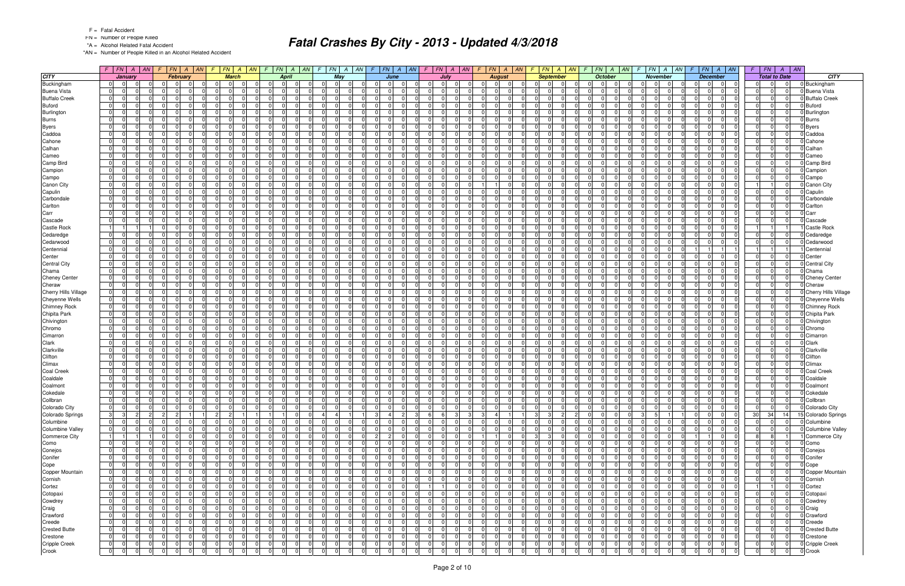F = Fatal Accident

FN = Number of People Killed

*A = Alcohol Related Fatal Accident

*AN = Number of People Killed in an Alcohol Related Accident

# Fatal Crashes By City - 2013 - Updated 4/3/2018

| CITY | January | | | | February | | | | March | | | | April | | | | May | | | | June | | | | July | | | | August | | | | September | | | | October | | | | November | | | | December | | | | Total to Date | | | | CITY |
|---|---|---|---|---|---|---|---|---|---|---|---|---|---|---|---|---|---|---|---|---|---|---|---|---|---|---|---|---|---|---|---|---|---|---|---|---|---|---|---|---|---|---|---|---|---|---|---|---|---|---|---|---|---|
| | F | FN | A | AN | F | FN | A | AN | F | FN | A | AN | F | FN | A | AN | F | FN | A | AN | F | FN | A | AN | F | FN | A | AN | F | FN | A | AN | F | FN | A | AN | F | FN | A | AN | F | FN | A | AN | F | FN | A | AN | F | FN | A | AN | |
| Buckingham | 0 | 0 | 0 | 0 | 0 | 0 | 0 | 0 | 0 | 0 | 0 | 0 | 0 | 0 | 0 | 0 | 0 | 0 | 0 | 0 | 0 | 0 | 0 | 0 | 0 | 0 | 0 | 0 | 0 | 0 | 0 | 0 | 0 | 0 | 0 | 0 | 0 | 0 | 0 | 0 | 0 | 0 | 0 | 0 | 0 | 0 | 0 | 0 | 0 | 0 | 0 | 0 | Buckingham |
| Buena Vista | 0 | 0 | 0 | 0 | 0 | 0 | 0 | 0 | 0 | 0 | 0 | 0 | 0 | 0 | 0 | 0 | 0 | 0 | 0 | 0 | 0 | 0 | 0 | 0 | 0 | 0 | 0 | 0 | 0 | 0 | 0 | 0 | 0 | 0 | 0 | 0 | 0 | 0 | 0 | 0 | 0 | 0 | 0 | 0 | 0 | 0 | 0 | 0 | 0 | 0 | 0 | 0 | Buena Vista |
| Buffalo Creek | 0 | 0 | 0 | 0 | 0 | 0 | 0 | 0 | 0 | 0 | 0 | 0 | 0 | 0 | 0 | 0 | 0 | 0 | 0 | 0 | 0 | 0 | 0 | 0 | 0 | 0 | 0 | 0 | 0 | 0 | 0 | 0 | 0 | 0 | 0 | 0 | 0 | 0 | 0 | 0 | 0 | 0 | 0 | 0 | 0 | 0 | 0 | 0 | 0 | 0 | 0 | 0 | Buffalo Creek |
| Buford | 0 | 0 | 0 | 0 | 0 | 0 | 0 | 0 | 0 | 0 | 0 | 0 | 0 | 0 | 0 | 0 | 0 | 0 | 0 | 0 | 0 | 0 | 0 | 0 | 0 | 0 | 0 | 0 | 0 | 0 | 0 | 0 | 0 | 0 | 0 | 0 | 0 | 0 | 0 | 0 | 0 | 0 | 0 | 0 | 0 | 0 | 0 | 0 | 0 | 0 | 0 | 0 | Buford |
| Burlington | 0 | 0 | 0 | 0 | 0 | 0 | 0 | 0 | 0 | 0 | 0 | 0 | 0 | 0 | 0 | 0 | 0 | 0 | 0 | 0 | 0 | 0 | 0 | 0 | 0 | 0 | 0 | 0 | 0 | 0 | 0 | 0 | 0 | 0 | 0 | 0 | 0 | 0 | 0 | 0 | 0 | 0 | 0 | 0 | 0 | 0 | 0 | 0 | 0 | 0 | 0 | 0 | Burlington |
| Burns | 0 | 0 | 0 | 0 | 0 | 0 | 0 | 0 | 0 | 0 | 0 | 0 | 0 | 0 | 0 | 0 | 0 | 0 | 0 | 0 | 0 | 0 | 0 | 0 | 0 | 0 | 0 | 0 | 0 | 0 | 0 | 0 | 0 | 0 | 0 | 0 | 0 | 0 | 0 | 0 | 0 | 0 | 0 | 0 | 0 | 0 | 0 | 0 | 0 | 0 | 0 | 0 | Burns |
| Byers | 0 | 0 | 0 | 0 | 0 | 0 | 0 | 0 | 0 | 0 | 0 | 0 | 0 | 0 | 0 | 0 | 0 | 0 | 0 | 0 | 0 | 0 | 0 | 0 | 0 | 0 | 0 | 0 | 0 | 0 | 0 | 0 | 0 | 0 | 0 | 0 | 0 | 0 | 0 | 0 | 0 | 0 | 0 | 0 | 0 | 0 | 0 | 0 | 0 | 0 | 0 | 0 | Byers |
| Caddoa | 0 | 0 | 0 | 0 | 0 | 0 | 0 | 0 | 0 | 0 | 0 | 0 | 0 | 0 | 0 | 0 | 0 | 0 | 0 | 0 | 0 | 0 | 0 | 0 | 0 | 0 | 0 | 0 | 0 | 0 | 0 | 0 | 0 | 0 | 0 | 0 | 0 | 0 | 0 | 0 | 0 | 0 | 0 | 0 | 0 | 0 | 0 | 0 | 0 | 0 | 0 | 0 | Caddoa |
| Cahone | 0 | 0 | 0 | 0 | 0 | 0 | 0 | 0 | 0 | 0 | 0 | 0 | 0 | 0 | 0 | 0 | 0 | 0 | 0 | 0 | 0 | 0 | 0 | 0 | 0 | 0 | 0 | 0 | 0 | 0 | 0 | 0 | 0 | 0 | 0 | 0 | 0 | 0 | 0 | 0 | 0 | 0 | 0 | 0 | 0 | 0 | 0 | 0 | 0 | 0 | 0 | 0 | Cahone |
| Calhan | 0 | 0 | 0 | 0 | 0 | 0 | 0 | 0 | 0 | 0 | 0 | 0 | 0 | 0 | 0 | 0 | 0 | 0 | 0 | 0 | 0 | 0 | 0 | 0 | 0 | 0 | 0 | 0 | 0 | 0 | 0 | 0 | 0 | 0 | 0 | 0 | 0 | 0 | 0 | 0 | 0 | 0 | 0 | 0 | 0 | 0 | 0 | 0 | 0 | 0 | 0 | 0 | Calhan |
| Cameo | 0 | 0 | 0 | 0 | 0 | 0 | 0 | 0 | 0 | 0 | 0 | 0 | 0 | 0 | 0 | 0 | 0 | 0 | 0 | 0 | 0 | 0 | 0 | 0 | 0 | 0 | 0 | 0 | 0 | 0 | 0 | 0 | 0 | 0 | 0 | 0 | 0 | 0 | 0 | 0 | 0 | 0 | 0 | 0 | 0 | 0 | 0 | 0 | 0 | 0 | 0 | 0 | Cameo |
| Camp Bird | 0 | 0 | 0 | 0 | 0 | 0 | 0 | 0 | 0 | 0 | 0 | 0 | 0 | 0 | 0 | 0 | 0 | 0 | 0 | 0 | 0 | 0 | 0 | 0 | 0 | 0 | 0 | 0 | 0 | 0 | 0 | 0 | 0 | 0 | 0 | 0 | 0 | 0 | 0 | 0 | 0 | 0 | 0 | 0 | 0 | 0 | 0 | 0 | 0 | 0 | 0 | 0 | Camp Bird |
| Campion | 0 | 0 | 0 | 0 | 0 | 0 | 0 | 0 | 0 | 0 | 0 | 0 | 0 | 0 | 0 | 0 | 0 | 0 | 0 | 0 | 0 | 0 | 0 | 0 | 0 | 0 | 0 | 0 | 0 | 0 | 0 | 0 | 0 | 0 | 0 | 0 | 0 | 0 | 0 | 0 | 0 | 0 | 0 | 0 | 0 | 0 | 0 | 0 | 0 | 0 | 0 | 0 | Campion |
| Campo | 0 | 0 | 0 | 0 | 0 | 0 | 0 | 0 | 0 | 0 | 0 | 0 | 0 | 0 | 0 | 0 | 0 | 0 | 0 | 0 | 0 | 0 | 0 | 0 | 0 | 0 | 0 | 0 | 0 | 0 | 0 | 0 | 0 | 0 | 0 | 0 | 0 | 0 | 0 | 0 | 0 | 0 | 0 | 0 | 0 | 0 | 0 | 0 | 0 | 0 | 0 | 0 | Campo |
| Canon City | 0 | 0 | 0 | 0 | 0 | 0 | 0 | 0 | 0 | 0 | 0 | 0 | 0 | 0 | 0 | 0 | 0 | 0 | 0 | 0 | 0 | 0 | 0 | 0 | 0 | 0 | 0 | 0 | 1 | 1 | 0 | 0 | 0 | 0 | 0 | 0 | 0 | 0 | 0 | 0 | 0 | 0 | 0 | 0 | 0 | 0 | 0 | 0 | 1 | 1 | 0 | 0 | Canon City |
| Capulin | 0 | 0 | 0 | 0 | 0 | 0 | 0 | 0 | 0 | 0 | 0 | 0 | 0 | 0 | 0 | 0 | 0 | 0 | 0 | 0 | 0 | 0 | 0 | 0 | 0 | 0 | 0 | 0 | 0 | 0 | 0 | 0 | 0 | 0 | 0 | 0 | 0 | 0 | 0 | 0 | 0 | 0 | 0 | 0 | 0 | 0 | 0 | 0 | 0 | 0 | 0 | 0 | Capulin |
| Carbondale | 0 | 0 | 0 | 0 | 0 | 0 | 0 | 0 | 0 | 0 | 0 | 0 | 0 | 0 | 0 | 0 | 0 | 0 | 0 | 0 | 0 | 0 | 0 | 0 | 0 | 0 | 0 | 0 | 0 | 0 | 0 | 0 | 0 | 0 | 0 | 0 | 0 | 0 | 0 | 0 | 0 | 0 | 0 | 0 | 0 | 0 | 0 | 0 | 0 | 0 | 0 | 0 | Carbondale |
| Carlton | 0 | 0 | 0 | 0 | 0 | 0 | 0 | 0 | 0 | 0 | 0 | 0 | 0 | 0 | 0 | 0 | 0 | 0 | 0 | 0 | 0 | 0 | 0 | 0 | 0 | 0 | 0 | 0 | 0 | 0 | 0 | 0 | 0 | 0 | 0 | 0 | 0 | 0 | 0 | 0 | 0 | 0 | 0 | 0 | 0 | 0 | 0 | 0 | 0 | 0 | 0 | 0 | Carlton |
| Carr | 0 | 0 | 0 | 0 | 0 | 0 | 0 | 0 | 0 | 0 | 0 | 0 | 0 | 0 | 0 | 0 | 0 | 0 | 0 | 0 | 0 | 0 | 0 | 0 | 0 | 0 | 0 | 0 | 0 | 0 | 0 | 0 | 0 | 0 | 0 | 0 | 0 | 0 | 0 | 0 | 0 | 0 | 0 | 0 | 0 | 0 | 0 | 0 | 0 | 0 | 0 | 0 | Carr |
| Cascade | 0 | 0 | 0 | 0 | 0 | 0 | 0 | 0 | 0 | 0 | 0 | 0 | 0 | 0 | 0 | 0 | 0 | 0 | 0 | 0 | 0 | 0 | 0 | 0 | 0 | 0 | 0 | 0 | 0 | 0 | 0 | 0 | 0 | 0 | 0 | 0 | 0 | 0 | 0 | 0 | 0 | 0 | 0 | 0 | 0 | 0 | 0 | 0 | 0 | 0 | 0 | 0 | Cascade |
| Castle Rock | 1 | 1 | 1 | 1 | 0 | 0 | 0 | 0 | 0 | 0 | 0 | 0 | 0 | 0 | 0 | 0 | 0 | 0 | 0 | 0 | 0 | 0 | 0 | 0 | 0 | 0 | 0 | 0 | 0 | 0 | 0 | 0 | 0 | 0 | 0 | 0 | 0 | 0 | 0 | 0 | 0 | 0 | 0 | 0 | 0 | 0 | 0 | 0 | 1 | 1 | 1 | 1 | Castle Rock |
| Cedaredge | 0 | 0 | 0 | 0 | 0 | 0 | 0 | 0 | 0 | 0 | 0 | 0 | 0 | 0 | 0 | 0 | 0 | 0 | 0 | 0 | 0 | 0 | 0 | 0 | 0 | 0 | 0 | 0 | 0 | 0 | 0 | 0 | 0 | 0 | 0 | 0 | 0 | 0 | 0 | 0 | 0 | 0 | 0 | 0 | 0 | 0 | 0 | 0 | 0 | 0 | 0 | 0 | Cedaredge |
| Cedarwood | 0 | 0 | 0 | 0 | 0 | 0 | 0 | 0 | 0 | 0 | 0 | 0 | 0 | 0 | 0 | 0 | 0 | 0 | 0 | 0 | 0 | 0 | 0 | 0 | 0 | 0 | 0 | 0 | 0 | 0 | 0 | 0 | 0 | 0 | 0 | 0 | 0 | 0 | 0 | 0 | 0 | 0 | 0 | 0 | 0 | 0 | 0 | 0 | 0 | 0 | 0 | 0 | Cedarwood |
| Centennial | 0 | 0 | 0 | 0 | 0 | 0 | 0 | 0 | 0 | 0 | 0 | 0 | 0 | 0 | 0 | 0 | 0 | 0 | 0 | 0 | 0 | 0 | 0 | 0 | 0 | 0 | 0 | 0 | 0 | 0 | 0 | 0 | 0 | 0 | 0 | 0 | 0 | 0 | 0 | 0 | 0 | 0 | 0 | 0 | 1 | 1 | 1 | 1 | 1 | 1 | 1 | 1 | Centennial |
| Center | 0 | 0 | 0 | 0 | 0 | 0 | 0 | 0 | 0 | 0 | 0 | 0 | 0 | 0 | 0 | 0 | 0 | 0 | 0 | 0 | 0 | 0 | 0 | 0 | 0 | 0 | 0 | 0 | 0 | 0 | 0 | 0 | 0 | 0 | 0 | 0 | 0 | 0 | 0 | 0 | 0 | 0 | 0 | 0 | 0 | 0 | 0 | 0 | 0 | 0 | 0 | 0 | Center |
| Central City | 0 | 0 | 0 | 0 | 0 | 0 | 0 | 0 | 0 | 0 | 0 | 0 | 0 | 0 | 0 | 0 | 0 | 0 | 0 | 0 | 0 | 0 | 0 | 0 | 0 | 0 | 0 | 0 | 0 | 0 | 0 | 0 | 0 | 0 | 0 | 0 | 0 | 0 | 0 | 0 | 0 | 0 | 0 | 0 | 0 | 0 | 0 | 0 | 0 | 0 | 0 | 0 | Central City |
| Chama | 0 | 0 | 0 | 0 | 0 | 0 | 0 | 0 | 0 | 0 | 0 | 0 | 0 | 0 | 0 | 0 | 0 | 0 | 0 | 0 | 0 | 0 | 0 | 0 | 0 | 0 | 0 | 0 | 0 | 0 | 0 | 0 | 0 | 0 | 0 | 0 | 0 | 0 | 0 | 0 | 0 | 0 | 0 | 0 | 0 | 0 | 0 | 0 | 0 | 0 | 0 | 0 | Chama |
| Cheney Center | 0 | 0 | 0 | 0 | 0 | 0 | 0 | 0 | 0 | 0 | 0 | 0 | 0 | 0 | 0 | 0 | 0 | 0 | 0 | 0 | 0 | 0 | 0 | 0 | 0 | 0 | 0 | 0 | 0 | 0 | 0 | 0 | 0 | 0 | 0 | 0 | 0 | 0 | 0 | 0 | 0 | 0 | 0 | 0 | 0 | 0 | 0 | 0 | 0 | 0 | 0 | 0 | Cheney Center |
| Cheraw | 0 | 0 | 0 | 0 | 0 | 0 | 0 | 0 | 0 | 0 | 0 | 0 | 0 | 0 | 0 | 0 | 0 | 0 | 0 | 0 | 0 | 0 | 0 | 0 | 0 | 0 | 0 | 0 | 0 | 0 | 0 | 0 | 0 | 0 | 0 | 0 | 0 | 0 | 0 | 0 | 0 | 0 | 0 | 0 | 0 | 0 | 0 | 0 | 0 | 0 | 0 | 0 | Cheraw |
| Cherry Hills Village | 0 | 0 | 0 | 0 | 0 | 0 | 0 | 0 | 0 | 0 | 0 | 0 | 0 | 0 | 0 | 0 | 0 | 0 | 0 | 0 | 0 | 0 | 0 | 0 | 0 | 0 | 0 | 0 | 0 | 0 | 0 | 0 | 0 | 0 | 0 | 0 | 0 | 0 | 0 | 0 | 0 | 0 | 0 | 0 | 0 | 0 | 0 | 0 | 0 | 0 | 0 | 0 | Cherry Hills Village |
| Cheyenne Wells | 0 | 0 | 0 | 0 | 0 | 0 | 0 | 0 | 0 | 0 | 0 | 0 | 0 | 0 | 0 | 0 | 0 | 0 | 0 | 0 | 0 | 0 | 0 | 0 | 0 | 0 | 0 | 0 | 0 | 0 | 0 | 0 | 0 | 0 | 0 | 0 | 0 | 0 | 0 | 0 | 0 | 0 | 0 | 0 | 0 | 0 | 0 | 0 | 0 | 0 | 0 | 0 | Cheyenne Wells |
| Chimney Rock | 0 | 0 | 0 | 0 | 0 | 0 | 0 | 0 | 0 | 0 | 0 | 0 | 0 | 0 | 0 | 0 | 0 | 0 | 0 | 0 | 0 | 0 | 0 | 0 | 0 | 0 | 0 | 0 | 0 | 0 | 0 | 0 | 0 | 0 | 0 | 0 | 0 | 0 | 0 | 0 | 0 | 0 | 0 | 0 | 0 | 0 | 0 | 0 | 0 | 0 | 0 | 0 | Chimney Rock |
| Chipita Park | 0 | 0 | 0 | 0 | 0 | 0 | 0 | 0 | 0 | 0 | 0 | 0 | 0 | 0 | 0 | 0 | 0 | 0 | 0 | 0 | 0 | 0 | 0 | 0 | 0 | 0 | 0 | 0 | 0 | 0 | 0 | 0 | 0 | 0 | 0 | 0 | 0 | 0 | 0 | 0 | 0 | 0 | 0 | 0 | 0 | 0 | 0 | 0 | 0 | 0 | 0 | 0 | Chipita Park |
| Chivington | 0 | 0 | 0 | 0 | 0 | 0 | 0 | 0 | 0 | 0 | 0 | 0 | 0 | 0 | 0 | 0 | 0 | 0 | 0 | 0 | 0 | 0 | 0 | 0 | 0 | 0 | 0 | 0 | 0 | 0 | 0 | 0 | 0 | 0 | 0 | 0 | 0 | 0 | 0 | 0 | 0 | 0 | 0 | 0 | 0 | 0 | 0 | 0 | 0 | 0 | 0 | 0 | Chivington |
| Chromo | 0 | 0 | 0 | 0 | 0 | 0 | 0 | 0 | 0 | 0 | 0 | 0 | 0 | 0 | 0 | 0 | 0 | 0 | 0 | 0 | 0 | 0 | 0 | 0 | 0 | 0 | 0 | 0 | 0 | 0 | 0 | 0 | 0 | 0 | 0 | 0 | 0 | 0 | 0 | 0 | 0 | 0 | 0 | 0 | 0 | 0 | 0 | 0 | 0 | 0 | 0 | 0 | Chromo |
| Cimarron | 0 | 0 | 0 | 0 | 0 | 0 | 0 | 0 | 0 | 0 | 0 | 0 | 0 | 0 | 0 | 0 | 0 | 0 | 0 | 0 | 0 | 0 | 0 | 0 | 0 | 0 | 0 | 0 | 0 | 0 | 0 | 0 | 0 | 0 | 0 | 0 | 0 | 0 | 0 | 0 | 0 | 0 | 0 | 0 | 0 | 0 | 0 | 0 | 0 | 0 | 0 | 0 | Cimarron |
| Clark | 0 | 0 | 0 | 0 | 0 | 0 | 0 | 0 | 0 | 0 | 0 | 0 | 0 | 0 | 0 | 0 | 0 | 0 | 0 | 0 | 0 | 0 | 0 | 0 | 0 | 0 | 0 | 0 | 0 | 0 | 0 | 0 | 0 | 0 | 0 | 0 | 0 | 0 | 0 | 0 | 0 | 0 | 0 | 0 | 0 | 0 | 0 | 0 | 0 | 0 | 0 | 0 | Clark |
| Clarkville | 0 | 0 | 0 | 0 | 0 | 0 | 0 | 0 | 0 | 0 | 0 | 0 | 0 | 0 | 0 | 0 | 0 | 0 | 0 | 0 | 0 | 0 | 0 | 0 | 0 | 0 | 0 | 0 | 0 | 0 | 0 | 0 | 0 | 0 | 0 | 0 | 0 | 0 | 0 | 0 | 0 | 0 | 0 | 0 | 0 | 0 | 0 | 0 | 0 | 0 | 0 | 0 | Clarkville |
| Clifton | 0 | 0 | 0 | 0 | 0 | 0 | 0 | 0 | 0 | 0 | 0 | 0 | 0 | 0 | 0 | 0 | 0 | 0 | 0 | 0 | 0 | 0 | 0 | 0 | 0 | 0 | 0 | 0 | 0 | 0 | 0 | 0 | 0 | 0 | 0 | 0 | 0 | 0 | 0 | 0 | 0 | 0 | 0 | 0 | 0 | 0 | 0 | 0 | 0 | 0 | 0 | 0 | Clifton |
| Climax | 0 | 0 | 0 | 0 | 0 | 0 | 0 | 0 | 0 | 0 | 0 | 0 | 0 | 0 | 0 | 0 | 0 | 0 | 0 | 0 | 0 | 0 | 0 | 0 | 0 | 0 | 0 | 0 | 0 | 0 | 0 | 0 | 0 | 0 | 0 | 0 | 0 | 0 | 0 | 0 | 0 | 0 | 0 | 0 | 0 | 0 | 0 | 0 | 0 | 0 | 0 | 0 | Climax |
| Coal Creek | 0 | 0 | 0 | 0 | 0 | 0 | 0 | 0 | 0 | 0 | 0 | 0 | 0 | 0 | 0 | 0 | 0 | 0 | 0 | 0 | 0 | 0 | 0 | 0 | 0 | 0 | 0 | 0 | 0 | 0 | 0 | 0 | 0 | 0 | 0 | 0 | 0 | 0 | 0 | 0 | 0 | 0 | 0 | 0 | 0 | 0 | 0 | 0 | 0 | 0 | 0 | 0 | Coal Creek |
| Coaldale | 0 | 0 | 0 | 0 | 0 | 0 | 0 | 0 | 0 | 0 | 0 | 0 | 0 | 0 | 0 | 0 | 0 | 0 | 0 | 0 | 0 | 0 | 0 | 0 | 0 | 0 | 0 | 0 | 0 | 0 | 0 | 0 | 0 | 0 | 0 | 0 | 0 | 0 | 0 | 0 | 0 | 0 | 0 | 0 | 0 | 0 | 0 | 0 | 0 | 0 | 0 | 0 | Coaldale |
| Coalmont | 0 | 0 | 0 | 0 | 0 | 0 | 0 | 0 | 0 | 0 | 0 | 0 | 0 | 0 | 0 | 0 | 0 | 0 | 0 | 0 | 0 | 0 | 0 | 0 | 0 | 0 | 0 | 0 | 0 | 0 | 0 | 0 | 0 | 0 | 0 | 0 | 0 | 0 | 0 | 0 | 0 | 0 | 0 | 0 | 0 | 0 | 0 | 0 | 0 | 0 | 0 | 0 | Coalmont |
| Cokedale | 0 | 0 | 0 | 0 | 0 | 0 | 0 | 0 | 0 | 0 | 0 | 0 | 0 | 0 | 0 | 0 | 0 | 0 | 0 | 0 | 0 | 0 | 0 | 0 | 0 | 0 | 0 | 0 | 0 | 0 | 0 | 0 | 0 | 0 | 0 | 0 | 0 | 0 | 0 | 0 | 0 | 0 | 0 | 0 | 0 | 0 | 0 | 0 | 0 | 0 | 0 | 0 | Cokedale |
| Collbran | 0 | 0 | 0 | 0 | 0 | 0 | 0 | 0 | 0 | 0 | 0 | 0 | 0 | 0 | 0 | 0 | 0 | 0 | 0 | 0 | 0 | 0 | 0 | 0 | 0 | 0 | 0 | 0 | 0 | 0 | 0 | 0 | 0 | 0 | 0 | 0 | 0 | 0 | 0 | 0 | 0 | 0 | 0 | 0 | 0 | 0 | 0 | 0 | 0 | 0 | 0 | 0 | Collbran |
| Colorado City | 0 | 0 | 0 | 0 | 0 | 0 | 0 | 0 | 0 | 0 | 0 | 0 | 0 | 0 | 0 | 0 | 0 | 0 | 0 | 0 | 0 | 0 | 0 | 0 | 0 | 0 | 0 | 0 | 0 | 0 | 0 | 0 | 0 | 0 | 0 | 0 | 0 | 0 | 0 | 0 | 0 | 0 | 0 | 0 | 0 | 0 | 0 | 0 | 0 | 0 | 0 | 0 | Colorado City |
| Colorado Springs | 3 | 3 | 2 | 2 | 2 | 2 | 1 | 1 | 2 | 2 | 1 | 1 | 1 | 1 | 0 | 0 | 4 | 4 | 1 | 1 | 3 | 4 | 2 | 3 | 6 | 6 | 3 | 3 | 3 | 4 | 1 | 1 | 3 | 3 | 2 | 2 | 0 | 0 | 0 | 0 | 3 | 5 | 1 | 1 | 0 | 0 | 0 | 0 | 30 | 34 | 14 | 15 | Colorado Springs |
| Columbine | 0 | 0 | 0 | 0 | 0 | 0 | 0 | 0 | 0 | 0 | 0 | 0 | 0 | 0 | 0 | 0 | 0 | 0 | 0 | 0 | 0 | 0 | 0 | 0 | 0 | 0 | 0 | 0 | 0 | 0 | 0 | 0 | 0 | 0 | 0 | 0 | 0 | 0 | 0 | 0 | 0 | 0 | 0 | 0 | 0 | 0 | 0 | 0 | 0 | 0 | 0 | 0 | Columbine |
| Columbine Valley | 0 | 0 | 0 | 0 | 0 | 0 | 0 | 0 | 0 | 0 | 0 | 0 | 0 | 0 | 0 | 0 | 0 | 0 | 0 | 0 | 0 | 0 | 0 | 0 | 0 | 0 | 0 | 0 | 0 | 0 | 0 | 0 | 0 | 0 | 0 | 0 | 0 | 0 | 0 | 0 | 0 | 0 | 0 | 0 | 0 | 0 | 0 | 0 | 0 | 0 | 0 | 0 | Columbine Valley |
| Commerce City | 1 | 1 | 1 | 1 | 0 | 0 | 0 | 0 | 0 | 0 | 0 | 0 | 0 | 0 | 0 | 0 | 0 | 0 | 0 | 0 | 2 | 2 | 0 | 0 | 0 | 0 | 0 | 0 | 1 | 1 | 0 | 0 | 3 | 3 | 0 | 0 | 0 | 0 | 0 | 0 | 0 | 0 | 0 | 0 | 1 | 1 | 0 | 0 | 8 | 8 | 1 | 1 | Commerce City |
| Como | 0 | 0 | 0 | 0 | 0 | 0 | 0 | 0 | 0 | 0 | 0 | 0 | 0 | 0 | 0 | 0 | 0 | 0 | 0 | 0 | 0 | 0 | 0 | 0 | 0 | 0 | 0 | 0 | 0 | 0 | 0 | 0 | 0 | 0 | 0 | 0 | 0 | 0 | 0 | 0 | 0 | 0 | 0 | 0 | 0 | 0 | 0 | 0 | 0 | 0 | 0 | 0 | Como |
| Conejos | 0 | 0 | 0 | 0 | 0 | 0 | 0 | 0 | 0 | 0 | 0 | 0 | 0 | 0 | 0 | 0 | 0 | 0 | 0 | 0 | 0 | 0 | 0 | 0 | 0 | 0 | 0 | 0 | 0 | 0 | 0 | 0 | 0 | 0 | 0 | 0 | 0 | 0 | 0 | 0 | 0 | 0 | 0 | 0 | 0 | 0 | 0 | 0 | 0 | 0 | 0 | 0 | Conejos |
| Conifer | 0 | 0 | 0 | 0 | 0 | 0 | 0 | 0 | 0 | 0 | 0 | 0 | 0 | 0 | 0 | 0 | 0 | 0 | 0 | 0 | 0 | 0 | 0 | 0 | 0 | 0 | 0 | 0 | 0 | 0 | 0 | 0 | 0 | 0 | 0 | 0 | 0 | 0 | 0 | 0 | 0 | 0 | 0 | 0 | 0 | 0 | 0 | 0 | 0 | 0 | 0 | 0 | Conifer |
| Cope | 0 | 0 | 0 | 0 | 0 | 0 | 0 | 0 | 0 | 0 | 0 | 0 | 0 | 0 | 0 | 0 | 0 | 0 | 0 | 0 | 0 | 0 | 0 | 0 | 0 | 0 | 0 | 0 | 0 | 0 | 0 | 0 | 0 | 0 | 0 | 0 | 0 | 0 | 0 | 0 | 0 | 0 | 0 | 0 | 0 | 0 | 0 | 0 | 0 | 0 | 0 | 0 | Cope |
| Copper Mountain | 0 | 0 | 0 | 0 | 0 | 0 | 0 | 0 | 0 | 0 | 0 | 0 | 0 | 0 | 0 | 0 | 0 | 0 | 0 | 0 | 0 | 0 | 0 | 0 | 0 | 0 | 0 | 0 | 0 | 0 | 0 | 0 | 0 | 0 | 0 | 0 | 0 | 0 | 0 | 0 | 0 | 0 | 0 | 0 | 0 | 0 | 0 | 0 | 0 | 0 | 0 | 0 | Copper Mountain |
| Cornish | 0 | 0 | 0 | 0 | 0 | 0 | 0 | 0 | 0 | 0 | 0 | 0 | 0 | 0 | 0 | 0 | 0 | 0 | 0 | 0 | 0 | 0 | 0 | 0 | 0 | 0 | 0 | 0 | 0 | 0 | 0 | 0 | 0 | 0 | 0 | 0 | 0 | 0 | 0 | 0 | 0 | 0 | 0 | 0 | 0 | 0 | 0 | 0 | 0 | 0 | 0 | 0 | Cornish |
| Cortez | 0 | 0 | 0 | 0 | 0 | 0 | 0 | 0 | 0 | 0 | 0 | 0 | 0 | 0 | 0 | 0 | 0 | 0 | 0 | 0 | 0 | 0 | 0 | 0 | 1 | 1 | 0 | 0 | 0 | 0 | 0 | 0 | 0 | 0 | 0 | 0 | 0 | 0 | 0 | 0 | 0 | 0 | 0 | 0 | 0 | 0 | 0 | 0 | 1 | 1 | 0 | 0 | Cortez |
| Cotopaxi | 0 | 0 | 0 | 0 | 0 | 0 | 0 | 0 | 0 | 0 | 0 | 0 | 0 | 0 | 0 | 0 | 0 | 0 | 0 | 0 | 0 | 0 | 0 | 0 | 0 | 0 | 0 | 0 | 0 | 0 | 0 | 0 | 0 | 0 | 0 | 0 | 0 | 0 | 0 | 0 | 0 | 0 | 0 | 0 | 0 | 0 | 0 | 0 | 0 | 0 | 0 | 0 | Cotopaxi |
| Cowdrey | 0 | 0 | 0 | 0 | 0 | 0 | 0 | 0 | 0 | 0 | 0 | 0 | 0 | 0 | 0 | 0 | 0 | 0 | 0 | 0 | 0 | 0 | 0 | 0 | 0 | 0 | 0 | 0 | 0 | 0 | 0 | 0 | 0 | 0 | 0 | 0 | 0 | 0 | 0 | 0 | 0 | 0 | 0 | 0 | 0 | 0 | 0 | 0 | 0 | 0 | 0 | 0 | Cowdrey |
| Craig | 0 | 0 | 0 | 0 | 0 | 0 | 0 | 0 | 0 | 0 | 0 | 0 | 0 | 0 | 0 | 0 | 0 | 0 | 0 | 0 | 0 | 0 | 0 | 0 | 0 | 0 | 0 | 0 | 0 | 0 | 0 | 0 | 0 | 0 | 0 | 0 | 0 | 0 | 0 | 0 | 0 | 0 | 0 | 0 | 0 | 0 | 0 | 0 | 0 | 0 | 0 | 0 | Craig |
| Crawford | 0 | 0 | 0 | 0 | 0 | 0 | 0 | 0 | 0 | 0 | 0 | 0 | 0 | 0 | 0 | 0 | 0 | 0 | 0 | 0 | 0 | 0 | 0 | 0 | 0 | 0 | 0 | 0 | 0 | 0 | 0 | 0 | 0 | 0 | 0 | 0 | 0 | 0 | 0 | 0 | 0 | 0 | 0 | 0 | 0 | 0 | 0 | 0 | 0 | 0 | 0 | 0 | Crawford |
| Creede | 0 | 0 | 0 | 0 | 0 | 0 | 0 | 0 | 0 | 0 | 0 | 0 | 0 | 0 | 0 | 0 | 0 | 0 | 0 | 0 | 0 | 0 | 0 | 0 | 0 | 0 | 0 | 0 | 0 | 0 | 0 | 0 | 0 | 0 | 0 | 0 | 0 | 0 | 0 | 0 | 0 | 0 | 0 | 0 | 0 | 0 | 0 | 0 | 0 | 0 | 0 | 0 | Creede |
| Crested Butte | 0 | 0 | 0 | 0 | 0 | 0 | 0 | 0 | 0 | 0 | 0 | 0 | 0 | 0 | 0 | 0 | 0 | 0 | 0 | 0 | 0 | 0 | 0 | 0 | 0 | 0 | 0 | 0 | 0 | 0 | 0 | 0 | 0 | 0 | 0 | 0 | 0 | 0 | 0 | 0 | 0 | 0 | 0 | 0 | 0 | 0 | 0 | 0 | 0 | 0 | 0 | 0 | Crested Butte |
| Crestone | 0 | 0 | 0 | 0 | 0 | 0 | 0 | 0 | 0 | 0 | 0 | 0 | 0 | 0 | 0 | 0 | 0 | 0 | 0 | 0 | 0 | 0 | 0 | 0 | 0 | 0 | 0 | 0 | 0 | 0 | 0 | 0 | 0 | 0 | 0 | 0 | 0 | 0 | 0 | 0 | 0 | 0 | 0 | 0 | 0 | 0 | 0 | 0 | 0 | 0 | 0 | 0 | Crestone |
| Cripple Creek | 0 | 0 | 0 | 0 | 0 | 0 | 0 | 0 | 0 | 0 | 0 | 0 | 0 | 0 | 0 | 0 | 0 | 0 | 0 | 0 | 0 | 0 | 0 | 0 | 0 | 0 | 0 | 0 | 0 | 0 | 0 | 0 | 0 | 0 | 0 | 0 | 0 | 0 | 0 | 0 | 0 | 0 | 0 | 0 | 0 | 0 | 0 | 0 | 0 | 0 | 0 | 0 | Cripple Creek |
| Crook | 0 | 0 | 0 | 0 | 0 | 0 | 0 | 0 | 0 | 0 | 0 | 0 | 0 | 0 | 0 | 0 | 0 | 0 | 0 | 0 | 0 | 0 | 0 | 0 | 0 | 0 | 0 | 0 | 0 | 0 | 0 | 0 | 0 | 0 | 0 | 0 | 0 | 0 | 0 | 0 | 0 | 0 | 0 | 0 | 0 | 0 | 0 | 0 | 0 | 0 | 0 | 0 | Crook |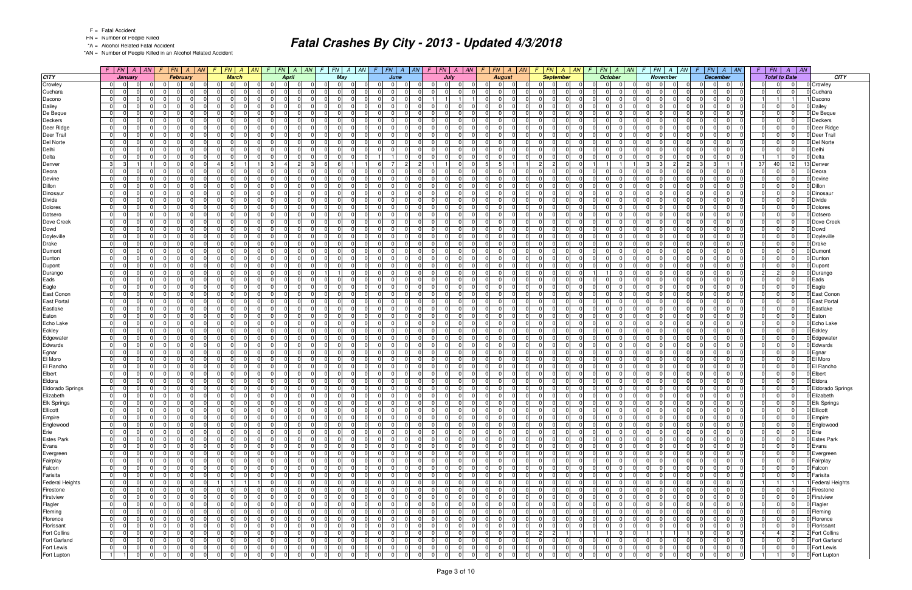F = Fatal Accident

FN = Number of People Killed

*A = Alcohol Related Fatal Accident

*AN = Number of People Killed in an Alcohol Related Accident

# Fatal Crashes By City - 2013 - Updated 4/3/2018

| CITY | January | | | | February | | | | March | | | | April | | | | May | | | | June | | | | July | | | | August | | | | September | | | | October | | | | November | | | | December | | | | Total to Date | | | | CITY |
|---|---|---|---|---|---|---|---|---|---|---|---|---|---|---|---|---|---|---|---|---|---|---|---|---|---|---|---|---|---|---|---|---|---|---|---|---|---|---|---|---|---|---|---|---|---|---|---|---|---|---|---|---|---|
| | F | FN | A | AN | F | FN | A | AN | F | FN | A | AN | F | FN | A | AN | F | FN | A | AN | F | FN | A | AN | F | FN | A | AN | F | FN | A | AN | F | FN | A | AN | F | FN | A | AN | F | FN | A | AN | F | FN | A | AN | F | FN | A | AN | |
| Crowley | 0 | 0 | 0 | 0 | 0 | 0 | 0 | 0 | 0 | 0 | 0 | 0 | 0 | 0 | 0 | 0 | 0 | 0 | 0 | 0 | 0 | 0 | 0 | 0 | 0 | 0 | 0 | 0 | 0 | 0 | 0 | 0 | 0 | 0 | 0 | 0 | 0 | 0 | 0 | 0 | 0 | 0 | 0 | 0 | 0 | 0 | 0 | 0 | 0 | 0 | 0 | 0 | Crowley |
| Cuchara | 0 | 0 | 0 | 0 | 0 | 0 | 0 | 0 | 0 | 0 | 0 | 0 | 0 | 0 | 0 | 0 | 0 | 0 | 0 | 0 | 0 | 0 | 0 | 0 | 0 | 0 | 0 | 0 | 0 | 0 | 0 | 0 | 0 | 0 | 0 | 0 | 0 | 0 | 0 | 0 | 0 | 0 | 0 | 0 | 0 | 0 | 0 | 0 | 0 | 0 | 0 | 0 | Cuchara |
| Dacono | 0 | 0 | 0 | 0 | 0 | 0 | 0 | 0 | 0 | 0 | 0 | 0 | 0 | 0 | 0 | 0 | 0 | 0 | 0 | 0 | 0 | 0 | 0 | 0 | 1 | 1 | 1 | 1 | 0 | 0 | 0 | 0 | 0 | 0 | 0 | 0 | 0 | 0 | 0 | 0 | 0 | 0 | 0 | 0 | 0 | 0 | 0 | 0 | 1 | 1 | 1 | 1 | Dacono |
| Dailey | 0 | 0 | 0 | 0 | 0 | 0 | 0 | 0 | 0 | 0 | 0 | 0 | 0 | 0 | 0 | 0 | 0 | 0 | 0 | 0 | 0 | 0 | 0 | 0 | 0 | 0 | 0 | 0 | 0 | 0 | 0 | 0 | 0 | 0 | 0 | 0 | 0 | 0 | 0 | 0 | 0 | 0 | 0 | 0 | 0 | 0 | 0 | 0 | 0 | 0 | 0 | 0 | Dailey |
| De Beque | 0 | 0 | 0 | 0 | 0 | 0 | 0 | 0 | 0 | 0 | 0 | 0 | 0 | 0 | 0 | 0 | 0 | 0 | 0 | 0 | 0 | 0 | 0 | 0 | 0 | 0 | 0 | 0 | 0 | 0 | 0 | 0 | 0 | 0 | 0 | 0 | 0 | 0 | 0 | 0 | 0 | 0 | 0 | 0 | 0 | 0 | 0 | 0 | 0 | 0 | 0 | 0 | De Beque |
| Deckers | 0 | 0 | 0 | 0 | 0 | 0 | 0 | 0 | 0 | 0 | 0 | 0 | 0 | 0 | 0 | 0 | 0 | 0 | 0 | 0 | 0 | 0 | 0 | 0 | 0 | 0 | 0 | 0 | 0 | 0 | 0 | 0 | 0 | 0 | 0 | 0 | 0 | 0 | 0 | 0 | 0 | 0 | 0 | 0 | 0 | 0 | 0 | 0 | 0 | 0 | 0 | 0 | Deckers |
| Deer Ridge | 0 | 0 | 0 | 0 | 0 | 0 | 0 | 0 | 0 | 0 | 0 | 0 | 0 | 0 | 0 | 0 | 0 | 0 | 0 | 0 | 0 | 0 | 0 | 0 | 0 | 0 | 0 | 0 | 0 | 0 | 0 | 0 | 0 | 0 | 0 | 0 | 0 | 0 | 0 | 0 | 0 | 0 | 0 | 0 | 0 | 0 | 0 | 0 | 0 | 0 | 0 | 0 | Deer Ridge |
| Deer Trail | 0 | 0 | 0 | 0 | 0 | 0 | 0 | 0 | 0 | 0 | 0 | 0 | 0 | 0 | 0 | 0 | 0 | 0 | 0 | 0 | 0 | 0 | 0 | 0 | 0 | 0 | 0 | 0 | 0 | 0 | 0 | 0 | 0 | 0 | 0 | 0 | 0 | 0 | 0 | 0 | 0 | 0 | 0 | 0 | 0 | 0 | 0 | 0 | 0 | 0 | 0 | 0 | Deer Trail |
| Del Norte | 0 | 0 | 0 | 0 | 0 | 0 | 0 | 0 | 0 | 0 | 0 | 0 | 0 | 0 | 0 | 0 | 0 | 0 | 0 | 0 | 0 | 0 | 0 | 0 | 0 | 0 | 0 | 0 | 0 | 0 | 0 | 0 | 0 | 0 | 0 | 0 | 0 | 0 | 0 | 0 | 0 | 0 | 0 | 0 | 0 | 0 | 0 | 0 | 0 | 0 | 0 | 0 | Del Norte |
| Delhi | 0 | 0 | 0 | 0 | 0 | 0 | 0 | 0 | 0 | 0 | 0 | 0 | 0 | 0 | 0 | 0 | 0 | 0 | 0 | 0 | 0 | 0 | 0 | 0 | 0 | 0 | 0 | 0 | 0 | 0 | 0 | 0 | 0 | 0 | 0 | 0 | 0 | 0 | 0 | 0 | 0 | 0 | 0 | 0 | 0 | 0 | 0 | 0 | 0 | 0 | 0 | 0 | Delhi |
| Delta | 0 | 0 | 0 | 0 | 0 | 0 | 0 | 0 | 0 | 0 | 0 | 0 | 0 | 0 | 0 | 0 | 0 | 0 | 0 | 0 | 1 | 1 | 0 | 0 | 0 | 0 | 0 | 0 | 0 | 0 | 0 | 0 | 0 | 0 | 0 | 0 | 0 | 0 | 0 | 0 | 0 | 0 | 0 | 0 | 0 | 0 | 0 | 0 | 1 | 1 | 0 | 0 | Delta |
| Denver | 3 | 3 | 1 | 1 | 0 | 0 | 0 | 0 | 4 | 5 | 1 | 1 | 3 | 4 | 2 | 3 | 6 | 6 | 1 | 1 | 6 | 7 | 2 | 2 | 1 | 1 | 0 | 0 | 5 | 5 | 1 | 1 | 2 | 2 | 0 | 0 | 1 | 1 | 1 | 1 | 3 | 3 | 2 | 2 | 3 | 3 | 1 | 1 | 37 | 40 | 12 | 13 | Denver |
| Deora | 0 | 0 | 0 | 0 | 0 | 0 | 0 | 0 | 0 | 0 | 0 | 0 | 0 | 0 | 0 | 0 | 0 | 0 | 0 | 0 | 0 | 0 | 0 | 0 | 0 | 0 | 0 | 0 | 0 | 0 | 0 | 0 | 0 | 0 | 0 | 0 | 0 | 0 | 0 | 0 | 0 | 0 | 0 | 0 | 0 | 0 | 0 | 0 | 0 | 0 | 0 | 0 | Deora |
| Devine | 0 | 0 | 0 | 0 | 0 | 0 | 0 | 0 | 0 | 0 | 0 | 0 | 0 | 0 | 0 | 0 | 0 | 0 | 0 | 0 | 0 | 0 | 0 | 0 | 0 | 0 | 0 | 0 | 0 | 0 | 0 | 0 | 0 | 0 | 0 | 0 | 0 | 0 | 0 | 0 | 0 | 0 | 0 | 0 | 0 | 0 | 0 | 0 | 0 | 0 | 0 | 0 | Devine |
| Dillon | 0 | 0 | 0 | 0 | 0 | 0 | 0 | 0 | 0 | 0 | 0 | 0 | 0 | 0 | 0 | 0 | 0 | 0 | 0 | 0 | 0 | 0 | 0 | 0 | 0 | 0 | 0 | 0 | 0 | 0 | 0 | 0 | 0 | 0 | 0 | 0 | 0 | 0 | 0 | 0 | 0 | 0 | 0 | 0 | 0 | 0 | 0 | 0 | 0 | 0 | 0 | 0 | Dillon |
| Dinosaur | 0 | 0 | 0 | 0 | 0 | 0 | 0 | 0 | 0 | 0 | 0 | 0 | 0 | 0 | 0 | 0 | 0 | 0 | 0 | 0 | 0 | 0 | 0 | 0 | 0 | 0 | 0 | 0 | 0 | 0 | 0 | 0 | 0 | 0 | 0 | 0 | 0 | 0 | 0 | 0 | 0 | 0 | 0 | 0 | 0 | 0 | 0 | 0 | 0 | 0 | 0 | 0 | Dinosaur |
| Divide | 0 | 0 | 0 | 0 | 0 | 0 | 0 | 0 | 0 | 0 | 0 | 0 | 0 | 0 | 0 | 0 | 0 | 0 | 0 | 0 | 0 | 0 | 0 | 0 | 0 | 0 | 0 | 0 | 0 | 0 | 0 | 0 | 0 | 0 | 0 | 0 | 0 | 0 | 0 | 0 | 0 | 0 | 0 | 0 | 0 | 0 | 0 | 0 | 0 | 0 | 0 | 0 | Divide |
| Dolores | 0 | 0 | 0 | 0 | 0 | 0 | 0 | 0 | 0 | 0 | 0 | 0 | 0 | 0 | 0 | 0 | 0 | 0 | 0 | 0 | 0 | 0 | 0 | 0 | 0 | 0 | 0 | 0 | 0 | 0 | 0 | 0 | 0 | 0 | 0 | 0 | 0 | 0 | 0 | 0 | 0 | 0 | 0 | 0 | 0 | 0 | 0 | 0 | 0 | 0 | 0 | 0 | Dolores |
| Dotsero | 0 | 0 | 0 | 0 | 0 | 0 | 0 | 0 | 0 | 0 | 0 | 0 | 0 | 0 | 0 | 0 | 0 | 0 | 0 | 0 | 0 | 0 | 0 | 0 | 0 | 0 | 0 | 0 | 0 | 0 | 0 | 0 | 0 | 0 | 0 | 0 | 0 | 0 | 0 | 0 | 0 | 0 | 0 | 0 | 0 | 0 | 0 | 0 | 0 | 0 | 0 | 0 | Dotsero |
| Dove Creek | 0 | 0 | 0 | 0 | 0 | 0 | 0 | 0 | 0 | 0 | 0 | 0 | 0 | 0 | 0 | 0 | 0 | 0 | 0 | 0 | 0 | 0 | 0 | 0 | 0 | 0 | 0 | 0 | 0 | 0 | 0 | 0 | 0 | 0 | 0 | 0 | 0 | 0 | 0 | 0 | 0 | 0 | 0 | 0 | 0 | 0 | 0 | 0 | 0 | 0 | 0 | 0 | Dove Creek |
| Dowd | 0 | 0 | 0 | 0 | 0 | 0 | 0 | 0 | 0 | 0 | 0 | 0 | 0 | 0 | 0 | 0 | 0 | 0 | 0 | 0 | 0 | 0 | 0 | 0 | 0 | 0 | 0 | 0 | 0 | 0 | 0 | 0 | 0 | 0 | 0 | 0 | 0 | 0 | 0 | 0 | 0 | 0 | 0 | 0 | 0 | 0 | 0 | 0 | 0 | 0 | 0 | 0 | Dowd |
| Doyleville | 0 | 0 | 0 | 0 | 0 | 0 | 0 | 0 | 0 | 0 | 0 | 0 | 0 | 0 | 0 | 0 | 0 | 0 | 0 | 0 | 0 | 0 | 0 | 0 | 0 | 0 | 0 | 0 | 0 | 0 | 0 | 0 | 0 | 0 | 0 | 0 | 0 | 0 | 0 | 0 | 0 | 0 | 0 | 0 | 0 | 0 | 0 | 0 | 0 | 0 | 0 | 0 | Doyleville |
| Drake | 0 | 0 | 0 | 0 | 0 | 0 | 0 | 0 | 0 | 0 | 0 | 0 | 0 | 0 | 0 | 0 | 0 | 0 | 0 | 0 | 0 | 0 | 0 | 0 | 0 | 0 | 0 | 0 | 0 | 0 | 0 | 0 | 0 | 0 | 0 | 0 | 0 | 0 | 0 | 0 | 0 | 0 | 0 | 0 | 0 | 0 | 0 | 0 | 0 | 0 | 0 | 0 | Drake |
| Dumont | 0 | 0 | 0 | 0 | 0 | 0 | 0 | 0 | 0 | 0 | 0 | 0 | 0 | 0 | 0 | 0 | 0 | 0 | 0 | 0 | 0 | 0 | 0 | 0 | 0 | 0 | 0 | 0 | 0 | 0 | 0 | 0 | 0 | 0 | 0 | 0 | 0 | 0 | 0 | 0 | 0 | 0 | 0 | 0 | 0 | 0 | 0 | 0 | 0 | 0 | 0 | 0 | Dumont |
| Dunton | 0 | 0 | 0 | 0 | 0 | 0 | 0 | 0 | 0 | 0 | 0 | 0 | 0 | 0 | 0 | 0 | 0 | 0 | 0 | 0 | 0 | 0 | 0 | 0 | 0 | 0 | 0 | 0 | 0 | 0 | 0 | 0 | 0 | 0 | 0 | 0 | 0 | 0 | 0 | 0 | 0 | 0 | 0 | 0 | 0 | 0 | 0 | 0 | 0 | 0 | 0 | 0 | Dunton |
| Dupont | 0 | 0 | 0 | 0 | 0 | 0 | 0 | 0 | 0 | 0 | 0 | 0 | 0 | 0 | 0 | 0 | 0 | 0 | 0 | 0 | 0 | 0 | 0 | 0 | 0 | 0 | 0 | 0 | 0 | 0 | 0 | 0 | 0 | 0 | 0 | 0 | 0 | 0 | 0 | 0 | 0 | 0 | 0 | 0 | 0 | 0 | 0 | 0 | 0 | 0 | 0 | 0 | Dupont |
| Durango | 0 | 0 | 0 | 0 | 0 | 0 | 0 | 0 | 0 | 0 | 0 | 0 | 0 | 0 | 0 | 0 | 1 | 1 | 0 | 0 | 0 | 0 | 0 | 0 | 0 | 0 | 0 | 0 | 0 | 0 | 0 | 0 | 0 | 0 | 0 | 0 | 1 | 1 | 0 | 0 | 0 | 0 | 0 | 0 | 0 | 0 | 0 | 0 | 2 | 2 | 0 | 0 | Durango |
| Eads | 0 | 0 | 0 | 0 | 0 | 0 | 0 | 0 | 0 | 0 | 0 | 0 | 0 | 0 | 0 | 0 | 0 | 0 | 0 | 0 | 0 | 0 | 0 | 0 | 0 | 0 | 0 | 0 | 0 | 0 | 0 | 0 | 0 | 0 | 0 | 0 | 0 | 0 | 0 | 0 | 0 | 0 | 0 | 0 | 0 | 0 | 0 | 0 | 0 | 0 | 0 | 0 | Eads |
| Eagle | 0 | 0 | 0 | 0 | 0 | 0 | 0 | 0 | 0 | 0 | 0 | 0 | 0 | 0 | 0 | 0 | 0 | 0 | 0 | 0 | 0 | 0 | 0 | 0 | 0 | 0 | 0 | 0 | 0 | 0 | 0 | 0 | 0 | 0 | 0 | 0 | 0 | 0 | 0 | 0 | 0 | 0 | 0 | 0 | 0 | 0 | 0 | 0 | 0 | 0 | 0 | 0 | Eagle |
| East Conon | 0 | 0 | 0 | 0 | 0 | 0 | 0 | 0 | 0 | 0 | 0 | 0 | 0 | 0 | 0 | 0 | 0 | 0 | 0 | 0 | 0 | 0 | 0 | 0 | 0 | 0 | 0 | 0 | 0 | 0 | 0 | 0 | 0 | 0 | 0 | 0 | 0 | 0 | 0 | 0 | 0 | 0 | 0 | 0 | 0 | 0 | 0 | 0 | 0 | 0 | 0 | 0 | East Conon |
| East Portal | 0 | 0 | 0 | 0 | 0 | 0 | 0 | 0 | 0 | 0 | 0 | 0 | 0 | 0 | 0 | 0 | 0 | 0 | 0 | 0 | 0 | 0 | 0 | 0 | 0 | 0 | 0 | 0 | 0 | 0 | 0 | 0 | 0 | 0 | 0 | 0 | 0 | 0 | 0 | 0 | 0 | 0 | 0 | 0 | 0 | 0 | 0 | 0 | 0 | 0 | 0 | 0 | East Portal |
| Eastlake | 0 | 0 | 0 | 0 | 0 | 0 | 0 | 0 | 0 | 0 | 0 | 0 | 0 | 0 | 0 | 0 | 0 | 0 | 0 | 0 | 0 | 0 | 0 | 0 | 0 | 0 | 0 | 0 | 0 | 0 | 0 | 0 | 0 | 0 | 0 | 0 | 0 | 0 | 0 | 0 | 0 | 0 | 0 | 0 | 0 | 0 | 0 | 0 | 0 | 0 | 0 | 0 | Eastlake |
| Eaton | 0 | 0 | 0 | 0 | 0 | 0 | 0 | 0 | 0 | 0 | 0 | 0 | 0 | 0 | 0 | 0 | 0 | 0 | 0 | 0 | 0 | 0 | 0 | 0 | 0 | 0 | 0 | 0 | 0 | 0 | 0 | 0 | 0 | 0 | 0 | 0 | 0 | 0 | 0 | 0 | 0 | 0 | 0 | 0 | 0 | 0 | 0 | 0 | 0 | 0 | 0 | 0 | Eaton |
| Echo Lake | 0 | 0 | 0 | 0 | 0 | 0 | 0 | 0 | 0 | 0 | 0 | 0 | 0 | 0 | 0 | 0 | 0 | 0 | 0 | 0 | 0 | 0 | 0 | 0 | 0 | 0 | 0 | 0 | 0 | 0 | 0 | 0 | 0 | 0 | 0 | 0 | 0 | 0 | 0 | 0 | 0 | 0 | 0 | 0 | 0 | 0 | 0 | 0 | 0 | 0 | 0 | 0 | Echo Lake |
| Eckley | 0 | 0 | 0 | 0 | 0 | 0 | 0 | 0 | 0 | 0 | 0 | 0 | 0 | 0 | 0 | 0 | 0 | 0 | 0 | 0 | 0 | 0 | 0 | 0 | 0 | 0 | 0 | 0 | 0 | 0 | 0 | 0 | 0 | 0 | 0 | 0 | 0 | 0 | 0 | 0 | 0 | 0 | 0 | 0 | 0 | 0 | 0 | 0 | 0 | 0 | 0 | 0 | Eckley |
| Edgewater | 0 | 0 | 0 | 0 | 0 | 0 | 0 | 0 | 0 | 0 | 0 | 0 | 0 | 0 | 0 | 0 | 0 | 0 | 0 | 0 | 0 | 0 | 0 | 0 | 0 | 0 | 0 | 0 | 0 | 0 | 0 | 0 | 0 | 0 | 0 | 0 | 0 | 0 | 0 | 0 | 0 | 0 | 0 | 0 | 0 | 0 | 0 | 0 | 0 | 0 | 0 | 0 | Edgewater |
| Edwards | 0 | 0 | 0 | 0 | 0 | 0 | 0 | 0 | 0 | 0 | 0 | 0 | 0 | 0 | 0 | 0 | 0 | 0 | 0 | 0 | 0 | 0 | 0 | 0 | 0 | 0 | 0 | 0 | 0 | 0 | 0 | 0 | 0 | 0 | 0 | 0 | 0 | 0 | 0 | 0 | 0 | 0 | 0 | 0 | 0 | 0 | 0 | 0 | 0 | 0 | 0 | 0 | Edwards |
| Egnar | 0 | 0 | 0 | 0 | 0 | 0 | 0 | 0 | 0 | 0 | 0 | 0 | 0 | 0 | 0 | 0 | 0 | 0 | 0 | 0 | 0 | 0 | 0 | 0 | 0 | 0 | 0 | 0 | 0 | 0 | 0 | 0 | 0 | 0 | 0 | 0 | 0 | 0 | 0 | 0 | 0 | 0 | 0 | 0 | 0 | 0 | 0 | 0 | 0 | 0 | 0 | 0 | Egnar |
| El Moro | 0 | 0 | 0 | 0 | 0 | 0 | 0 | 0 | 0 | 0 | 0 | 0 | 0 | 0 | 0 | 0 | 0 | 0 | 0 | 0 | 0 | 0 | 0 | 0 | 0 | 0 | 0 | 0 | 0 | 0 | 0 | 0 | 0 | 0 | 0 | 0 | 0 | 0 | 0 | 0 | 0 | 0 | 0 | 0 | 0 | 0 | 0 | 0 | 0 | 0 | 0 | 0 | El Moro |
| El Rancho | 0 | 0 | 0 | 0 | 0 | 0 | 0 | 0 | 0 | 0 | 0 | 0 | 0 | 0 | 0 | 0 | 0 | 0 | 0 | 0 | 0 | 0 | 0 | 0 | 0 | 0 | 0 | 0 | 0 | 0 | 0 | 0 | 0 | 0 | 0 | 0 | 0 | 0 | 0 | 0 | 0 | 0 | 0 | 0 | 0 | 0 | 0 | 0 | 0 | 0 | 0 | 0 | El Rancho |
| Elbert | 0 | 0 | 0 | 0 | 0 | 0 | 0 | 0 | 0 | 0 | 0 | 0 | 0 | 0 | 0 | 0 | 0 | 0 | 0 | 0 | 0 | 0 | 0 | 0 | 0 | 0 | 0 | 0 | 0 | 0 | 0 | 0 | 0 | 0 | 0 | 0 | 0 | 0 | 0 | 0 | 0 | 0 | 0 | 0 | 0 | 0 | 0 | 0 | 0 | 0 | 0 | 0 | Elbert |
| Eldora | 0 | 0 | 0 | 0 | 0 | 0 | 0 | 0 | 0 | 0 | 0 | 0 | 0 | 0 | 0 | 0 | 0 | 0 | 0 | 0 | 0 | 0 | 0 | 0 | 0 | 0 | 0 | 0 | 0 | 0 | 0 | 0 | 0 | 0 | 0 | 0 | 0 | 0 | 0 | 0 | 0 | 0 | 0 | 0 | 0 | 0 | 0 | 0 | 0 | 0 | 0 | 0 | Eldora |
| Eldorado Springs | 0 | 0 | 0 | 0 | 0 | 0 | 0 | 0 | 0 | 0 | 0 | 0 | 0 | 0 | 0 | 0 | 0 | 0 | 0 | 0 | 0 | 0 | 0 | 0 | 0 | 0 | 0 | 0 | 0 | 0 | 0 | 0 | 0 | 0 | 0 | 0 | 0 | 0 | 0 | 0 | 0 | 0 | 0 | 0 | 0 | 0 | 0 | 0 | 0 | 0 | 0 | 0 | Eldorado Springs |
| Elizabeth | 0 | 0 | 0 | 0 | 0 | 0 | 0 | 0 | 0 | 0 | 0 | 0 | 0 | 0 | 0 | 0 | 0 | 0 | 0 | 0 | 0 | 0 | 0 | 0 | 0 | 0 | 0 | 0 | 0 | 0 | 0 | 0 | 0 | 0 | 0 | 0 | 0 | 0 | 0 | 0 | 0 | 0 | 0 | 0 | 0 | 0 | 0 | 0 | 0 | 0 | 0 | 0 | Elizabeth |
| Elk Springs | 0 | 0 | 0 | 0 | 0 | 0 | 0 | 0 | 0 | 0 | 0 | 0 | 0 | 0 | 0 | 0 | 0 | 0 | 0 | 0 | 0 | 0 | 0 | 0 | 0 | 0 | 0 | 0 | 0 | 0 | 0 | 0 | 0 | 0 | 0 | 0 | 0 | 0 | 0 | 0 | 0 | 0 | 0 | 0 | 0 | 0 | 0 | 0 | 0 | 0 | 0 | 0 | Elk Springs |
| Ellicott | 0 | 0 | 0 | 0 | 0 | 0 | 0 | 0 | 0 | 0 | 0 | 0 | 0 | 0 | 0 | 0 | 0 | 0 | 0 | 0 | 0 | 0 | 0 | 0 | 0 | 0 | 0 | 0 | 0 | 0 | 0 | 0 | 0 | 0 | 0 | 0 | 0 | 0 | 0 | 0 | 0 | 0 | 0 | 0 | 0 | 0 | 0 | 0 | 0 | 0 | 0 | 0 | Ellicott |
| Empire | 0 | 0 | 0 | 0 | 0 | 0 | 0 | 0 | 0 | 0 | 0 | 0 | 0 | 0 | 0 | 0 | 0 | 0 | 0 | 0 | 0 | 0 | 0 | 0 | 0 | 0 | 0 | 0 | 0 | 0 | 0 | 0 | 0 | 0 | 0 | 0 | 0 | 0 | 0 | 0 | 0 | 0 | 0 | 0 | 0 | 0 | 0 | 0 | 0 | 0 | 0 | 0 | Empire |
| Englewood | 0 | 0 | 0 | 0 | 0 | 0 | 0 | 0 | 0 | 0 | 0 | 0 | 0 | 0 | 0 | 0 | 0 | 0 | 0 | 0 | 0 | 0 | 0 | 0 | 0 | 0 | 0 | 0 | 0 | 0 | 0 | 0 | 0 | 0 | 0 | 0 | 0 | 0 | 0 | 0 | 0 | 0 | 0 | 0 | 0 | 0 | 0 | 0 | 0 | 0 | 0 | 0 | Englewood |
| Erie | 0 | 0 | 0 | 0 | 0 | 0 | 0 | 0 | 0 | 0 | 0 | 0 | 0 | 0 | 0 | 0 | 0 | 0 | 0 | 0 | 0 | 0 | 0 | 0 | 0 | 0 | 0 | 0 | 0 | 0 | 0 | 0 | 0 | 0 | 0 | 0 | 0 | 0 | 0 | 0 | 0 | 0 | 0 | 0 | 0 | 0 | 0 | 0 | 0 | 0 | 0 | 0 | Erie |
| Estes Park | 0 | 0 | 0 | 0 | 0 | 0 | 0 | 0 | 0 | 0 | 0 | 0 | 0 | 0 | 0 | 0 | 0 | 0 | 0 | 0 | 0 | 0 | 0 | 0 | 0 | 0 | 0 | 0 | 0 | 0 | 0 | 0 | 0 | 0 | 0 | 0 | 0 | 0 | 0 | 0 | 0 | 0 | 0 | 0 | 0 | 0 | 0 | 0 | 0 | 0 | 0 | 0 | Estes Park |
| Evans | 0 | 0 | 0 | 0 | 0 | 0 | 0 | 0 | 0 | 0 | 0 | 0 | 0 | 0 | 0 | 0 | 0 | 0 | 0 | 0 | 0 | 0 | 0 | 0 | 0 | 0 | 0 | 0 | 0 | 0 | 0 | 0 | 0 | 0 | 0 | 0 | 0 | 0 | 0 | 0 | 0 | 0 | 0 | 0 | 0 | 0 | 0 | 0 | 0 | 0 | 0 | 0 | Evans |
| Evergreen | 0 | 0 | 0 | 0 | 0 | 0 | 0 | 0 | 0 | 0 | 0 | 0 | 0 | 0 | 0 | 0 | 0 | 0 | 0 | 0 | 0 | 0 | 0 | 0 | 0 | 0 | 0 | 0 | 0 | 0 | 0 | 0 | 0 | 0 | 0 | 0 | 0 | 0 | 0 | 0 | 0 | 0 | 0 | 0 | 0 | 0 | 0 | 0 | 0 | 0 | 0 | 0 | Evergreen |
| Fairplay | 0 | 0 | 0 | 0 | 0 | 0 | 0 | 0 | 0 | 0 | 0 | 0 | 0 | 0 | 0 | 0 | 0 | 0 | 0 | 0 | 0 | 0 | 0 | 0 | 0 | 0 | 0 | 0 | 0 | 0 | 0 | 0 | 0 | 0 | 0 | 0 | 0 | 0 | 0 | 0 | 0 | 0 | 0 | 0 | 0 | 0 | 0 | 0 | 0 | 0 | 0 | 0 | Fairplay |
| Falcon | 0 | 0 | 0 | 0 | 0 | 0 | 0 | 0 | 0 | 0 | 0 | 0 | 0 | 0 | 0 | 0 | 0 | 0 | 0 | 0 | 0 | 0 | 0 | 0 | 0 | 0 | 0 | 0 | 0 | 0 | 0 | 0 | 0 | 0 | 0 | 0 | 0 | 0 | 0 | 0 | 0 | 0 | 0 | 0 | 0 | 0 | 0 | 0 | 0 | 0 | 0 | 0 | Falcon |
| Farisita | 0 | 0 | 0 | 0 | 0 | 0 | 0 | 0 | 0 | 0 | 0 | 0 | 0 | 0 | 0 | 0 | 0 | 0 | 0 | 0 | 0 | 0 | 0 | 0 | 0 | 0 | 0 | 0 | 0 | 0 | 0 | 0 | 0 | 0 | 0 | 0 | 0 | 0 | 0 | 0 | 0 | 0 | 0 | 0 | 0 | 0 | 0 | 0 | 0 | 0 | 0 | 0 | Farisita |
| Federal Heights | 0 | 0 | 0 | 0 | 0 | 0 | 0 | 0 | 1 | 1 | 1 | 1 | 0 | 0 | 0 | 0 | 0 | 0 | 0 | 0 | 0 | 0 | 0 | 0 | 0 | 0 | 0 | 0 | 0 | 0 | 0 | 0 | 0 | 0 | 0 | 0 | 0 | 0 | 0 | 0 | 0 | 0 | 0 | 0 | 0 | 0 | 0 | 0 | 1 | 1 | 1 | 1 | Federal Heights |
| Firestone | 0 | 0 | 0 | 0 | 0 | 0 | 0 | 0 | 0 | 0 | 0 | 0 | 0 | 0 | 0 | 0 | 0 | 0 | 0 | 0 | 0 | 0 | 0 | 0 | 0 | 0 | 0 | 0 | 0 | 0 | 0 | 0 | 0 | 0 | 0 | 0 | 0 | 0 | 0 | 0 | 0 | 0 | 0 | 0 | 0 | 0 | 0 | 0 | 0 | 0 | 0 | 0 | Firestone |
| Firstview | 0 | 0 | 0 | 0 | 0 | 0 | 0 | 0 | 0 | 0 | 0 | 0 | 0 | 0 | 0 | 0 | 0 | 0 | 0 | 0 | 0 | 0 | 0 | 0 | 0 | 0 | 0 | 0 | 0 | 0 | 0 | 0 | 0 | 0 | 0 | 0 | 0 | 0 | 0 | 0 | 0 | 0 | 0 | 0 | 0 | 0 | 0 | 0 | 0 | 0 | 0 | 0 | Firstview |
| Flagler | 0 | 0 | 0 | 0 | 0 | 0 | 0 | 0 | 0 | 0 | 0 | 0 | 0 | 0 | 0 | 0 | 0 | 0 | 0 | 0 | 0 | 0 | 0 | 0 | 0 | 0 | 0 | 0 | 0 | 0 | 0 | 0 | 0 | 0 | 0 | 0 | 0 | 0 | 0 | 0 | 0 | 0 | 0 | 0 | 0 | 0 | 0 | 0 | 0 | 0 | 0 | 0 | Flagler |
| Fleming | 0 | 0 | 0 | 0 | 0 | 0 | 0 | 0 | 0 | 0 | 0 | 0 | 0 | 0 | 0 | 0 | 0 | 0 | 0 | 0 | 0 | 0 | 0 | 0 | 0 | 0 | 0 | 0 | 0 | 0 | 0 | 0 | 0 | 0 | 0 | 0 | 0 | 0 | 0 | 0 | 0 | 0 | 0 | 0 | 0 | 0 | 0 | 0 | 0 | 0 | 0 | 0 | Fleming |
| Florence | 0 | 0 | 0 | 0 | 0 | 0 | 0 | 0 | 0 | 0 | 0 | 0 | 0 | 0 | 0 | 0 | 0 | 0 | 0 | 0 | 0 | 0 | 0 | 0 | 0 | 0 | 0 | 0 | 0 | 0 | 0 | 0 | 0 | 0 | 0 | 0 | 0 | 0 | 0 | 0 | 0 | 0 | 0 | 0 | 0 | 0 | 0 | 0 | 0 | 0 | 0 | 0 | Florence |
| Florissant | 0 | 0 | 0 | 0 | 0 | 0 | 0 | 0 | 0 | 0 | 0 | 0 | 0 | 0 | 0 | 0 | 0 | 0 | 0 | 0 | 0 | 0 | 0 | 0 | 0 | 0 | 0 | 0 | 0 | 0 | 0 | 0 | 0 | 0 | 0 | 0 | 0 | 0 | 0 | 0 | 0 | 0 | 0 | 0 | 0 | 0 | 0 | 0 | 0 | 0 | 0 | 0 | Florissant |
| Fort Collins | 0 | 0 | 0 | 0 | 0 | 0 | 0 | 0 | 0 | 0 | 0 | 0 | 0 | 0 | 0 | 0 | 0 | 0 | 0 | 0 | 0 | 0 | 0 | 0 | 0 | 0 | 0 | 0 | 0 | 0 | 0 | 0 | 2 | 2 | 1 | 1 | 1 | 1 | 0 | 0 | 1 | 1 | 1 | 1 | 0 | 0 | 0 | 0 | 4 | 4 | 2 | 2 | Fort Collins |
| Fort Garland | 0 | 0 | 0 | 0 | 0 | 0 | 0 | 0 | 0 | 0 | 0 | 0 | 0 | 0 | 0 | 0 | 0 | 0 | 0 | 0 | 0 | 0 | 0 | 0 | 0 | 0 | 0 | 0 | 0 | 0 | 0 | 0 | 0 | 0 | 0 | 0 | 0 | 0 | 0 | 0 | 0 | 0 | 0 | 0 | 0 | 0 | 0 | 0 | 0 | 0 | 0 | 0 | Fort Garland |
| Fort Lewis | 0 | 0 | 0 | 0 | 0 | 0 | 0 | 0 | 0 | 0 | 0 | 0 | 0 | 0 | 0 | 0 | 0 | 0 | 0 | 0 | 0 | 0 | 0 | 0 | 0 | 0 | 0 | 0 | 0 | 0 | 0 | 0 | 0 | 0 | 0 | 0 | 0 | 0 | 0 | 0 | 0 | 0 | 0 | 0 | 0 | 0 | 0 | 0 | 0 | 0 | 0 | 0 | Fort Lewis |
| Fort Lupton | 1 | 1 | 0 | 0 | 0 | 0 | 0 | 0 | 0 | 0 | 0 | 0 | 0 | 0 | 0 | 0 | 0 | 0 | 0 | 0 | 0 | 0 | 0 | 0 | 0 | 0 | 0 | 0 | 0 | 0 | 0 | 0 | 0 | 0 | 0 | 0 | 0 | 0 | 0 | 0 | 0 | 0 | 0 | 0 | 0 | 0 | 0 | 0 | 1 | 1 | 0 | 0 | Fort Lupton |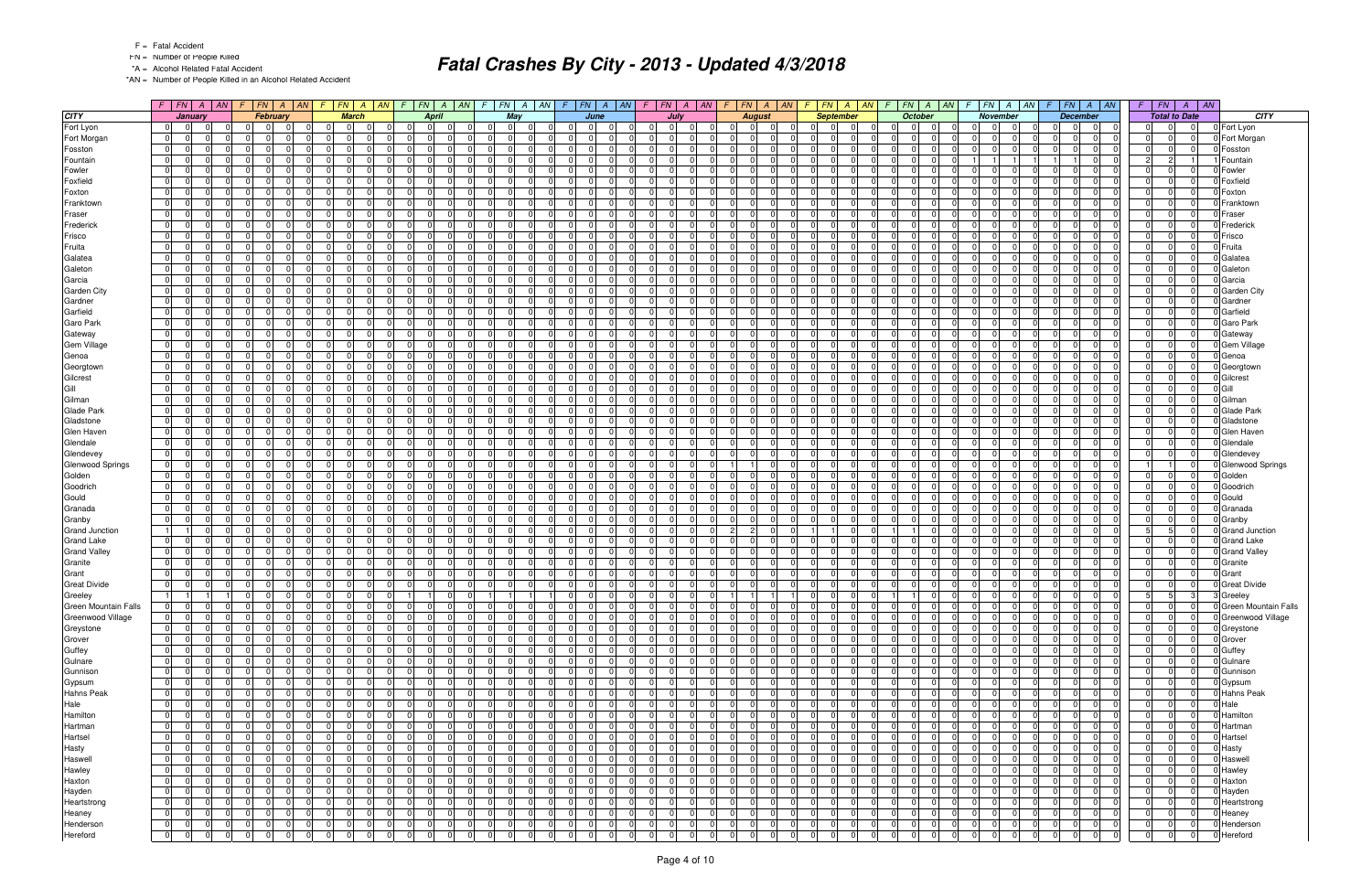F = Fatal Accident

FN = Number of People Killed

*A = Alcohol Related Fatal Accident

*AN = Number of People Killed in an Alcohol Related Accident

# Fatal Crashes By City - 2013 - Updated 4/3/2018

| CITY | January | | | | February | | | | March | | | | April | | | | May | | | | June | | | | July | | | | August | | | | September | | | | October | | | | November | | | | December | | | | Total to Date | | | | CITY |
|---|---|---|---|---|---|---|---|---|---|---|---|---|---|---|---|---|---|---|---|---|---|---|---|---|---|---|---|---|---|---|---|---|---|---|---|---|---|---|---|---|---|---|---|---|---|---|---|---|---|---|---|---|---|
| | F | FN | A | AN | F | FN | A | AN | F | FN | A | AN | F | FN | A | AN | F | FN | A | AN | F | FN | A | AN | F | FN | A | AN | F | FN | A | AN | F | FN | A | AN | F | FN | A | AN | F | FN | A | AN | F | FN | A | AN | F | FN | A | AN | |
| Fort Lyon | 0 | 0 | 0 | 0 | 0 | 0 | 0 | 0 | 0 | 0 | 0 | 0 | 0 | 0 | 0 | 0 | 0 | 0 | 0 | 0 | 0 | 0 | 0 | 0 | 0 | 0 | 0 | 0 | 0 | 0 | 0 | 0 | 0 | 0 | 0 | 0 | 0 | 0 | 0 | 0 | 0 | 0 | 0 | 0 | 0 | 0 | 0 | 0 | 0 | 0 | 0 | 0 | Fort Lyon |
| Fort Morgan | 0 | 0 | 0 | 0 | 0 | 0 | 0 | 0 | 0 | 0 | 0 | 0 | 0 | 0 | 0 | 0 | 0 | 0 | 0 | 0 | 0 | 0 | 0 | 0 | 0 | 0 | 0 | 0 | 0 | 0 | 0 | 0 | 0 | 0 | 0 | 0 | 0 | 0 | 0 | 0 | 0 | 0 | 0 | 0 | 0 | 0 | 0 | 0 | 0 | 0 | 0 | 0 | Fort Morgan |
| Fosston | 0 | 0 | 0 | 0 | 0 | 0 | 0 | 0 | 0 | 0 | 0 | 0 | 0 | 0 | 0 | 0 | 0 | 0 | 0 | 0 | 0 | 0 | 0 | 0 | 0 | 0 | 0 | 0 | 0 | 0 | 0 | 0 | 0 | 0 | 0 | 0 | 0 | 0 | 0 | 0 | 0 | 0 | 0 | 0 | 0 | 0 | 0 | 0 | 0 | 0 | 0 | 0 | Fosston |
| Fountain | 0 | 0 | 0 | 0 | 0 | 0 | 0 | 0 | 0 | 0 | 0 | 0 | 0 | 0 | 0 | 0 | 0 | 0 | 0 | 0 | 0 | 0 | 0 | 0 | 0 | 0 | 0 | 0 | 0 | 0 | 0 | 0 | 0 | 0 | 0 | 0 | 0 | 0 | 0 | 0 | 1 | 1 | 1 | 1 | 1 | 1 | 0 | 0 | 2 | 2 | 1 | 1 | Fountain |
| Fowler | 0 | 0 | 0 | 0 | 0 | 0 | 0 | 0 | 0 | 0 | 0 | 0 | 0 | 0 | 0 | 0 | 0 | 0 | 0 | 0 | 0 | 0 | 0 | 0 | 0 | 0 | 0 | 0 | 0 | 0 | 0 | 0 | 0 | 0 | 0 | 0 | 0 | 0 | 0 | 0 | 0 | 0 | 0 | 0 | 0 | 0 | 0 | 0 | 0 | 0 | 0 | 0 | Fowler |
| Foxfield | 0 | 0 | 0 | 0 | 0 | 0 | 0 | 0 | 0 | 0 | 0 | 0 | 0 | 0 | 0 | 0 | 0 | 0 | 0 | 0 | 0 | 0 | 0 | 0 | 0 | 0 | 0 | 0 | 0 | 0 | 0 | 0 | 0 | 0 | 0 | 0 | 0 | 0 | 0 | 0 | 0 | 0 | 0 | 0 | 0 | 0 | 0 | 0 | 0 | 0 | 0 | 0 | Foxfield |
| Foxton | 0 | 0 | 0 | 0 | 0 | 0 | 0 | 0 | 0 | 0 | 0 | 0 | 0 | 0 | 0 | 0 | 0 | 0 | 0 | 0 | 0 | 0 | 0 | 0 | 0 | 0 | 0 | 0 | 0 | 0 | 0 | 0 | 0 | 0 | 0 | 0 | 0 | 0 | 0 | 0 | 0 | 0 | 0 | 0 | 0 | 0 | 0 | 0 | 0 | 0 | 0 | 0 | Foxton |
| Franktown | 0 | 0 | 0 | 0 | 0 | 0 | 0 | 0 | 0 | 0 | 0 | 0 | 0 | 0 | 0 | 0 | 0 | 0 | 0 | 0 | 0 | 0 | 0 | 0 | 0 | 0 | 0 | 0 | 0 | 0 | 0 | 0 | 0 | 0 | 0 | 0 | 0 | 0 | 0 | 0 | 0 | 0 | 0 | 0 | 0 | 0 | 0 | 0 | 0 | 0 | 0 | 0 | Franktown |
| Fraser | 0 | 0 | 0 | 0 | 0 | 0 | 0 | 0 | 0 | 0 | 0 | 0 | 0 | 0 | 0 | 0 | 0 | 0 | 0 | 0 | 0 | 0 | 0 | 0 | 0 | 0 | 0 | 0 | 0 | 0 | 0 | 0 | 0 | 0 | 0 | 0 | 0 | 0 | 0 | 0 | 0 | 0 | 0 | 0 | 0 | 0 | 0 | 0 | 0 | 0 | 0 | 0 | Fraser |
| Frederick | 0 | 0 | 0 | 0 | 0 | 0 | 0 | 0 | 0 | 0 | 0 | 0 | 0 | 0 | 0 | 0 | 0 | 0 | 0 | 0 | 0 | 0 | 0 | 0 | 0 | 0 | 0 | 0 | 0 | 0 | 0 | 0 | 0 | 0 | 0 | 0 | 0 | 0 | 0 | 0 | 0 | 0 | 0 | 0 | 0 | 0 | 0 | 0 | 0 | 0 | 0 | 0 | Frederick |
| Frisco | 0 | 0 | 0 | 0 | 0 | 0 | 0 | 0 | 0 | 0 | 0 | 0 | 0 | 0 | 0 | 0 | 0 | 0 | 0 | 0 | 0 | 0 | 0 | 0 | 0 | 0 | 0 | 0 | 0 | 0 | 0 | 0 | 0 | 0 | 0 | 0 | 0 | 0 | 0 | 0 | 0 | 0 | 0 | 0 | 0 | 0 | 0 | 0 | 0 | 0 | 0 | 0 | Frisco |
| Fruita | 0 | 0 | 0 | 0 | 0 | 0 | 0 | 0 | 0 | 0 | 0 | 0 | 0 | 0 | 0 | 0 | 0 | 0 | 0 | 0 | 0 | 0 | 0 | 0 | 0 | 0 | 0 | 0 | 0 | 0 | 0 | 0 | 0 | 0 | 0 | 0 | 0 | 0 | 0 | 0 | 0 | 0 | 0 | 0 | 0 | 0 | 0 | 0 | 0 | 0 | 0 | 0 | Fruita |
| Galatea | 0 | 0 | 0 | 0 | 0 | 0 | 0 | 0 | 0 | 0 | 0 | 0 | 0 | 0 | 0 | 0 | 0 | 0 | 0 | 0 | 0 | 0 | 0 | 0 | 0 | 0 | 0 | 0 | 0 | 0 | 0 | 0 | 0 | 0 | 0 | 0 | 0 | 0 | 0 | 0 | 0 | 0 | 0 | 0 | 0 | 0 | 0 | 0 | 0 | 0 | 0 | 0 | Galatea |
| Galeton | 0 | 0 | 0 | 0 | 0 | 0 | 0 | 0 | 0 | 0 | 0 | 0 | 0 | 0 | 0 | 0 | 0 | 0 | 0 | 0 | 0 | 0 | 0 | 0 | 0 | 0 | 0 | 0 | 0 | 0 | 0 | 0 | 0 | 0 | 0 | 0 | 0 | 0 | 0 | 0 | 0 | 0 | 0 | 0 | 0 | 0 | 0 | 0 | 0 | 0 | 0 | 0 | Galeton |
| Garcia | 0 | 0 | 0 | 0 | 0 | 0 | 0 | 0 | 0 | 0 | 0 | 0 | 0 | 0 | 0 | 0 | 0 | 0 | 0 | 0 | 0 | 0 | 0 | 0 | 0 | 0 | 0 | 0 | 0 | 0 | 0 | 0 | 0 | 0 | 0 | 0 | 0 | 0 | 0 | 0 | 0 | 0 | 0 | 0 | 0 | 0 | 0 | 0 | 0 | 0 | 0 | 0 | Garcia |
| Garden City | 0 | 0 | 0 | 0 | 0 | 0 | 0 | 0 | 0 | 0 | 0 | 0 | 0 | 0 | 0 | 0 | 0 | 0 | 0 | 0 | 0 | 0 | 0 | 0 | 0 | 0 | 0 | 0 | 0 | 0 | 0 | 0 | 0 | 0 | 0 | 0 | 0 | 0 | 0 | 0 | 0 | 0 | 0 | 0 | 0 | 0 | 0 | 0 | 0 | 0 | 0 | 0 | Garden City |
| Gardner | 0 | 0 | 0 | 0 | 0 | 0 | 0 | 0 | 0 | 0 | 0 | 0 | 0 | 0 | 0 | 0 | 0 | 0 | 0 | 0 | 0 | 0 | 0 | 0 | 0 | 0 | 0 | 0 | 0 | 0 | 0 | 0 | 0 | 0 | 0 | 0 | 0 | 0 | 0 | 0 | 0 | 0 | 0 | 0 | 0 | 0 | 0 | 0 | 0 | 0 | 0 | 0 | Gardner |
| Garfield | 0 | 0 | 0 | 0 | 0 | 0 | 0 | 0 | 0 | 0 | 0 | 0 | 0 | 0 | 0 | 0 | 0 | 0 | 0 | 0 | 0 | 0 | 0 | 0 | 0 | 0 | 0 | 0 | 0 | 0 | 0 | 0 | 0 | 0 | 0 | 0 | 0 | 0 | 0 | 0 | 0 | 0 | 0 | 0 | 0 | 0 | 0 | 0 | 0 | 0 | 0 | 0 | Garfield |
| Garo Park | 0 | 0 | 0 | 0 | 0 | 0 | 0 | 0 | 0 | 0 | 0 | 0 | 0 | 0 | 0 | 0 | 0 | 0 | 0 | 0 | 0 | 0 | 0 | 0 | 0 | 0 | 0 | 0 | 0 | 0 | 0 | 0 | 0 | 0 | 0 | 0 | 0 | 0 | 0 | 0 | 0 | 0 | 0 | 0 | 0 | 0 | 0 | 0 | 0 | 0 | 0 | 0 | Garo Park |
| Gateway | 0 | 0 | 0 | 0 | 0 | 0 | 0 | 0 | 0 | 0 | 0 | 0 | 0 | 0 | 0 | 0 | 0 | 0 | 0 | 0 | 0 | 0 | 0 | 0 | 0 | 0 | 0 | 0 | 0 | 0 | 0 | 0 | 0 | 0 | 0 | 0 | 0 | 0 | 0 | 0 | 0 | 0 | 0 | 0 | 0 | 0 | 0 | 0 | 0 | 0 | 0 | 0 | Gateway |
| Gem Village | 0 | 0 | 0 | 0 | 0 | 0 | 0 | 0 | 0 | 0 | 0 | 0 | 0 | 0 | 0 | 0 | 0 | 0 | 0 | 0 | 0 | 0 | 0 | 0 | 0 | 0 | 0 | 0 | 0 | 0 | 0 | 0 | 0 | 0 | 0 | 0 | 0 | 0 | 0 | 0 | 0 | 0 | 0 | 0 | 0 | 0 | 0 | 0 | 0 | 0 | 0 | 0 | Gem Village |
| Genoa | 0 | 0 | 0 | 0 | 0 | 0 | 0 | 0 | 0 | 0 | 0 | 0 | 0 | 0 | 0 | 0 | 0 | 0 | 0 | 0 | 0 | 0 | 0 | 0 | 0 | 0 | 0 | 0 | 0 | 0 | 0 | 0 | 0 | 0 | 0 | 0 | 0 | 0 | 0 | 0 | 0 | 0 | 0 | 0 | 0 | 0 | 0 | 0 | 0 | 0 | 0 | 0 | Genoa |
| Georgtown | 0 | 0 | 0 | 0 | 0 | 0 | 0 | 0 | 0 | 0 | 0 | 0 | 0 | 0 | 0 | 0 | 0 | 0 | 0 | 0 | 0 | 0 | 0 | 0 | 0 | 0 | 0 | 0 | 0 | 0 | 0 | 0 | 0 | 0 | 0 | 0 | 0 | 0 | 0 | 0 | 0 | 0 | 0 | 0 | 0 | 0 | 0 | 0 | 0 | 0 | 0 | 0 | Georgtown |
| Gilcrest | 0 | 0 | 0 | 0 | 0 | 0 | 0 | 0 | 0 | 0 | 0 | 0 | 0 | 0 | 0 | 0 | 0 | 0 | 0 | 0 | 0 | 0 | 0 | 0 | 0 | 0 | 0 | 0 | 0 | 0 | 0 | 0 | 0 | 0 | 0 | 0 | 0 | 0 | 0 | 0 | 0 | 0 | 0 | 0 | 0 | 0 | 0 | 0 | 0 | 0 | 0 | 0 | Gilcrest |
| Gill | 0 | 0 | 0 | 0 | 0 | 0 | 0 | 0 | 0 | 0 | 0 | 0 | 0 | 0 | 0 | 0 | 0 | 0 | 0 | 0 | 0 | 0 | 0 | 0 | 0 | 0 | 0 | 0 | 0 | 0 | 0 | 0 | 0 | 0 | 0 | 0 | 0 | 0 | 0 | 0 | 0 | 0 | 0 | 0 | 0 | 0 | 0 | 0 | 0 | 0 | 0 | 0 | Gill |
| Gilman | 0 | 0 | 0 | 0 | 0 | 0 | 0 | 0 | 0 | 0 | 0 | 0 | 0 | 0 | 0 | 0 | 0 | 0 | 0 | 0 | 0 | 0 | 0 | 0 | 0 | 0 | 0 | 0 | 0 | 0 | 0 | 0 | 0 | 0 | 0 | 0 | 0 | 0 | 0 | 0 | 0 | 0 | 0 | 0 | 0 | 0 | 0 | 0 | 0 | 0 | 0 | 0 | Gilman |
| Glade Park | 0 | 0 | 0 | 0 | 0 | 0 | 0 | 0 | 0 | 0 | 0 | 0 | 0 | 0 | 0 | 0 | 0 | 0 | 0 | 0 | 0 | 0 | 0 | 0 | 0 | 0 | 0 | 0 | 0 | 0 | 0 | 0 | 0 | 0 | 0 | 0 | 0 | 0 | 0 | 0 | 0 | 0 | 0 | 0 | 0 | 0 | 0 | 0 | 0 | 0 | 0 | 0 | Glade Park |
| Gladstone | 0 | 0 | 0 | 0 | 0 | 0 | 0 | 0 | 0 | 0 | 0 | 0 | 0 | 0 | 0 | 0 | 0 | 0 | 0 | 0 | 0 | 0 | 0 | 0 | 0 | 0 | 0 | 0 | 0 | 0 | 0 | 0 | 0 | 0 | 0 | 0 | 0 | 0 | 0 | 0 | 0 | 0 | 0 | 0 | 0 | 0 | 0 | 0 | 0 | 0 | 0 | 0 | Gladstone |
| Glen Haven | 0 | 0 | 0 | 0 | 0 | 0 | 0 | 0 | 0 | 0 | 0 | 0 | 0 | 0 | 0 | 0 | 0 | 0 | 0 | 0 | 0 | 0 | 0 | 0 | 0 | 0 | 0 | 0 | 0 | 0 | 0 | 0 | 0 | 0 | 0 | 0 | 0 | 0 | 0 | 0 | 0 | 0 | 0 | 0 | 0 | 0 | 0 | 0 | 0 | 0 | 0 | 0 | Glen Haven |
| Glendale | 0 | 0 | 0 | 0 | 0 | 0 | 0 | 0 | 0 | 0 | 0 | 0 | 0 | 0 | 0 | 0 | 0 | 0 | 0 | 0 | 0 | 0 | 0 | 0 | 0 | 0 | 0 | 0 | 0 | 0 | 0 | 0 | 0 | 0 | 0 | 0 | 0 | 0 | 0 | 0 | 0 | 0 | 0 | 0 | 0 | 0 | 0 | 0 | 0 | 0 | 0 | 0 | Glendale |
| Glendevey | 0 | 0 | 0 | 0 | 0 | 0 | 0 | 0 | 0 | 0 | 0 | 0 | 0 | 0 | 0 | 0 | 0 | 0 | 0 | 0 | 0 | 0 | 0 | 0 | 0 | 0 | 0 | 0 | 0 | 0 | 0 | 0 | 0 | 0 | 0 | 0 | 0 | 0 | 0 | 0 | 0 | 0 | 0 | 0 | 0 | 0 | 0 | 0 | 0 | 0 | 0 | 0 | Glendevey |
| Glenwood Springs | 0 | 0 | 0 | 0 | 0 | 0 | 0 | 0 | 0 | 0 | 0 | 0 | 0 | 0 | 0 | 0 | 0 | 0 | 0 | 0 | 0 | 0 | 0 | 0 | 0 | 0 | 0 | 0 | 1 | 1 | 0 | 0 | 0 | 0 | 0 | 0 | 0 | 0 | 0 | 0 | 0 | 0 | 0 | 0 | 0 | 0 | 0 | 0 | 1 | 1 | 0 | 0 | Glenwood Springs |
| Golden | 0 | 0 | 0 | 0 | 0 | 0 | 0 | 0 | 0 | 0 | 0 | 0 | 0 | 0 | 0 | 0 | 0 | 0 | 0 | 0 | 0 | 0 | 0 | 0 | 0 | 0 | 0 | 0 | 0 | 0 | 0 | 0 | 0 | 0 | 0 | 0 | 0 | 0 | 0 | 0 | 0 | 0 | 0 | 0 | 0 | 0 | 0 | 0 | 0 | 0 | 0 | 0 | Golden |
| Goodrich | 0 | 0 | 0 | 0 | 0 | 0 | 0 | 0 | 0 | 0 | 0 | 0 | 0 | 0 | 0 | 0 | 0 | 0 | 0 | 0 | 0 | 0 | 0 | 0 | 0 | 0 | 0 | 0 | 0 | 0 | 0 | 0 | 0 | 0 | 0 | 0 | 0 | 0 | 0 | 0 | 0 | 0 | 0 | 0 | 0 | 0 | 0 | 0 | 0 | 0 | 0 | 0 | Goodrich |
| Gould | 0 | 0 | 0 | 0 | 0 | 0 | 0 | 0 | 0 | 0 | 0 | 0 | 0 | 0 | 0 | 0 | 0 | 0 | 0 | 0 | 0 | 0 | 0 | 0 | 0 | 0 | 0 | 0 | 0 | 0 | 0 | 0 | 0 | 0 | 0 | 0 | 0 | 0 | 0 | 0 | 0 | 0 | 0 | 0 | 0 | 0 | 0 | 0 | 0 | 0 | 0 | 0 | Gould |
| Granada | 0 | 0 | 0 | 0 | 0 | 0 | 0 | 0 | 0 | 0 | 0 | 0 | 0 | 0 | 0 | 0 | 0 | 0 | 0 | 0 | 0 | 0 | 0 | 0 | 0 | 0 | 0 | 0 | 0 | 0 | 0 | 0 | 0 | 0 | 0 | 0 | 0 | 0 | 0 | 0 | 0 | 0 | 0 | 0 | 0 | 0 | 0 | 0 | 0 | 0 | 0 | 0 | Granada |
| Granby | 0 | 0 | 0 | 0 | 0 | 0 | 0 | 0 | 0 | 0 | 0 | 0 | 0 | 0 | 0 | 0 | 0 | 0 | 0 | 0 | 0 | 0 | 0 | 0 | 0 | 0 | 0 | 0 | 0 | 0 | 0 | 0 | 0 | 0 | 0 | 0 | 0 | 0 | 0 | 0 | 0 | 0 | 0 | 0 | 0 | 0 | 0 | 0 | 0 | 0 | 0 | 0 | Granby |
| Grand Junction | 1 | 1 | 0 | 0 | 0 | 0 | 0 | 0 | 0 | 0 | 0 | 0 | 0 | 0 | 0 | 0 | 0 | 0 | 0 | 0 | 0 | 0 | 0 | 0 | 0 | 0 | 0 | 0 | 2 | 2 | 0 | 0 | 1 | 1 | 0 | 0 | 1 | 1 | 0 | 0 | 0 | 0 | 0 | 0 | 0 | 0 | 0 | 0 | 5 | 5 | 0 | 0 | Grand Junction |
| Grand Lake | 0 | 0 | 0 | 0 | 0 | 0 | 0 | 0 | 0 | 0 | 0 | 0 | 0 | 0 | 0 | 0 | 0 | 0 | 0 | 0 | 0 | 0 | 0 | 0 | 0 | 0 | 0 | 0 | 0 | 0 | 0 | 0 | 0 | 0 | 0 | 0 | 0 | 0 | 0 | 0 | 0 | 0 | 0 | 0 | 0 | 0 | 0 | 0 | 0 | 0 | 0 | 0 | Grand Lake |
| Grand Valley | 0 | 0 | 0 | 0 | 0 | 0 | 0 | 0 | 0 | 0 | 0 | 0 | 0 | 0 | 0 | 0 | 0 | 0 | 0 | 0 | 0 | 0 | 0 | 0 | 0 | 0 | 0 | 0 | 0 | 0 | 0 | 0 | 0 | 0 | 0 | 0 | 0 | 0 | 0 | 0 | 0 | 0 | 0 | 0 | 0 | 0 | 0 | 0 | 0 | 0 | 0 | 0 | Grand Valley |
| Granite | 0 | 0 | 0 | 0 | 0 | 0 | 0 | 0 | 0 | 0 | 0 | 0 | 0 | 0 | 0 | 0 | 0 | 0 | 0 | 0 | 0 | 0 | 0 | 0 | 0 | 0 | 0 | 0 | 0 | 0 | 0 | 0 | 0 | 0 | 0 | 0 | 0 | 0 | 0 | 0 | 0 | 0 | 0 | 0 | 0 | 0 | 0 | 0 | 0 | 0 | 0 | 0 | Granite |
| Grant | 0 | 0 | 0 | 0 | 0 | 0 | 0 | 0 | 0 | 0 | 0 | 0 | 0 | 0 | 0 | 0 | 0 | 0 | 0 | 0 | 0 | 0 | 0 | 0 | 0 | 0 | 0 | 0 | 0 | 0 | 0 | 0 | 0 | 0 | 0 | 0 | 0 | 0 | 0 | 0 | 0 | 0 | 0 | 0 | 0 | 0 | 0 | 0 | 0 | 0 | 0 | 0 | Grant |
| Great Divide | 0 | 0 | 0 | 0 | 0 | 0 | 0 | 0 | 0 | 0 | 0 | 0 | 0 | 0 | 0 | 0 | 0 | 0 | 0 | 0 | 0 | 0 | 0 | 0 | 0 | 0 | 0 | 0 | 0 | 0 | 0 | 0 | 0 | 0 | 0 | 0 | 0 | 0 | 0 | 0 | 0 | 0 | 0 | 0 | 0 | 0 | 0 | 0 | 0 | 0 | 0 | 0 | Great Divide |
| Greeley | 1 | 1 | 1 | 1 | 0 | 0 | 0 | 0 | 0 | 0 | 0 | 0 | 1 | 1 | 0 | 0 | 1 | 1 | 1 | 1 | 0 | 0 | 0 | 0 | 0 | 0 | 0 | 0 | 1 | 1 | 1 | 1 | 0 | 0 | 0 | 0 | 1 | 1 | 0 | 0 | 0 | 0 | 0 | 0 | 0 | 0 | 0 | 0 | 5 | 5 | 3 | 3 | Greeley |
| Green Mountain Falls | 0 | 0 | 0 | 0 | 0 | 0 | 0 | 0 | 0 | 0 | 0 | 0 | 0 | 0 | 0 | 0 | 0 | 0 | 0 | 0 | 0 | 0 | 0 | 0 | 0 | 0 | 0 | 0 | 0 | 0 | 0 | 0 | 0 | 0 | 0 | 0 | 0 | 0 | 0 | 0 | 0 | 0 | 0 | 0 | 0 | 0 | 0 | 0 | 0 | 0 | 0 | 0 | Green Mountain Falls |
| Greenwood Village | 0 | 0 | 0 | 0 | 0 | 0 | 0 | 0 | 0 | 0 | 0 | 0 | 0 | 0 | 0 | 0 | 0 | 0 | 0 | 0 | 0 | 0 | 0 | 0 | 0 | 0 | 0 | 0 | 0 | 0 | 0 | 0 | 0 | 0 | 0 | 0 | 0 | 0 | 0 | 0 | 0 | 0 | 0 | 0 | 0 | 0 | 0 | 0 | 0 | 0 | 0 | 0 | Greenwood Village |
| Greystone | 0 | 0 | 0 | 0 | 0 | 0 | 0 | 0 | 0 | 0 | 0 | 0 | 0 | 0 | 0 | 0 | 0 | 0 | 0 | 0 | 0 | 0 | 0 | 0 | 0 | 0 | 0 | 0 | 0 | 0 | 0 | 0 | 0 | 0 | 0 | 0 | 0 | 0 | 0 | 0 | 0 | 0 | 0 | 0 | 0 | 0 | 0 | 0 | 0 | 0 | 0 | 0 | Greystone |
| Grover | 0 | 0 | 0 | 0 | 0 | 0 | 0 | 0 | 0 | 0 | 0 | 0 | 0 | 0 | 0 | 0 | 0 | 0 | 0 | 0 | 0 | 0 | 0 | 0 | 0 | 0 | 0 | 0 | 0 | 0 | 0 | 0 | 0 | 0 | 0 | 0 | 0 | 0 | 0 | 0 | 0 | 0 | 0 | 0 | 0 | 0 | 0 | 0 | 0 | 0 | 0 | 0 | Grover |
| Guffey | 0 | 0 | 0 | 0 | 0 | 0 | 0 | 0 | 0 | 0 | 0 | 0 | 0 | 0 | 0 | 0 | 0 | 0 | 0 | 0 | 0 | 0 | 0 | 0 | 0 | 0 | 0 | 0 | 0 | 0 | 0 | 0 | 0 | 0 | 0 | 0 | 0 | 0 | 0 | 0 | 0 | 0 | 0 | 0 | 0 | 0 | 0 | 0 | 0 | 0 | 0 | 0 | Guffey |
| Gulnare | 0 | 0 | 0 | 0 | 0 | 0 | 0 | 0 | 0 | 0 | 0 | 0 | 0 | 0 | 0 | 0 | 0 | 0 | 0 | 0 | 0 | 0 | 0 | 0 | 0 | 0 | 0 | 0 | 0 | 0 | 0 | 0 | 0 | 0 | 0 | 0 | 0 | 0 | 0 | 0 | 0 | 0 | 0 | 0 | 0 | 0 | 0 | 0 | 0 | 0 | 0 | 0 | Gulnare |
| Gunnison | 0 | 0 | 0 | 0 | 0 | 0 | 0 | 0 | 0 | 0 | 0 | 0 | 0 | 0 | 0 | 0 | 0 | 0 | 0 | 0 | 0 | 0 | 0 | 0 | 0 | 0 | 0 | 0 | 0 | 0 | 0 | 0 | 0 | 0 | 0 | 0 | 0 | 0 | 0 | 0 | 0 | 0 | 0 | 0 | 0 | 0 | 0 | 0 | 0 | 0 | 0 | 0 | Gunnison |
| Gypsum | 0 | 0 | 0 | 0 | 0 | 0 | 0 | 0 | 0 | 0 | 0 | 0 | 0 | 0 | 0 | 0 | 0 | 0 | 0 | 0 | 0 | 0 | 0 | 0 | 0 | 0 | 0 | 0 | 0 | 0 | 0 | 0 | 0 | 0 | 0 | 0 | 0 | 0 | 0 | 0 | 0 | 0 | 0 | 0 | 0 | 0 | 0 | 0 | 0 | 0 | 0 | 0 | Gypsum |
| Hahns Peak | 0 | 0 | 0 | 0 | 0 | 0 | 0 | 0 | 0 | 0 | 0 | 0 | 0 | 0 | 0 | 0 | 0 | 0 | 0 | 0 | 0 | 0 | 0 | 0 | 0 | 0 | 0 | 0 | 0 | 0 | 0 | 0 | 0 | 0 | 0 | 0 | 0 | 0 | 0 | 0 | 0 | 0 | 0 | 0 | 0 | 0 | 0 | 0 | 0 | 0 | 0 | 0 | Hahns Peak |
| Hale | 0 | 0 | 0 | 0 | 0 | 0 | 0 | 0 | 0 | 0 | 0 | 0 | 0 | 0 | 0 | 0 | 0 | 0 | 0 | 0 | 0 | 0 | 0 | 0 | 0 | 0 | 0 | 0 | 0 | 0 | 0 | 0 | 0 | 0 | 0 | 0 | 0 | 0 | 0 | 0 | 0 | 0 | 0 | 0 | 0 | 0 | 0 | 0 | 0 | 0 | 0 | 0 | Hale |
| Hamilton | 0 | 0 | 0 | 0 | 0 | 0 | 0 | 0 | 0 | 0 | 0 | 0 | 0 | 0 | 0 | 0 | 0 | 0 | 0 | 0 | 0 | 0 | 0 | 0 | 0 | 0 | 0 | 0 | 0 | 0 | 0 | 0 | 0 | 0 | 0 | 0 | 0 | 0 | 0 | 0 | 0 | 0 | 0 | 0 | 0 | 0 | 0 | 0 | 0 | 0 | 0 | 0 | Hamilton |
| Hartman | 0 | 0 | 0 | 0 | 0 | 0 | 0 | 0 | 0 | 0 | 0 | 0 | 0 | 0 | 0 | 0 | 0 | 0 | 0 | 0 | 0 | 0 | 0 | 0 | 0 | 0 | 0 | 0 | 0 | 0 | 0 | 0 | 0 | 0 | 0 | 0 | 0 | 0 | 0 | 0 | 0 | 0 | 0 | 0 | 0 | 0 | 0 | 0 | 0 | 0 | 0 | 0 | Hartman |
| Hartsel | 0 | 0 | 0 | 0 | 0 | 0 | 0 | 0 | 0 | 0 | 0 | 0 | 0 | 0 | 0 | 0 | 0 | 0 | 0 | 0 | 0 | 0 | 0 | 0 | 0 | 0 | 0 | 0 | 0 | 0 | 0 | 0 | 0 | 0 | 0 | 0 | 0 | 0 | 0 | 0 | 0 | 0 | 0 | 0 | 0 | 0 | 0 | 0 | 0 | 0 | 0 | 0 | Hartsel |
| Hasty | 0 | 0 | 0 | 0 | 0 | 0 | 0 | 0 | 0 | 0 | 0 | 0 | 0 | 0 | 0 | 0 | 0 | 0 | 0 | 0 | 0 | 0 | 0 | 0 | 0 | 0 | 0 | 0 | 0 | 0 | 0 | 0 | 0 | 0 | 0 | 0 | 0 | 0 | 0 | 0 | 0 | 0 | 0 | 0 | 0 | 0 | 0 | 0 | 0 | 0 | 0 | 0 | Hasty |
| Haswell | 0 | 0 | 0 | 0 | 0 | 0 | 0 | 0 | 0 | 0 | 0 | 0 | 0 | 0 | 0 | 0 | 0 | 0 | 0 | 0 | 0 | 0 | 0 | 0 | 0 | 0 | 0 | 0 | 0 | 0 | 0 | 0 | 0 | 0 | 0 | 0 | 0 | 0 | 0 | 0 | 0 | 0 | 0 | 0 | 0 | 0 | 0 | 0 | 0 | 0 | 0 | 0 | Haswell |
| Hawley | 0 | 0 | 0 | 0 | 0 | 0 | 0 | 0 | 0 | 0 | 0 | 0 | 0 | 0 | 0 | 0 | 0 | 0 | 0 | 0 | 0 | 0 | 0 | 0 | 0 | 0 | 0 | 0 | 0 | 0 | 0 | 0 | 0 | 0 | 0 | 0 | 0 | 0 | 0 | 0 | 0 | 0 | 0 | 0 | 0 | 0 | 0 | 0 | 0 | 0 | 0 | 0 | Hawley |
| Haxton | 0 | 0 | 0 | 0 | 0 | 0 | 0 | 0 | 0 | 0 | 0 | 0 | 0 | 0 | 0 | 0 | 0 | 0 | 0 | 0 | 0 | 0 | 0 | 0 | 0 | 0 | 0 | 0 | 0 | 0 | 0 | 0 | 0 | 0 | 0 | 0 | 0 | 0 | 0 | 0 | 0 | 0 | 0 | 0 | 0 | 0 | 0 | 0 | 0 | 0 | 0 | 0 | Haxton |
| Hayden | 0 | 0 | 0 | 0 | 0 | 0 | 0 | 0 | 0 | 0 | 0 | 0 | 0 | 0 | 0 | 0 | 0 | 0 | 0 | 0 | 0 | 0 | 0 | 0 | 0 | 0 | 0 | 0 | 0 | 0 | 0 | 0 | 0 | 0 | 0 | 0 | 0 | 0 | 0 | 0 | 0 | 0 | 0 | 0 | 0 | 0 | 0 | 0 | 0 | 0 | 0 | 0 | Hayden |
| Heartstrong | 0 | 0 | 0 | 0 | 0 | 0 | 0 | 0 | 0 | 0 | 0 | 0 | 0 | 0 | 0 | 0 | 0 | 0 | 0 | 0 | 0 | 0 | 0 | 0 | 0 | 0 | 0 | 0 | 0 | 0 | 0 | 0 | 0 | 0 | 0 | 0 | 0 | 0 | 0 | 0 | 0 | 0 | 0 | 0 | 0 | 0 | 0 | 0 | 0 | 0 | 0 | 0 | Heartstrong |
| Heaney | 0 | 0 | 0 | 0 | 0 | 0 | 0 | 0 | 0 | 0 | 0 | 0 | 0 | 0 | 0 | 0 | 0 | 0 | 0 | 0 | 0 | 0 | 0 | 0 | 0 | 0 | 0 | 0 | 0 | 0 | 0 | 0 | 0 | 0 | 0 | 0 | 0 | 0 | 0 | 0 | 0 | 0 | 0 | 0 | 0 | 0 | 0 | 0 | 0 | 0 | 0 | 0 | Heaney |
| Henderson | 0 | 0 | 0 | 0 | 0 | 0 | 0 | 0 | 0 | 0 | 0 | 0 | 0 | 0 | 0 | 0 | 0 | 0 | 0 | 0 | 0 | 0 | 0 | 0 | 0 | 0 | 0 | 0 | 0 | 0 | 0 | 0 | 0 | 0 | 0 | 0 | 0 | 0 | 0 | 0 | 0 | 0 | 0 | 0 | 0 | 0 | 0 | 0 | 0 | 0 | 0 | 0 | Henderson |
| Hereford | 0 | 0 | 0 | 0 | 0 | 0 | 0 | 0 | 0 | 0 | 0 | 0 | 0 | 0 | 0 | 0 | 0 | 0 | 0 | 0 | 0 | 0 | 0 | 0 | 0 | 0 | 0 | 0 | 0 | 0 | 0 | 0 | 0 | 0 | 0 | 0 | 0 | 0 | 0 | 0 | 0 | 0 | 0 | 0 | 0 | 0 | 0 | 0 | 0 | 0 | 0 | 0 | Hereford |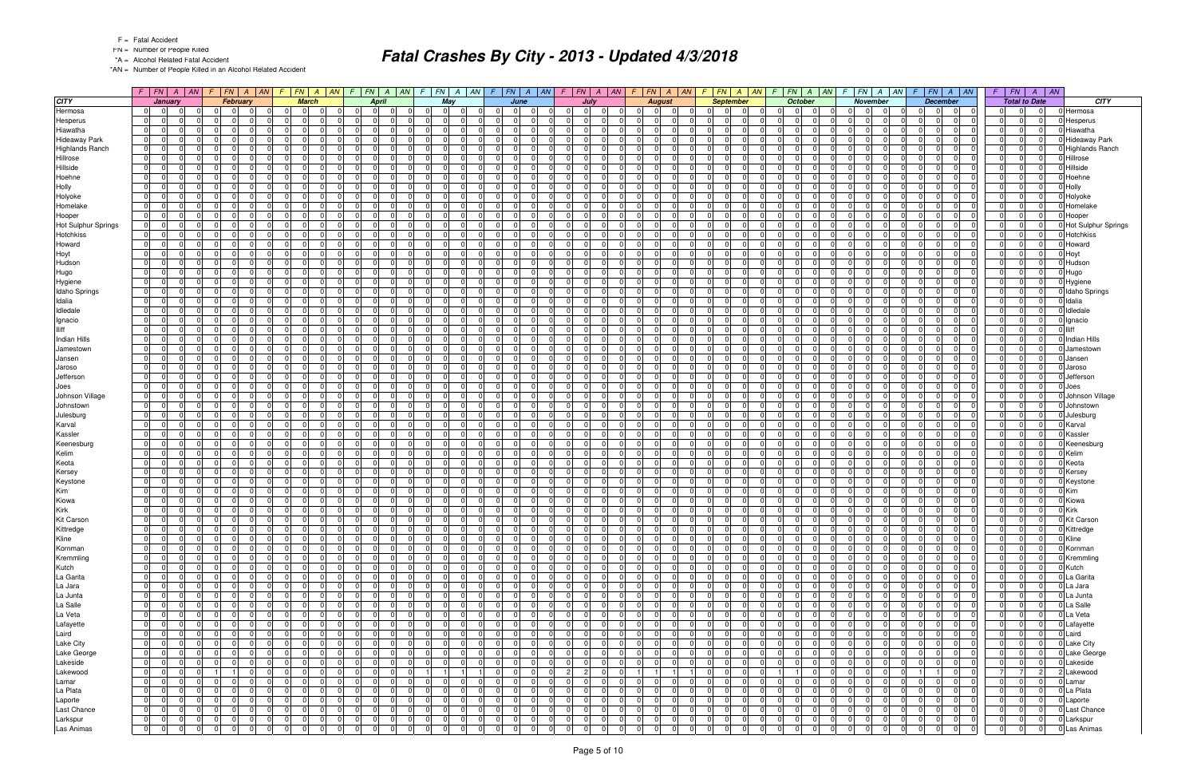| | F | FN | A | AN | F | FN | A | AN | F | FN | A | AN | F | FN | A | AN | F | FN | A | AN | F | FN | A | AN | F | FN | A | AN | F | FN | A | AN | F | FN | A | AN | F | FN | A | AN | F | FN | A | AN | F | FN | A | AN | F | FN | A | AN | |
|---|---|---|---|---|---|---|---|---|---|---|---|---|---|---|---|---|---|---|---|---|---|---|---|---|---|---|---|---|---|---|---|---|---|---|---|---|---|---|---|---|---|---|---|---|---|---|---|---|---|---|---|---|---|
| **CITY** | January | | | | February | | | | March | | | | April | | | | May | | | | June | | | | July | | | | August | | | | September | | | | October | | | | November | | | | December | | | | Total to Date | | | | **CITY** |
| Hermosa | 0 | 0 | 0 | 0 | 0 | 0 | 0 | 0 | 0 | 0 | 0 | 0 | 0 | 0 | 0 | 0 | 0 | 0 | 0 | 0 | 0 | 0 | 0 | 0 | 0 | 0 | 0 | 0 | 0 | 0 | 0 | 0 | 0 | 0 | 0 | 0 | 0 | 0 | 0 | 0 | 0 | 0 | 0 | 0 | 0 | 0 | 0 | 0 | 0 | 0 | 0 | 0 | Hermosa |
| Hesperus | 0 | 0 | 0 | 0 | 0 | 0 | 0 | 0 | 0 | 0 | 0 | 0 | 0 | 0 | 0 | 0 | 0 | 0 | 0 | 0 | 0 | 0 | 0 | 0 | 0 | 0 | 0 | 0 | 0 | 0 | 0 | 0 | 0 | 0 | 0 | 0 | 0 | 0 | 0 | 0 | 0 | 0 | 0 | 0 | 0 | 0 | 0 | 0 | 0 | 0 | 0 | 0 | Hesperus |
| Hiawatha | 0 | 0 | 0 | 0 | 0 | 0 | 0 | 0 | 0 | 0 | 0 | 0 | 0 | 0 | 0 | 0 | 0 | 0 | 0 | 0 | 0 | 0 | 0 | 0 | 0 | 0 | 0 | 0 | 0 | 0 | 0 | 0 | 0 | 0 | 0 | 0 | 0 | 0 | 0 | 0 | 0 | 0 | 0 | 0 | 0 | 0 | 0 | 0 | 0 | 0 | 0 | 0 | Hiawatha |
| Hideaway Park | 0 | 0 | 0 | 0 | 0 | 0 | 0 | 0 | 0 | 0 | 0 | 0 | 0 | 0 | 0 | 0 | 0 | 0 | 0 | 0 | 0 | 0 | 0 | 0 | 0 | 0 | 0 | 0 | 0 | 0 | 0 | 0 | 0 | 0 | 0 | 0 | 0 | 0 | 0 | 0 | 0 | 0 | 0 | 0 | 0 | 0 | 0 | 0 | 0 | 0 | 0 | 0 | Hideaway Park |
| Highlands Ranch | 0 | 0 | 0 | 0 | 0 | 0 | 0 | 0 | 0 | 0 | 0 | 0 | 0 | 0 | 0 | 0 | 0 | 0 | 0 | 0 | 0 | 0 | 0 | 0 | 0 | 0 | 0 | 0 | 0 | 0 | 0 | 0 | 0 | 0 | 0 | 0 | 0 | 0 | 0 | 0 | 0 | 0 | 0 | 0 | 0 | 0 | 0 | 0 | 0 | 0 | 0 | 0 | Highlands Ranch |
| Hillrose | 0 | 0 | 0 | 0 | 0 | 0 | 0 | 0 | 0 | 0 | 0 | 0 | 0 | 0 | 0 | 0 | 0 | 0 | 0 | 0 | 0 | 0 | 0 | 0 | 0 | 0 | 0 | 0 | 0 | 0 | 0 | 0 | 0 | 0 | 0 | 0 | 0 | 0 | 0 | 0 | 0 | 0 | 0 | 0 | 0 | 0 | 0 | 0 | 0 | 0 | 0 | 0 | Hillrose |
| Hillside | 0 | 0 | 0 | 0 | 0 | 0 | 0 | 0 | 0 | 0 | 0 | 0 | 0 | 0 | 0 | 0 | 0 | 0 | 0 | 0 | 0 | 0 | 0 | 0 | 0 | 0 | 0 | 0 | 0 | 0 | 0 | 0 | 0 | 0 | 0 | 0 | 0 | 0 | 0 | 0 | 0 | 0 | 0 | 0 | 0 | 0 | 0 | 0 | 0 | 0 | 0 | 0 | Hillside |
| Hoehne | 0 | 0 | 0 | 0 | 0 | 0 | 0 | 0 | 0 | 0 | 0 | 0 | 0 | 0 | 0 | 0 | 0 | 0 | 0 | 0 | 0 | 0 | 0 | 0 | 0 | 0 | 0 | 0 | 0 | 0 | 0 | 0 | 0 | 0 | 0 | 0 | 0 | 0 | 0 | 0 | 0 | 0 | 0 | 0 | 0 | 0 | 0 | 0 | 0 | 0 | 0 | 0 | Hoehne |
| Holly | 0 | 0 | 0 | 0 | 0 | 0 | 0 | 0 | 0 | 0 | 0 | 0 | 0 | 0 | 0 | 0 | 0 | 0 | 0 | 0 | 0 | 0 | 0 | 0 | 0 | 0 | 0 | 0 | 0 | 0 | 0 | 0 | 0 | 0 | 0 | 0 | 0 | 0 | 0 | 0 | 0 | 0 | 0 | 0 | 0 | 0 | 0 | 0 | 0 | 0 | 0 | 0 | Holly |
| Holyoke | 0 | 0 | 0 | 0 | 0 | 0 | 0 | 0 | 0 | 0 | 0 | 0 | 0 | 0 | 0 | 0 | 0 | 0 | 0 | 0 | 0 | 0 | 0 | 0 | 0 | 0 | 0 | 0 | 0 | 0 | 0 | 0 | 0 | 0 | 0 | 0 | 0 | 0 | 0 | 0 | 0 | 0 | 0 | 0 | 0 | 0 | 0 | 0 | 0 | 0 | 0 | 0 | Holyoke |
| Homelake | 0 | 0 | 0 | 0 | 0 | 0 | 0 | 0 | 0 | 0 | 0 | 0 | 0 | 0 | 0 | 0 | 0 | 0 | 0 | 0 | 0 | 0 | 0 | 0 | 0 | 0 | 0 | 0 | 0 | 0 | 0 | 0 | 0 | 0 | 0 | 0 | 0 | 0 | 0 | 0 | 0 | 0 | 0 | 0 | 0 | 0 | 0 | 0 | 0 | 0 | 0 | 0 | Homelake |
| Hooper | 0 | 0 | 0 | 0 | 0 | 0 | 0 | 0 | 0 | 0 | 0 | 0 | 0 | 0 | 0 | 0 | 0 | 0 | 0 | 0 | 0 | 0 | 0 | 0 | 0 | 0 | 0 | 0 | 0 | 0 | 0 | 0 | 0 | 0 | 0 | 0 | 0 | 0 | 0 | 0 | 0 | 0 | 0 | 0 | 0 | 0 | 0 | 0 | 0 | 0 | 0 | 0 | Hooper |
| Hot Sulphur Springs | 0 | 0 | 0 | 0 | 0 | 0 | 0 | 0 | 0 | 0 | 0 | 0 | 0 | 0 | 0 | 0 | 0 | 0 | 0 | 0 | 0 | 0 | 0 | 0 | 0 | 0 | 0 | 0 | 0 | 0 | 0 | 0 | 0 | 0 | 0 | 0 | 0 | 0 | 0 | 0 | 0 | 0 | 0 | 0 | 0 | 0 | 0 | 0 | 0 | 0 | 0 | 0 | Hot Sulphur Springs |
| Hotchkiss | 0 | 0 | 0 | 0 | 0 | 0 | 0 | 0 | 0 | 0 | 0 | 0 | 0 | 0 | 0 | 0 | 0 | 0 | 0 | 0 | 0 | 0 | 0 | 0 | 0 | 0 | 0 | 0 | 0 | 0 | 0 | 0 | 0 | 0 | 0 | 0 | 0 | 0 | 0 | 0 | 0 | 0 | 0 | 0 | 0 | 0 | 0 | 0 | 0 | 0 | 0 | 0 | Hotchkiss |
| Howard | 0 | 0 | 0 | 0 | 0 | 0 | 0 | 0 | 0 | 0 | 0 | 0 | 0 | 0 | 0 | 0 | 0 | 0 | 0 | 0 | 0 | 0 | 0 | 0 | 0 | 0 | 0 | 0 | 0 | 0 | 0 | 0 | 0 | 0 | 0 | 0 | 0 | 0 | 0 | 0 | 0 | 0 | 0 | 0 | 0 | 0 | 0 | 0 | 0 | 0 | 0 | 0 | Howard |
| Hoyt | 0 | 0 | 0 | 0 | 0 | 0 | 0 | 0 | 0 | 0 | 0 | 0 | 0 | 0 | 0 | 0 | 0 | 0 | 0 | 0 | 0 | 0 | 0 | 0 | 0 | 0 | 0 | 0 | 0 | 0 | 0 | 0 | 0 | 0 | 0 | 0 | 0 | 0 | 0 | 0 | 0 | 0 | 0 | 0 | 0 | 0 | 0 | 0 | 0 | 0 | 0 | 0 | Hoyt |
| Hudson | 0 | 0 | 0 | 0 | 0 | 0 | 0 | 0 | 0 | 0 | 0 | 0 | 0 | 0 | 0 | 0 | 0 | 0 | 0 | 0 | 0 | 0 | 0 | 0 | 0 | 0 | 0 | 0 | 0 | 0 | 0 | 0 | 0 | 0 | 0 | 0 | 0 | 0 | 0 | 0 | 0 | 0 | 0 | 0 | 0 | 0 | 0 | 0 | 0 | 0 | 0 | 0 | Hudson |
| Hugo | 0 | 0 | 0 | 0 | 0 | 0 | 0 | 0 | 0 | 0 | 0 | 0 | 0 | 0 | 0 | 0 | 0 | 0 | 0 | 0 | 0 | 0 | 0 | 0 | 0 | 0 | 0 | 0 | 0 | 0 | 0 | 0 | 0 | 0 | 0 | 0 | 0 | 0 | 0 | 0 | 0 | 0 | 0 | 0 | 0 | 0 | 0 | 0 | 0 | 0 | 0 | 0 | Hugo |
| Hygiene | 0 | 0 | 0 | 0 | 0 | 0 | 0 | 0 | 0 | 0 | 0 | 0 | 0 | 0 | 0 | 0 | 0 | 0 | 0 | 0 | 0 | 0 | 0 | 0 | 0 | 0 | 0 | 0 | 0 | 0 | 0 | 0 | 0 | 0 | 0 | 0 | 0 | 0 | 0 | 0 | 0 | 0 | 0 | 0 | 0 | 0 | 0 | 0 | 0 | 0 | 0 | 0 | Hygiene |
| Idaho Springs | 0 | 0 | 0 | 0 | 0 | 0 | 0 | 0 | 0 | 0 | 0 | 0 | 0 | 0 | 0 | 0 | 0 | 0 | 0 | 0 | 0 | 0 | 0 | 0 | 0 | 0 | 0 | 0 | 0 | 0 | 0 | 0 | 0 | 0 | 0 | 0 | 0 | 0 | 0 | 0 | 0 | 0 | 0 | 0 | 0 | 0 | 0 | 0 | 0 | 0 | 0 | 0 | Idaho Springs |
| Idalia | 0 | 0 | 0 | 0 | 0 | 0 | 0 | 0 | 0 | 0 | 0 | 0 | 0 | 0 | 0 | 0 | 0 | 0 | 0 | 0 | 0 | 0 | 0 | 0 | 0 | 0 | 0 | 0 | 0 | 0 | 0 | 0 | 0 | 0 | 0 | 0 | 0 | 0 | 0 | 0 | 0 | 0 | 0 | 0 | 0 | 0 | 0 | 0 | 0 | 0 | 0 | 0 | Idalia |
| Idledale | 0 | 0 | 0 | 0 | 0 | 0 | 0 | 0 | 0 | 0 | 0 | 0 | 0 | 0 | 0 | 0 | 0 | 0 | 0 | 0 | 0 | 0 | 0 | 0 | 0 | 0 | 0 | 0 | 0 | 0 | 0 | 0 | 0 | 0 | 0 | 0 | 0 | 0 | 0 | 0 | 0 | 0 | 0 | 0 | 0 | 0 | 0 | 0 | 0 | 0 | 0 | 0 | Idledale |
| Ignacio | 0 | 0 | 0 | 0 | 0 | 0 | 0 | 0 | 0 | 0 | 0 | 0 | 0 | 0 | 0 | 0 | 0 | 0 | 0 | 0 | 0 | 0 | 0 | 0 | 0 | 0 | 0 | 0 | 0 | 0 | 0 | 0 | 0 | 0 | 0 | 0 | 0 | 0 | 0 | 0 | 0 | 0 | 0 | 0 | 0 | 0 | 0 | 0 | 0 | 0 | 0 | 0 | Ignacio |
| Iliff | 0 | 0 | 0 | 0 | 0 | 0 | 0 | 0 | 0 | 0 | 0 | 0 | 0 | 0 | 0 | 0 | 0 | 0 | 0 | 0 | 0 | 0 | 0 | 0 | 0 | 0 | 0 | 0 | 0 | 0 | 0 | 0 | 0 | 0 | 0 | 0 | 0 | 0 | 0 | 0 | 0 | 0 | 0 | 0 | 0 | 0 | 0 | 0 | 0 | 0 | 0 | 0 | Iliff |
| Indian Hills | 0 | 0 | 0 | 0 | 0 | 0 | 0 | 0 | 0 | 0 | 0 | 0 | 0 | 0 | 0 | 0 | 0 | 0 | 0 | 0 | 0 | 0 | 0 | 0 | 0 | 0 | 0 | 0 | 0 | 0 | 0 | 0 | 0 | 0 | 0 | 0 | 0 | 0 | 0 | 0 | 0 | 0 | 0 | 0 | 0 | 0 | 0 | 0 | 0 | 0 | 0 | 0 | Indian Hills |
| Jamestown | 0 | 0 | 0 | 0 | 0 | 0 | 0 | 0 | 0 | 0 | 0 | 0 | 0 | 0 | 0 | 0 | 0 | 0 | 0 | 0 | 0 | 0 | 0 | 0 | 0 | 0 | 0 | 0 | 0 | 0 | 0 | 0 | 0 | 0 | 0 | 0 | 0 | 0 | 0 | 0 | 0 | 0 | 0 | 0 | 0 | 0 | 0 | 0 | 0 | 0 | 0 | 0 | Jamestown |
| Jansen | 0 | 0 | 0 | 0 | 0 | 0 | 0 | 0 | 0 | 0 | 0 | 0 | 0 | 0 | 0 | 0 | 0 | 0 | 0 | 0 | 0 | 0 | 0 | 0 | 0 | 0 | 0 | 0 | 0 | 0 | 0 | 0 | 0 | 0 | 0 | 0 | 0 | 0 | 0 | 0 | 0 | 0 | 0 | 0 | 0 | 0 | 0 | 0 | 0 | 0 | 0 | 0 | Jansen |
| Jaroso | 0 | 0 | 0 | 0 | 0 | 0 | 0 | 0 | 0 | 0 | 0 | 0 | 0 | 0 | 0 | 0 | 0 | 0 | 0 | 0 | 0 | 0 | 0 | 0 | 0 | 0 | 0 | 0 | 0 | 0 | 0 | 0 | 0 | 0 | 0 | 0 | 0 | 0 | 0 | 0 | 0 | 0 | 0 | 0 | 0 | 0 | 0 | 0 | 0 | 0 | 0 | 0 | Jaroso |
| Jefferson | 0 | 0 | 0 | 0 | 0 | 0 | 0 | 0 | 0 | 0 | 0 | 0 | 0 | 0 | 0 | 0 | 0 | 0 | 0 | 0 | 0 | 0 | 0 | 0 | 0 | 0 | 0 | 0 | 0 | 0 | 0 | 0 | 0 | 0 | 0 | 0 | 0 | 0 | 0 | 0 | 0 | 0 | 0 | 0 | 0 | 0 | 0 | 0 | 0 | 0 | 0 | 0 | Jefferson |
| Joes | 0 | 0 | 0 | 0 | 0 | 0 | 0 | 0 | 0 | 0 | 0 | 0 | 0 | 0 | 0 | 0 | 0 | 0 | 0 | 0 | 0 | 0 | 0 | 0 | 0 | 0 | 0 | 0 | 0 | 0 | 0 | 0 | 0 | 0 | 0 | 0 | 0 | 0 | 0 | 0 | 0 | 0 | 0 | 0 | 0 | 0 | 0 | 0 | 0 | 0 | 0 | 0 | Joes |
| Johnson Village | 0 | 0 | 0 | 0 | 0 | 0 | 0 | 0 | 0 | 0 | 0 | 0 | 0 | 0 | 0 | 0 | 0 | 0 | 0 | 0 | 0 | 0 | 0 | 0 | 0 | 0 | 0 | 0 | 0 | 0 | 0 | 0 | 0 | 0 | 0 | 0 | 0 | 0 | 0 | 0 | 0 | 0 | 0 | 0 | 0 | 0 | 0 | 0 | 0 | 0 | 0 | 0 | Johnson Village |
| Johnstown | 0 | 0 | 0 | 0 | 0 | 0 | 0 | 0 | 0 | 0 | 0 | 0 | 0 | 0 | 0 | 0 | 0 | 0 | 0 | 0 | 0 | 0 | 0 | 0 | 0 | 0 | 0 | 0 | 0 | 0 | 0 | 0 | 0 | 0 | 0 | 0 | 0 | 0 | 0 | 0 | 0 | 0 | 0 | 0 | 0 | 0 | 0 | 0 | 0 | 0 | 0 | 0 | Johnstown |
| Julesburg | 0 | 0 | 0 | 0 | 0 | 0 | 0 | 0 | 0 | 0 | 0 | 0 | 0 | 0 | 0 | 0 | 0 | 0 | 0 | 0 | 0 | 0 | 0 | 0 | 0 | 0 | 0 | 0 | 0 | 0 | 0 | 0 | 0 | 0 | 0 | 0 | 0 | 0 | 0 | 0 | 0 | 0 | 0 | 0 | 0 | 0 | 0 | 0 | 0 | 0 | 0 | 0 | Julesburg |
| Karval | 0 | 0 | 0 | 0 | 0 | 0 | 0 | 0 | 0 | 0 | 0 | 0 | 0 | 0 | 0 | 0 | 0 | 0 | 0 | 0 | 0 | 0 | 0 | 0 | 0 | 0 | 0 | 0 | 0 | 0 | 0 | 0 | 0 | 0 | 0 | 0 | 0 | 0 | 0 | 0 | 0 | 0 | 0 | 0 | 0 | 0 | 0 | 0 | 0 | 0 | 0 | 0 | Karval |
| Kassler | 0 | 0 | 0 | 0 | 0 | 0 | 0 | 0 | 0 | 0 | 0 | 0 | 0 | 0 | 0 | 0 | 0 | 0 | 0 | 0 | 0 | 0 | 0 | 0 | 0 | 0 | 0 | 0 | 0 | 0 | 0 | 0 | 0 | 0 | 0 | 0 | 0 | 0 | 0 | 0 | 0 | 0 | 0 | 0 | 0 | 0 | 0 | 0 | 0 | 0 | 0 | 0 | Kassler |
| Keenesburg | 0 | 0 | 0 | 0 | 0 | 0 | 0 | 0 | 0 | 0 | 0 | 0 | 0 | 0 | 0 | 0 | 0 | 0 | 0 | 0 | 0 | 0 | 0 | 0 | 0 | 0 | 0 | 0 | 0 | 0 | 0 | 0 | 0 | 0 | 0 | 0 | 0 | 0 | 0 | 0 | 0 | 0 | 0 | 0 | 0 | 0 | 0 | 0 | 0 | 0 | 0 | 0 | Keenesburg |
| Kelim | 0 | 0 | 0 | 0 | 0 | 0 | 0 | 0 | 0 | 0 | 0 | 0 | 0 | 0 | 0 | 0 | 0 | 0 | 0 | 0 | 0 | 0 | 0 | 0 | 0 | 0 | 0 | 0 | 0 | 0 | 0 | 0 | 0 | 0 | 0 | 0 | 0 | 0 | 0 | 0 | 0 | 0 | 0 | 0 | 0 | 0 | 0 | 0 | 0 | 0 | 0 | 0 | Kelim |
| Keota | 0 | 0 | 0 | 0 | 0 | 0 | 0 | 0 | 0 | 0 | 0 | 0 | 0 | 0 | 0 | 0 | 0 | 0 | 0 | 0 | 0 | 0 | 0 | 0 | 0 | 0 | 0 | 0 | 0 | 0 | 0 | 0 | 0 | 0 | 0 | 0 | 0 | 0 | 0 | 0 | 0 | 0 | 0 | 0 | 0 | 0 | 0 | 0 | 0 | 0 | 0 | 0 | Keota |
| Kersey | 0 | 0 | 0 | 0 | 0 | 0 | 0 | 0 | 0 | 0 | 0 | 0 | 0 | 0 | 0 | 0 | 0 | 0 | 0 | 0 | 0 | 0 | 0 | 0 | 0 | 0 | 0 | 0 | 0 | 0 | 0 | 0 | 0 | 0 | 0 | 0 | 0 | 0 | 0 | 0 | 0 | 0 | 0 | 0 | 0 | 0 | 0 | 0 | 0 | 0 | 0 | 0 | Kersey |
| Keystone | 0 | 0 | 0 | 0 | 0 | 0 | 0 | 0 | 0 | 0 | 0 | 0 | 0 | 0 | 0 | 0 | 0 | 0 | 0 | 0 | 0 | 0 | 0 | 0 | 0 | 0 | 0 | 0 | 0 | 0 | 0 | 0 | 0 | 0 | 0 | 0 | 0 | 0 | 0 | 0 | 0 | 0 | 0 | 0 | 0 | 0 | 0 | 0 | 0 | 0 | 0 | 0 | Keystone |
| Kim | 0 | 0 | 0 | 0 | 0 | 0 | 0 | 0 | 0 | 0 | 0 | 0 | 0 | 0 | 0 | 0 | 0 | 0 | 0 | 0 | 0 | 0 | 0 | 0 | 0 | 0 | 0 | 0 | 0 | 0 | 0 | 0 | 0 | 0 | 0 | 0 | 0 | 0 | 0 | 0 | 0 | 0 | 0 | 0 | 0 | 0 | 0 | 0 | 0 | 0 | 0 | 0 | Kim |
| Kiowa | 0 | 0 | 0 | 0 | 0 | 0 | 0 | 0 | 0 | 0 | 0 | 0 | 0 | 0 | 0 | 0 | 0 | 0 | 0 | 0 | 0 | 0 | 0 | 0 | 0 | 0 | 0 | 0 | 0 | 0 | 0 | 0 | 0 | 0 | 0 | 0 | 0 | 0 | 0 | 0 | 0 | 0 | 0 | 0 | 0 | 0 | 0 | 0 | 0 | 0 | 0 | 0 | Kiowa |
| Kirk | 0 | 0 | 0 | 0 | 0 | 0 | 0 | 0 | 0 | 0 | 0 | 0 | 0 | 0 | 0 | 0 | 0 | 0 | 0 | 0 | 0 | 0 | 0 | 0 | 0 | 0 | 0 | 0 | 0 | 0 | 0 | 0 | 0 | 0 | 0 | 0 | 0 | 0 | 0 | 0 | 0 | 0 | 0 | 0 | 0 | 0 | 0 | 0 | 0 | 0 | 0 | 0 | Kirk |
| Kit Carson | 0 | 0 | 0 | 0 | 0 | 0 | 0 | 0 | 0 | 0 | 0 | 0 | 0 | 0 | 0 | 0 | 0 | 0 | 0 | 0 | 0 | 0 | 0 | 0 | 0 | 0 | 0 | 0 | 0 | 0 | 0 | 0 | 0 | 0 | 0 | 0 | 0 | 0 | 0 | 0 | 0 | 0 | 0 | 0 | 0 | 0 | 0 | 0 | 0 | 0 | 0 | 0 | Kit Carson |
| Kittredge | 0 | 0 | 0 | 0 | 0 | 0 | 0 | 0 | 0 | 0 | 0 | 0 | 0 | 0 | 0 | 0 | 0 | 0 | 0 | 0 | 0 | 0 | 0 | 0 | 0 | 0 | 0 | 0 | 0 | 0 | 0 | 0 | 0 | 0 | 0 | 0 | 0 | 0 | 0 | 0 | 0 | 0 | 0 | 0 | 0 | 0 | 0 | 0 | 0 | 0 | 0 | 0 | Kittredge |
| Kline | 0 | 0 | 0 | 0 | 0 | 0 | 0 | 0 | 0 | 0 | 0 | 0 | 0 | 0 | 0 | 0 | 0 | 0 | 0 | 0 | 0 | 0 | 0 | 0 | 0 | 0 | 0 | 0 | 0 | 0 | 0 | 0 | 0 | 0 | 0 | 0 | 0 | 0 | 0 | 0 | 0 | 0 | 0 | 0 | 0 | 0 | 0 | 0 | 0 | 0 | 0 | 0 | Kline |
| Kornman | 0 | 0 | 0 | 0 | 0 | 0 | 0 | 0 | 0 | 0 | 0 | 0 | 0 | 0 | 0 | 0 | 0 | 0 | 0 | 0 | 0 | 0 | 0 | 0 | 0 | 0 | 0 | 0 | 0 | 0 | 0 | 0 | 0 | 0 | 0 | 0 | 0 | 0 | 0 | 0 | 0 | 0 | 0 | 0 | 0 | 0 | 0 | 0 | 0 | 0 | 0 | 0 | Kornman |
| Kremmling | 0 | 0 | 0 | 0 | 0 | 0 | 0 | 0 | 0 | 0 | 0 | 0 | 0 | 0 | 0 | 0 | 0 | 0 | 0 | 0 | 0 | 0 | 0 | 0 | 0 | 0 | 0 | 0 | 0 | 0 | 0 | 0 | 0 | 0 | 0 | 0 | 0 | 0 | 0 | 0 | 0 | 0 | 0 | 0 | 0 | 0 | 0 | 0 | 0 | 0 | 0 | 0 | Kremmling |
| Kutch | 0 | 0 | 0 | 0 | 0 | 0 | 0 | 0 | 0 | 0 | 0 | 0 | 0 | 0 | 0 | 0 | 0 | 0 | 0 | 0 | 0 | 0 | 0 | 0 | 0 | 0 | 0 | 0 | 0 | 0 | 0 | 0 | 0 | 0 | 0 | 0 | 0 | 0 | 0 | 0 | 0 | 0 | 0 | 0 | 0 | 0 | 0 | 0 | 0 | 0 | 0 | 0 | Kutch |
| La Garita | 0 | 0 | 0 | 0 | 0 | 0 | 0 | 0 | 0 | 0 | 0 | 0 | 0 | 0 | 0 | 0 | 0 | 0 | 0 | 0 | 0 | 0 | 0 | 0 | 0 | 0 | 0 | 0 | 0 | 0 | 0 | 0 | 0 | 0 | 0 | 0 | 0 | 0 | 0 | 0 | 0 | 0 | 0 | 0 | 0 | 0 | 0 | 0 | 0 | 0 | 0 | 0 | La Garita |
| La Jara | 0 | 0 | 0 | 0 | 0 | 0 | 0 | 0 | 0 | 0 | 0 | 0 | 0 | 0 | 0 | 0 | 0 | 0 | 0 | 0 | 0 | 0 | 0 | 0 | 0 | 0 | 0 | 0 | 0 | 0 | 0 | 0 | 0 | 0 | 0 | 0 | 0 | 0 | 0 | 0 | 0 | 0 | 0 | 0 | 0 | 0 | 0 | 0 | 0 | 0 | 0 | 0 | La Jara |
| La Junta | 0 | 0 | 0 | 0 | 0 | 0 | 0 | 0 | 0 | 0 | 0 | 0 | 0 | 0 | 0 | 0 | 0 | 0 | 0 | 0 | 0 | 0 | 0 | 0 | 0 | 0 | 0 | 0 | 0 | 0 | 0 | 0 | 0 | 0 | 0 | 0 | 0 | 0 | 0 | 0 | 0 | 0 | 0 | 0 | 0 | 0 | 0 | 0 | 0 | 0 | 0 | 0 | La Junta |
| La Salle | 0 | 0 | 0 | 0 | 0 | 0 | 0 | 0 | 0 | 0 | 0 | 0 | 0 | 0 | 0 | 0 | 0 | 0 | 0 | 0 | 0 | 0 | 0 | 0 | 0 | 0 | 0 | 0 | 0 | 0 | 0 | 0 | 0 | 0 | 0 | 0 | 0 | 0 | 0 | 0 | 0 | 0 | 0 | 0 | 0 | 0 | 0 | 0 | 0 | 0 | 0 | 0 | La Salle |
| La Veta | 0 | 0 | 0 | 0 | 0 | 0 | 0 | 0 | 0 | 0 | 0 | 0 | 0 | 0 | 0 | 0 | 0 | 0 | 0 | 0 | 0 | 0 | 0 | 0 | 0 | 0 | 0 | 0 | 0 | 0 | 0 | 0 | 0 | 0 | 0 | 0 | 0 | 0 | 0 | 0 | 0 | 0 | 0 | 0 | 0 | 0 | 0 | 0 | 0 | 0 | 0 | 0 | La Veta |
| Lafayette | 0 | 0 | 0 | 0 | 0 | 0 | 0 | 0 | 0 | 0 | 0 | 0 | 0 | 0 | 0 | 0 | 0 | 0 | 0 | 0 | 0 | 0 | 0 | 0 | 0 | 0 | 0 | 0 | 0 | 0 | 0 | 0 | 0 | 0 | 0 | 0 | 0 | 0 | 0 | 0 | 0 | 0 | 0 | 0 | 0 | 0 | 0 | 0 | 0 | 0 | 0 | 0 | Lafayette |
| Laird | 0 | 0 | 0 | 0 | 0 | 0 | 0 | 0 | 0 | 0 | 0 | 0 | 0 | 0 | 0 | 0 | 0 | 0 | 0 | 0 | 0 | 0 | 0 | 0 | 0 | 0 | 0 | 0 | 0 | 0 | 0 | 0 | 0 | 0 | 0 | 0 | 0 | 0 | 0 | 0 | 0 | 0 | 0 | 0 | 0 | 0 | 0 | 0 | 0 | 0 | 0 | 0 | Laird |
| Lake City | 0 | 0 | 0 | 0 | 0 | 0 | 0 | 0 | 0 | 0 | 0 | 0 | 0 | 0 | 0 | 0 | 0 | 0 | 0 | 0 | 0 | 0 | 0 | 0 | 0 | 0 | 0 | 0 | 0 | 0 | 0 | 0 | 0 | 0 | 0 | 0 | 0 | 0 | 0 | 0 | 0 | 0 | 0 | 0 | 0 | 0 | 0 | 0 | 0 | 0 | 0 | 0 | Lake City |
| Lake George | 0 | 0 | 0 | 0 | 0 | 0 | 0 | 0 | 0 | 0 | 0 | 0 | 0 | 0 | 0 | 0 | 0 | 0 | 0 | 0 | 0 | 0 | 0 | 0 | 0 | 0 | 0 | 0 | 0 | 0 | 0 | 0 | 0 | 0 | 0 | 0 | 0 | 0 | 0 | 0 | 0 | 0 | 0 | 0 | 0 | 0 | 0 | 0 | 0 | 0 | 0 | 0 | Lake George |
| Lakeside | 0 | 0 | 0 | 0 | 0 | 0 | 0 | 0 | 0 | 0 | 0 | 0 | 0 | 0 | 0 | 0 | 0 | 0 | 0 | 0 | 0 | 0 | 0 | 0 | 0 | 0 | 0 | 0 | 0 | 0 | 0 | 0 | 0 | 0 | 0 | 0 | 0 | 0 | 0 | 0 | 0 | 0 | 0 | 0 | 0 | 0 | 0 | 0 | 0 | 0 | 0 | 0 | Lakeside |
| Lakewood | 0 | 0 | 0 | 0 | 1 | 1 | 0 | 0 | 0 | 0 | 0 | 0 | 0 | 0 | 0 | 0 | 1 | 1 | 1 | 1 | 0 | 0 | 0 | 0 | 2 | 2 | 0 | 0 | 1 | 1 | 1 | 1 | 0 | 0 | 0 | 0 | 1 | 1 | 0 | 0 | 0 | 0 | 0 | 0 | 1 | 1 | 0 | 0 | 7 | 7 | 2 | 2 | Lakewood |
| Lamar | 0 | 0 | 0 | 0 | 0 | 0 | 0 | 0 | 0 | 0 | 0 | 0 | 0 | 0 | 0 | 0 | 0 | 0 | 0 | 0 | 0 | 0 | 0 | 0 | 0 | 0 | 0 | 0 | 0 | 0 | 0 | 0 | 0 | 0 | 0 | 0 | 0 | 0 | 0 | 0 | 0 | 0 | 0 | 0 | 0 | 0 | 0 | 0 | 0 | 0 | 0 | 0 | Lamar |
| La Plata | 0 | 0 | 0 | 0 | 0 | 0 | 0 | 0 | 0 | 0 | 0 | 0 | 0 | 0 | 0 | 0 | 0 | 0 | 0 | 0 | 0 | 0 | 0 | 0 | 0 | 0 | 0 | 0 | 0 | 0 | 0 | 0 | 0 | 0 | 0 | 0 | 0 | 0 | 0 | 0 | 0 | 0 | 0 | 0 | 0 | 0 | 0 | 0 | 0 | 0 | 0 | 0 | La Plata |
| Laporte | 0 | 0 | 0 | 0 | 0 | 0 | 0 | 0 | 0 | 0 | 0 | 0 | 0 | 0 | 0 | 0 | 0 | 0 | 0 | 0 | 0 | 0 | 0 | 0 | 0 | 0 | 0 | 0 | 0 | 0 | 0 | 0 | 0 | 0 | 0 | 0 | 0 | 0 | 0 | 0 | 0 | 0 | 0 | 0 | 0 | 0 | 0 | 0 | 0 | 0 | 0 | 0 | Laporte |
| Last Chance | 0 | 0 | 0 | 0 | 0 | 0 | 0 | 0 | 0 | 0 | 0 | 0 | 0 | 0 | 0 | 0 | 0 | 0 | 0 | 0 | 0 | 0 | 0 | 0 | 0 | 0 | 0 | 0 | 0 | 0 | 0 | 0 | 0 | 0 | 0 | 0 | 0 | 0 | 0 | 0 | 0 | 0 | 0 | 0 | 0 | 0 | 0 | 0 | 0 | 0 | 0 | 0 | Last Chance |
| Larkspur | 0 | 0 | 0 | 0 | 0 | 0 | 0 | 0 | 0 | 0 | 0 | 0 | 0 | 0 | 0 | 0 | 0 | 0 | 0 | 0 | 0 | 0 | 0 | 0 | 0 | 0 | 0 | 0 | 0 | 0 | 0 | 0 | 0 | 0 | 0 | 0 | 0 | 0 | 0 | 0 | 0 | 0 | 0 | 0 | 0 | 0 | 0 | 0 | 0 | 0 | 0 | 0 | Larkspur |
| Las Animas | 0 | 0 | 0 | 0 | 0 | 0 | 0 | 0 | 0 | 0 | 0 | 0 | 0 | 0 | 0 | 0 | 0 | 0 | 0 | 0 | 0 | 0 | 0 | 0 | 0 | 0 | 0 | 0 | 0 | 0 | 0 | 0 | 0 | 0 | 0 | 0 | 0 | 0 | 0 | 0 | 0 | 0 | 0 | 0 | 0 | 0 | 0 | 0 | 0 | 0 | 0 | 0 | Las Animas |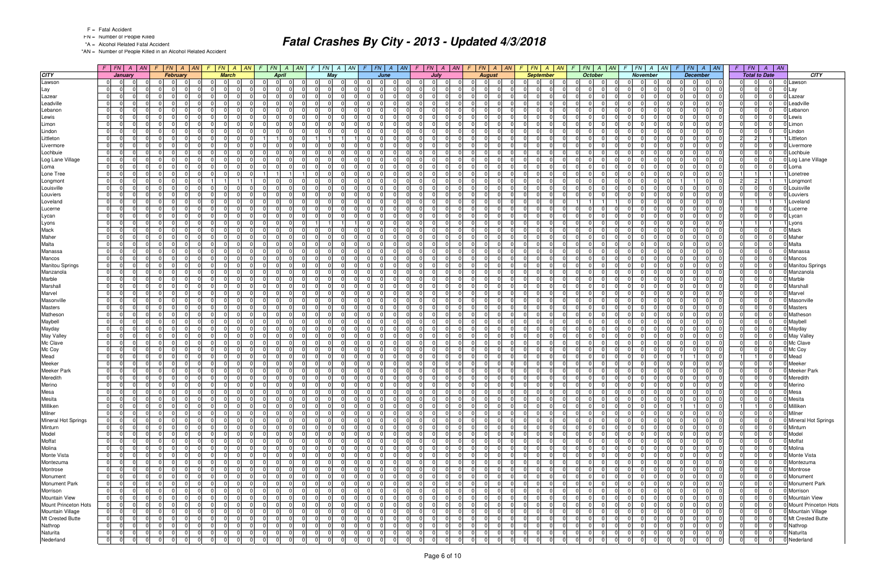F = Fatal Accident
FN = Number of People Killed
*A = Alcohol Related Fatal Accident
*AN = Number of People Killed in an Alcohol Related Accident

# Fatal Crashes By City - 2013 - Updated 4/3/2018

| CITY | January | | | | February | | | | March | | | | April | | | | May | | | | June | | | | July | | | | August | | | | September | | | | October | | | | November | | | | December | | | | Total to Date | | | | CITY |
|---|---|---|---|---|---|---|---|---|---|---|---|---|---|---|---|---|---|---|---|---|---|---|---|---|---|---|---|---|---|---|---|---|---|---|---|---|---|---|---|---|---|---|---|---|---|---|---|---|---|---|---|---|---|
| | F | FN | A | AN | F | FN | A | AN | F | FN | A | AN | F | FN | A | AN | F | FN | A | AN | F | FN | A | AN | F | FN | A | AN | F | FN | A | AN | F | FN | A | AN | F | FN | A | AN | F | FN | A | AN | F | FN | A | AN | F | FN | A | AN | |
| Lawson | 0 | 0 | 0 | 0 | 0 | 0 | 0 | 0 | 0 | 0 | 0 | 0 | 0 | 0 | 0 | 0 | 0 | 0 | 0 | 0 | 0 | 0 | 0 | 0 | 0 | 0 | 0 | 0 | 0 | 0 | 0 | 0 | 0 | 0 | 0 | 0 | 0 | 0 | 0 | 0 | 0 | 0 | 0 | 0 | 0 | 0 | 0 | 0 | 0 | 0 | 0 | 0 | Lawson |
| Lay | 0 | 0 | 0 | 0 | 0 | 0 | 0 | 0 | 0 | 0 | 0 | 0 | 0 | 0 | 0 | 0 | 0 | 0 | 0 | 0 | 0 | 0 | 0 | 0 | 0 | 0 | 0 | 0 | 0 | 0 | 0 | 0 | 0 | 0 | 0 | 0 | 0 | 0 | 0 | 0 | 0 | 0 | 0 | 0 | 0 | 0 | 0 | 0 | 0 | 0 | 0 | 0 | Lay |
| Lazear | 0 | 0 | 0 | 0 | 0 | 0 | 0 | 0 | 0 | 0 | 0 | 0 | 0 | 0 | 0 | 0 | 0 | 0 | 0 | 0 | 0 | 0 | 0 | 0 | 0 | 0 | 0 | 0 | 0 | 0 | 0 | 0 | 0 | 0 | 0 | 0 | 0 | 0 | 0 | 0 | 0 | 0 | 0 | 0 | 0 | 0 | 0 | 0 | 0 | 0 | 0 | 0 | Lazear |
| Leadville | 0 | 0 | 0 | 0 | 0 | 0 | 0 | 0 | 0 | 0 | 0 | 0 | 0 | 0 | 0 | 0 | 0 | 0 | 0 | 0 | 0 | 0 | 0 | 0 | 0 | 0 | 0 | 0 | 0 | 0 | 0 | 0 | 0 | 0 | 0 | 0 | 0 | 0 | 0 | 0 | 0 | 0 | 0 | 0 | 0 | 0 | 0 | 0 | 0 | 0 | 0 | 0 | Leadville |
| Lebanon | 0 | 0 | 0 | 0 | 0 | 0 | 0 | 0 | 0 | 0 | 0 | 0 | 0 | 0 | 0 | 0 | 0 | 0 | 0 | 0 | 0 | 0 | 0 | 0 | 0 | 0 | 0 | 0 | 0 | 0 | 0 | 0 | 0 | 0 | 0 | 0 | 0 | 0 | 0 | 0 | 0 | 0 | 0 | 0 | 0 | 0 | 0 | 0 | 0 | 0 | 0 | 0 | Lebanon |
| Lewis | 0 | 0 | 0 | 0 | 0 | 0 | 0 | 0 | 0 | 0 | 0 | 0 | 0 | 0 | 0 | 0 | 0 | 0 | 0 | 0 | 0 | 0 | 0 | 0 | 0 | 0 | 0 | 0 | 0 | 0 | 0 | 0 | 0 | 0 | 0 | 0 | 0 | 0 | 0 | 0 | 0 | 0 | 0 | 0 | 0 | 0 | 0 | 0 | 0 | 0 | 0 | 0 | Lewis |
| Limon | 0 | 0 | 0 | 0 | 0 | 0 | 0 | 0 | 0 | 0 | 0 | 0 | 0 | 0 | 0 | 0 | 0 | 0 | 0 | 0 | 0 | 0 | 0 | 0 | 0 | 0 | 0 | 0 | 0 | 0 | 0 | 0 | 0 | 0 | 0 | 0 | 0 | 0 | 0 | 0 | 0 | 0 | 0 | 0 | 0 | 0 | 0 | 0 | 0 | 0 | 0 | 0 | Limon |
| Lindon | 0 | 0 | 0 | 0 | 0 | 0 | 0 | 0 | 0 | 0 | 0 | 0 | 0 | 0 | 0 | 0 | 0 | 0 | 0 | 0 | 0 | 0 | 0 | 0 | 0 | 0 | 0 | 0 | 0 | 0 | 0 | 0 | 0 | 0 | 0 | 0 | 0 | 0 | 0 | 0 | 0 | 0 | 0 | 0 | 0 | 0 | 0 | 0 | 0 | 0 | 0 | 0 | Lindon |
| Littleton | 0 | 0 | 0 | 0 | 0 | 0 | 0 | 0 | 0 | 0 | 0 | 0 | 1 | 1 | 0 | 0 | 1 | 1 | 1 | 1 | 0 | 0 | 0 | 0 | 0 | 0 | 0 | 0 | 0 | 0 | 0 | 0 | 0 | 0 | 0 | 0 | 0 | 0 | 0 | 0 | 0 | 0 | 0 | 0 | 0 | 0 | 0 | 0 | 2 | 2 | 1 | 1 | Littleton |
| Livermore | 0 | 0 | 0 | 0 | 0 | 0 | 0 | 0 | 0 | 0 | 0 | 0 | 0 | 0 | 0 | 0 | 0 | 0 | 0 | 0 | 0 | 0 | 0 | 0 | 0 | 0 | 0 | 0 | 0 | 0 | 0 | 0 | 0 | 0 | 0 | 0 | 0 | 0 | 0 | 0 | 0 | 0 | 0 | 0 | 0 | 0 | 0 | 0 | 0 | 0 | 0 | 0 | Livermore |
| Lochbuie | 0 | 0 | 0 | 0 | 0 | 0 | 0 | 0 | 0 | 0 | 0 | 0 | 0 | 0 | 0 | 0 | 0 | 0 | 0 | 0 | 0 | 0 | 0 | 0 | 0 | 0 | 0 | 0 | 0 | 0 | 0 | 0 | 0 | 0 | 0 | 0 | 0 | 0 | 0 | 0 | 0 | 0 | 0 | 0 | 0 | 0 | 0 | 0 | 0 | 0 | 0 | 0 | Lochbuie |
| Log Lane Village | 0 | 0 | 0 | 0 | 0 | 0 | 0 | 0 | 0 | 0 | 0 | 0 | 0 | 0 | 0 | 0 | 0 | 0 | 0 | 0 | 0 | 0 | 0 | 0 | 0 | 0 | 0 | 0 | 0 | 0 | 0 | 0 | 0 | 0 | 0 | 0 | 0 | 0 | 0 | 0 | 0 | 0 | 0 | 0 | 0 | 0 | 0 | 0 | 0 | 0 | 0 | 0 | Log Lane Village |
| Loma | 0 | 0 | 0 | 0 | 0 | 0 | 0 | 0 | 0 | 0 | 0 | 0 | 0 | 0 | 0 | 0 | 0 | 0 | 0 | 0 | 0 | 0 | 0 | 0 | 0 | 0 | 0 | 0 | 0 | 0 | 0 | 0 | 0 | 0 | 0 | 0 | 0 | 0 | 0 | 0 | 0 | 0 | 0 | 0 | 0 | 0 | 0 | 0 | 0 | 0 | 0 | 0 | Loma |
| Lone Tree | 0 | 0 | 0 | 0 | 0 | 0 | 0 | 0 | 0 | 0 | 0 | 0 | 1 | 1 | 1 | 1 | 0 | 0 | 0 | 0 | 0 | 0 | 0 | 0 | 0 | 0 | 0 | 0 | 0 | 0 | 0 | 0 | 0 | 0 | 0 | 0 | 0 | 0 | 0 | 0 | 0 | 0 | 0 | 0 | 0 | 0 | 0 | 0 | 1 | 1 | 1 | 1 | Lonetree |
| Longmont | 0 | 0 | 0 | 0 | 0 | 0 | 0 | 0 | 1 | 1 | 1 | 1 | 0 | 0 | 0 | 0 | 0 | 0 | 0 | 0 | 0 | 0 | 0 | 0 | 0 | 0 | 0 | 0 | 0 | 0 | 0 | 0 | 0 | 0 | 0 | 0 | 0 | 0 | 0 | 0 | 0 | 0 | 0 | 0 | 1 | 1 | 0 | 0 | 2 | 2 | 1 | 1 | Longmont |
| Louisville | 0 | 0 | 0 | 0 | 0 | 0 | 0 | 0 | 0 | 0 | 0 | 0 | 0 | 0 | 0 | 0 | 0 | 0 | 0 | 0 | 0 | 0 | 0 | 0 | 0 | 0 | 0 | 0 | 0 | 0 | 0 | 0 | 0 | 0 | 0 | 0 | 0 | 0 | 0 | 0 | 0 | 0 | 0 | 0 | 0 | 0 | 0 | 0 | 0 | 0 | 0 | 0 | Louisville |
| Louviers | 0 | 0 | 0 | 0 | 0 | 0 | 0 | 0 | 0 | 0 | 0 | 0 | 0 | 0 | 0 | 0 | 0 | 0 | 0 | 0 | 0 | 0 | 0 | 0 | 0 | 0 | 0 | 0 | 0 | 0 | 0 | 0 | 0 | 0 | 0 | 0 | 0 | 0 | 0 | 0 | 0 | 0 | 0 | 0 | 0 | 0 | 0 | 0 | 0 | 0 | 0 | 0 | Louviers |
| Loveland | 0 | 0 | 0 | 0 | 0 | 0 | 0 | 0 | 0 | 0 | 0 | 0 | 0 | 0 | 0 | 0 | 0 | 0 | 0 | 0 | 0 | 0 | 0 | 0 | 0 | 0 | 0 | 0 | 0 | 0 | 0 | 0 | 0 | 0 | 0 | 0 | 1 | 1 | 1 | 1 | 0 | 0 | 0 | 0 | 0 | 0 | 0 | 0 | 1 | 1 | 1 | 1 | Loveland |
| Lucerne | 0 | 0 | 0 | 0 | 0 | 0 | 0 | 0 | 0 | 0 | 0 | 0 | 0 | 0 | 0 | 0 | 0 | 0 | 0 | 0 | 0 | 0 | 0 | 0 | 0 | 0 | 0 | 0 | 0 | 0 | 0 | 0 | 0 | 0 | 0 | 0 | 0 | 0 | 0 | 0 | 0 | 0 | 0 | 0 | 0 | 0 | 0 | 0 | 0 | 0 | 0 | 0 | Lucerne |
| Lycan | 0 | 0 | 0 | 0 | 0 | 0 | 0 | 0 | 0 | 0 | 0 | 0 | 0 | 0 | 0 | 0 | 0 | 0 | 0 | 0 | 0 | 0 | 0 | 0 | 0 | 0 | 0 | 0 | 0 | 0 | 0 | 0 | 0 | 0 | 0 | 0 | 0 | 0 | 0 | 0 | 0 | 0 | 0 | 0 | 0 | 0 | 0 | 0 | 0 | 0 | 0 | 0 | Lycan |
| Lyons | 0 | 0 | 0 | 0 | 0 | 0 | 0 | 0 | 0 | 0 | 0 | 0 | 0 | 0 | 0 | 0 | 1 | 1 | 1 | 1 | 0 | 0 | 0 | 0 | 0 | 0 | 0 | 0 | 0 | 0 | 0 | 0 | 0 | 0 | 0 | 0 | 0 | 0 | 0 | 0 | 0 | 0 | 0 | 0 | 0 | 0 | 0 | 0 | 1 | 1 | 1 | 1 | Lyons |
| Mack | 0 | 0 | 0 | 0 | 0 | 0 | 0 | 0 | 0 | 0 | 0 | 0 | 0 | 0 | 0 | 0 | 0 | 0 | 0 | 0 | 0 | 0 | 0 | 0 | 0 | 0 | 0 | 0 | 0 | 0 | 0 | 0 | 0 | 0 | 0 | 0 | 0 | 0 | 0 | 0 | 0 | 0 | 0 | 0 | 0 | 0 | 0 | 0 | 0 | 0 | 0 | 0 | Mack |
| Maher | 0 | 0 | 0 | 0 | 0 | 0 | 0 | 0 | 0 | 0 | 0 | 0 | 0 | 0 | 0 | 0 | 0 | 0 | 0 | 0 | 0 | 0 | 0 | 0 | 0 | 0 | 0 | 0 | 0 | 0 | 0 | 0 | 0 | 0 | 0 | 0 | 0 | 0 | 0 | 0 | 0 | 0 | 0 | 0 | 0 | 0 | 0 | 0 | 0 | 0 | 0 | 0 | Maher |
| Malta | 0 | 0 | 0 | 0 | 0 | 0 | 0 | 0 | 0 | 0 | 0 | 0 | 0 | 0 | 0 | 0 | 0 | 0 | 0 | 0 | 0 | 0 | 0 | 0 | 0 | 0 | 0 | 0 | 0 | 0 | 0 | 0 | 0 | 0 | 0 | 0 | 0 | 0 | 0 | 0 | 0 | 0 | 0 | 0 | 0 | 0 | 0 | 0 | 0 | 0 | 0 | 0 | Malta |
| Manassa | 0 | 0 | 0 | 0 | 0 | 0 | 0 | 0 | 0 | 0 | 0 | 0 | 0 | 0 | 0 | 0 | 0 | 0 | 0 | 0 | 0 | 0 | 0 | 0 | 0 | 0 | 0 | 0 | 0 | 0 | 0 | 0 | 0 | 0 | 0 | 0 | 0 | 0 | 0 | 0 | 0 | 0 | 0 | 0 | 0 | 0 | 0 | 0 | 0 | 0 | 0 | 0 | Manassa |
| Mancos | 0 | 0 | 0 | 0 | 0 | 0 | 0 | 0 | 0 | 0 | 0 | 0 | 0 | 0 | 0 | 0 | 0 | 0 | 0 | 0 | 0 | 0 | 0 | 0 | 0 | 0 | 0 | 0 | 0 | 0 | 0 | 0 | 0 | 0 | 0 | 0 | 0 | 0 | 0 | 0 | 0 | 0 | 0 | 0 | 0 | 0 | 0 | 0 | 0 | 0 | 0 | 0 | Mancos |
| Manitou Springs | 0 | 0 | 0 | 0 | 0 | 0 | 0 | 0 | 0 | 0 | 0 | 0 | 0 | 0 | 0 | 0 | 0 | 0 | 0 | 0 | 0 | 0 | 0 | 0 | 0 | 0 | 0 | 0 | 0 | 0 | 0 | 0 | 0 | 0 | 0 | 0 | 0 | 0 | 0 | 0 | 0 | 0 | 0 | 0 | 0 | 0 | 0 | 0 | 0 | 0 | 0 | 0 | Manitou Springs |
| Manzanola | 0 | 0 | 0 | 0 | 0 | 0 | 0 | 0 | 0 | 0 | 0 | 0 | 0 | 0 | 0 | 0 | 0 | 0 | 0 | 0 | 0 | 0 | 0 | 0 | 0 | 0 | 0 | 0 | 0 | 0 | 0 | 0 | 0 | 0 | 0 | 0 | 0 | 0 | 0 | 0 | 0 | 0 | 0 | 0 | 0 | 0 | 0 | 0 | 0 | 0 | 0 | 0 | Manzanola |
| Marble | 0 | 0 | 0 | 0 | 0 | 0 | 0 | 0 | 0 | 0 | 0 | 0 | 0 | 0 | 0 | 0 | 0 | 0 | 0 | 0 | 0 | 0 | 0 | 0 | 0 | 0 | 0 | 0 | 0 | 0 | 0 | 0 | 0 | 0 | 0 | 0 | 0 | 0 | 0 | 0 | 0 | 0 | 0 | 0 | 0 | 0 | 0 | 0 | 0 | 0 | 0 | 0 | Marble |
| Marshall | 0 | 0 | 0 | 0 | 0 | 0 | 0 | 0 | 0 | 0 | 0 | 0 | 0 | 0 | 0 | 0 | 0 | 0 | 0 | 0 | 0 | 0 | 0 | 0 | 0 | 0 | 0 | 0 | 0 | 0 | 0 | 0 | 0 | 0 | 0 | 0 | 0 | 0 | 0 | 0 | 0 | 0 | 0 | 0 | 0 | 0 | 0 | 0 | 0 | 0 | 0 | 0 | Marshall |
| Marvel | 0 | 0 | 0 | 0 | 0 | 0 | 0 | 0 | 0 | 0 | 0 | 0 | 0 | 0 | 0 | 0 | 0 | 0 | 0 | 0 | 0 | 0 | 0 | 0 | 0 | 0 | 0 | 0 | 0 | 0 | 0 | 0 | 0 | 0 | 0 | 0 | 0 | 0 | 0 | 0 | 0 | 0 | 0 | 0 | 0 | 0 | 0 | 0 | 0 | 0 | 0 | 0 | Marvel |
| Masonville | 0 | 0 | 0 | 0 | 0 | 0 | 0 | 0 | 0 | 0 | 0 | 0 | 0 | 0 | 0 | 0 | 0 | 0 | 0 | 0 | 0 | 0 | 0 | 0 | 0 | 0 | 0 | 0 | 0 | 0 | 0 | 0 | 0 | 0 | 0 | 0 | 0 | 0 | 0 | 0 | 0 | 0 | 0 | 0 | 0 | 0 | 0 | 0 | 0 | 0 | 0 | 0 | Masonville |
| Masters | 0 | 0 | 0 | 0 | 0 | 0 | 0 | 0 | 0 | 0 | 0 | 0 | 0 | 0 | 0 | 0 | 0 | 0 | 0 | 0 | 0 | 0 | 0 | 0 | 0 | 0 | 0 | 0 | 0 | 0 | 0 | 0 | 0 | 0 | 0 | 0 | 0 | 0 | 0 | 0 | 0 | 0 | 0 | 0 | 0 | 0 | 0 | 0 | 0 | 0 | 0 | 0 | Masters |
| Matheson | 0 | 0 | 0 | 0 | 0 | 0 | 0 | 0 | 0 | 0 | 0 | 0 | 0 | 0 | 0 | 0 | 0 | 0 | 0 | 0 | 0 | 0 | 0 | 0 | 0 | 0 | 0 | 0 | 0 | 0 | 0 | 0 | 0 | 0 | 0 | 0 | 0 | 0 | 0 | 0 | 0 | 0 | 0 | 0 | 0 | 0 | 0 | 0 | 0 | 0 | 0 | 0 | Matheson |
| Maybell | 0 | 0 | 0 | 0 | 0 | 0 | 0 | 0 | 0 | 0 | 0 | 0 | 0 | 0 | 0 | 0 | 0 | 0 | 0 | 0 | 0 | 0 | 0 | 0 | 0 | 0 | 0 | 0 | 0 | 0 | 0 | 0 | 0 | 0 | 0 | 0 | 0 | 0 | 0 | 0 | 0 | 0 | 0 | 0 | 0 | 0 | 0 | 0 | 0 | 0 | 0 | 0 | Maybell |
| Mayday | 0 | 0 | 0 | 0 | 0 | 0 | 0 | 0 | 0 | 0 | 0 | 0 | 0 | 0 | 0 | 0 | 0 | 0 | 0 | 0 | 0 | 0 | 0 | 0 | 0 | 0 | 0 | 0 | 0 | 0 | 0 | 0 | 0 | 0 | 0 | 0 | 0 | 0 | 0 | 0 | 0 | 0 | 0 | 0 | 0 | 0 | 0 | 0 | 0 | 0 | 0 | 0 | Mayday |
| May Valley | 0 | 0 | 0 | 0 | 0 | 0 | 0 | 0 | 0 | 0 | 0 | 0 | 0 | 0 | 0 | 0 | 0 | 0 | 0 | 0 | 0 | 0 | 0 | 0 | 0 | 0 | 0 | 0 | 0 | 0 | 0 | 0 | 0 | 0 | 0 | 0 | 0 | 0 | 0 | 0 | 0 | 0 | 0 | 0 | 0 | 0 | 0 | 0 | 0 | 0 | 0 | 0 | May Valley |
| Mc Clave | 0 | 0 | 0 | 0 | 0 | 0 | 0 | 0 | 0 | 0 | 0 | 0 | 0 | 0 | 0 | 0 | 0 | 0 | 0 | 0 | 0 | 0 | 0 | 0 | 0 | 0 | 0 | 0 | 0 | 0 | 0 | 0 | 0 | 0 | 0 | 0 | 0 | 0 | 0 | 0 | 0 | 0 | 0 | 0 | 0 | 0 | 0 | 0 | 0 | 0 | 0 | 0 | Mc Clave |
| Mc Coy | 0 | 0 | 0 | 0 | 0 | 0 | 0 | 0 | 0 | 0 | 0 | 0 | 0 | 0 | 0 | 0 | 0 | 0 | 0 | 0 | 0 | 0 | 0 | 0 | 0 | 0 | 0 | 0 | 0 | 0 | 0 | 0 | 0 | 0 | 0 | 0 | 0 | 0 | 0 | 0 | 0 | 0 | 0 | 0 | 0 | 0 | 0 | 0 | 0 | 0 | 0 | 0 | Mc Coy |
| Mead | 0 | 0 | 0 | 0 | 0 | 0 | 0 | 0 | 0 | 0 | 0 | 0 | 0 | 0 | 0 | 0 | 0 | 0 | 0 | 0 | 0 | 0 | 0 | 0 | 0 | 0 | 0 | 0 | 0 | 0 | 0 | 0 | 0 | 0 | 0 | 0 | 0 | 0 | 0 | 0 | 0 | 0 | 0 | 0 | 1 | 1 | 0 | 0 | 1 | 1 | 0 | 0 | Mead |
| Meeker | 0 | 0 | 0 | 0 | 0 | 0 | 0 | 0 | 0 | 0 | 0 | 0 | 0 | 0 | 0 | 0 | 0 | 0 | 0 | 0 | 0 | 0 | 0 | 0 | 0 | 0 | 0 | 0 | 0 | 0 | 0 | 0 | 0 | 0 | 0 | 0 | 0 | 0 | 0 | 0 | 0 | 0 | 0 | 0 | 0 | 0 | 0 | 0 | 0 | 0 | 0 | 0 | Meeker |
| Meeker Park | 0 | 0 | 0 | 0 | 0 | 0 | 0 | 0 | 0 | 0 | 0 | 0 | 0 | 0 | 0 | 0 | 0 | 0 | 0 | 0 | 0 | 0 | 0 | 0 | 0 | 0 | 0 | 0 | 0 | 0 | 0 | 0 | 0 | 0 | 0 | 0 | 0 | 0 | 0 | 0 | 0 | 0 | 0 | 0 | 0 | 0 | 0 | 0 | 0 | 0 | 0 | 0 | Meeker Park |
| Meredith | 0 | 0 | 0 | 0 | 0 | 0 | 0 | 0 | 0 | 0 | 0 | 0 | 0 | 0 | 0 | 0 | 0 | 0 | 0 | 0 | 0 | 0 | 0 | 0 | 0 | 0 | 0 | 0 | 0 | 0 | 0 | 0 | 0 | 0 | 0 | 0 | 0 | 0 | 0 | 0 | 0 | 0 | 0 | 0 | 0 | 0 | 0 | 0 | 0 | 0 | 0 | 0 | Meredith |
| Merino | 0 | 0 | 0 | 0 | 0 | 0 | 0 | 0 | 0 | 0 | 0 | 0 | 0 | 0 | 0 | 0 | 0 | 0 | 0 | 0 | 0 | 0 | 0 | 0 | 0 | 0 | 0 | 0 | 0 | 0 | 0 | 0 | 0 | 0 | 0 | 0 | 0 | 0 | 0 | 0 | 0 | 0 | 0 | 0 | 0 | 0 | 0 | 0 | 0 | 0 | 0 | 0 | Merino |
| Mesa | 0 | 0 | 0 | 0 | 0 | 0 | 0 | 0 | 0 | 0 | 0 | 0 | 0 | 0 | 0 | 0 | 0 | 0 | 0 | 0 | 0 | 0 | 0 | 0 | 0 | 0 | 0 | 0 | 0 | 0 | 0 | 0 | 0 | 0 | 0 | 0 | 0 | 0 | 0 | 0 | 0 | 0 | 0 | 0 | 0 | 0 | 0 | 0 | 0 | 0 | 0 | 0 | Mesa |
| Mesita | 0 | 0 | 0 | 0 | 0 | 0 | 0 | 0 | 0 | 0 | 0 | 0 | 0 | 0 | 0 | 0 | 0 | 0 | 0 | 0 | 0 | 0 | 0 | 0 | 0 | 0 | 0 | 0 | 0 | 0 | 0 | 0 | 0 | 0 | 0 | 0 | 0 | 0 | 0 | 0 | 0 | 0 | 0 | 0 | 0 | 0 | 0 | 0 | 0 | 0 | 0 | 0 | Mesita |
| Milliken | 0 | 0 | 0 | 0 | 0 | 0 | 0 | 0 | 0 | 0 | 0 | 0 | 0 | 0 | 0 | 0 | 0 | 0 | 0 | 0 | 0 | 0 | 0 | 0 | 0 | 0 | 0 | 0 | 0 | 0 | 0 | 0 | 0 | 0 | 0 | 0 | 0 | 0 | 0 | 0 | 0 | 0 | 0 | 0 | 1 | 1 | 0 | 0 | 1 | 1 | 0 | 0 | Milliken |
| Milner | 0 | 0 | 0 | 0 | 0 | 0 | 0 | 0 | 0 | 0 | 0 | 0 | 0 | 0 | 0 | 0 | 0 | 0 | 0 | 0 | 0 | 0 | 0 | 0 | 0 | 0 | 0 | 0 | 0 | 0 | 0 | 0 | 0 | 0 | 0 | 0 | 0 | 0 | 0 | 0 | 0 | 0 | 0 | 0 | 0 | 0 | 0 | 0 | 0 | 0 | 0 | 0 | Milner |
| Mineral Hot Springs | 0 | 0 | 0 | 0 | 0 | 0 | 0 | 0 | 0 | 0 | 0 | 0 | 0 | 0 | 0 | 0 | 0 | 0 | 0 | 0 | 0 | 0 | 0 | 0 | 0 | 0 | 0 | 0 | 0 | 0 | 0 | 0 | 0 | 0 | 0 | 0 | 0 | 0 | 0 | 0 | 0 | 0 | 0 | 0 | 0 | 0 | 0 | 0 | 0 | 0 | 0 | 0 | Mineral Hot Springs |
| Minturn | 0 | 0 | 0 | 0 | 0 | 0 | 0 | 0 | 0 | 0 | 0 | 0 | 0 | 0 | 0 | 0 | 0 | 0 | 0 | 0 | 0 | 0 | 0 | 0 | 0 | 0 | 0 | 0 | 0 | 0 | 0 | 0 | 0 | 0 | 0 | 0 | 0 | 0 | 0 | 0 | 0 | 0 | 0 | 0 | 0 | 0 | 0 | 0 | 0 | 0 | 0 | 0 | Minturn |
| Model | 0 | 0 | 0 | 0 | 0 | 0 | 0 | 0 | 0 | 0 | 0 | 0 | 0 | 0 | 0 | 0 | 0 | 0 | 0 | 0 | 0 | 0 | 0 | 0 | 0 | 0 | 0 | 0 | 0 | 0 | 0 | 0 | 0 | 0 | 0 | 0 | 0 | 0 | 0 | 0 | 0 | 0 | 0 | 0 | 0 | 0 | 0 | 0 | 0 | 0 | 0 | 0 | Model |
| Moffat | 0 | 0 | 0 | 0 | 0 | 0 | 0 | 0 | 0 | 0 | 0 | 0 | 0 | 0 | 0 | 0 | 0 | 0 | 0 | 0 | 0 | 0 | 0 | 0 | 0 | 0 | 0 | 0 | 0 | 0 | 0 | 0 | 0 | 0 | 0 | 0 | 0 | 0 | 0 | 0 | 0 | 0 | 0 | 0 | 0 | 0 | 0 | 0 | 0 | 0 | 0 | 0 | Moffat |
| Molina | 0 | 0 | 0 | 0 | 0 | 0 | 0 | 0 | 0 | 0 | 0 | 0 | 0 | 0 | 0 | 0 | 0 | 0 | 0 | 0 | 0 | 0 | 0 | 0 | 0 | 0 | 0 | 0 | 0 | 0 | 0 | 0 | 0 | 0 | 0 | 0 | 0 | 0 | 0 | 0 | 0 | 0 | 0 | 0 | 0 | 0 | 0 | 0 | 0 | 0 | 0 | 0 | Molina |
| Monte Vista | 0 | 0 | 0 | 0 | 0 | 0 | 0 | 0 | 0 | 0 | 0 | 0 | 0 | 0 | 0 | 0 | 0 | 0 | 0 | 0 | 0 | 0 | 0 | 0 | 0 | 0 | 0 | 0 | 0 | 0 | 0 | 0 | 0 | 0 | 0 | 0 | 0 | 0 | 0 | 0 | 0 | 0 | 0 | 0 | 0 | 0 | 0 | 0 | 0 | 0 | 0 | 0 | Monte Vista |
| Montezuma | 0 | 0 | 0 | 0 | 0 | 0 | 0 | 0 | 0 | 0 | 0 | 0 | 0 | 0 | 0 | 0 | 0 | 0 | 0 | 0 | 0 | 0 | 0 | 0 | 0 | 0 | 0 | 0 | 0 | 0 | 0 | 0 | 0 | 0 | 0 | 0 | 0 | 0 | 0 | 0 | 0 | 0 | 0 | 0 | 0 | 0 | 0 | 0 | 0 | 0 | 0 | 0 | Montezuma |
| Montrose | 0 | 0 | 0 | 0 | 0 | 0 | 0 | 0 | 0 | 0 | 0 | 0 | 0 | 0 | 0 | 0 | 0 | 0 | 0 | 0 | 0 | 0 | 0 | 0 | 0 | 0 | 0 | 0 | 0 | 0 | 0 | 0 | 0 | 0 | 0 | 0 | 0 | 0 | 0 | 0 | 0 | 0 | 0 | 0 | 0 | 0 | 0 | 0 | 0 | 0 | 0 | 0 | Montrose |
| Monument | 0 | 0 | 0 | 0 | 0 | 0 | 0 | 0 | 0 | 0 | 0 | 0 | 0 | 0 | 0 | 0 | 0 | 0 | 0 | 0 | 0 | 0 | 0 | 0 | 0 | 0 | 0 | 0 | 0 | 0 | 0 | 0 | 0 | 0 | 0 | 0 | 0 | 0 | 0 | 0 | 0 | 0 | 0 | 0 | 0 | 0 | 0 | 0 | 0 | 0 | 0 | 0 | Monument |
| Monument Park | 0 | 0 | 0 | 0 | 0 | 0 | 0 | 0 | 0 | 0 | 0 | 0 | 0 | 0 | 0 | 0 | 0 | 0 | 0 | 0 | 0 | 0 | 0 | 0 | 0 | 0 | 0 | 0 | 0 | 0 | 0 | 0 | 0 | 0 | 0 | 0 | 0 | 0 | 0 | 0 | 0 | 0 | 0 | 0 | 0 | 0 | 0 | 0 | 0 | 0 | 0 | 0 | Monument Park |
| Morrison | 0 | 0 | 0 | 0 | 0 | 0 | 0 | 0 | 0 | 0 | 0 | 0 | 0 | 0 | 0 | 0 | 0 | 0 | 0 | 0 | 0 | 0 | 0 | 0 | 0 | 0 | 0 | 0 | 0 | 0 | 0 | 0 | 0 | 0 | 0 | 0 | 0 | 0 | 0 | 0 | 0 | 0 | 0 | 0 | 0 | 0 | 0 | 0 | 0 | 0 | 0 | 0 | Morrison |
| Mountain View | 0 | 0 | 0 | 0 | 0 | 0 | 0 | 0 | 0 | 0 | 0 | 0 | 0 | 0 | 0 | 0 | 0 | 0 | 0 | 0 | 0 | 0 | 0 | 0 | 0 | 0 | 0 | 0 | 0 | 0 | 0 | 0 | 0 | 0 | 0 | 0 | 0 | 0 | 0 | 0 | 0 | 0 | 0 | 0 | 0 | 0 | 0 | 0 | 0 | 0 | 0 | 0 | Mountain View |
| Mount Princeton Hots | 0 | 0 | 0 | 0 | 0 | 0 | 0 | 0 | 0 | 0 | 0 | 0 | 0 | 0 | 0 | 0 | 0 | 0 | 0 | 0 | 0 | 0 | 0 | 0 | 0 | 0 | 0 | 0 | 0 | 0 | 0 | 0 | 0 | 0 | 0 | 0 | 0 | 0 | 0 | 0 | 0 | 0 | 0 | 0 | 0 | 0 | 0 | 0 | 0 | 0 | 0 | 0 | Mount Princeton Hots |
| Mountain Village | 0 | 0 | 0 | 0 | 0 | 0 | 0 | 0 | 0 | 0 | 0 | 0 | 0 | 0 | 0 | 0 | 0 | 0 | 0 | 0 | 0 | 0 | 0 | 0 | 0 | 0 | 0 | 0 | 0 | 0 | 0 | 0 | 0 | 0 | 0 | 0 | 0 | 0 | 0 | 0 | 0 | 0 | 0 | 0 | 0 | 0 | 0 | 0 | 0 | 0 | 0 | 0 | Mountain Village |
| Mt Crested Butte | 0 | 0 | 0 | 0 | 0 | 0 | 0 | 0 | 0 | 0 | 0 | 0 | 0 | 0 | 0 | 0 | 0 | 0 | 0 | 0 | 0 | 0 | 0 | 0 | 0 | 0 | 0 | 0 | 0 | 0 | 0 | 0 | 0 | 0 | 0 | 0 | 0 | 0 | 0 | 0 | 0 | 0 | 0 | 0 | 0 | 0 | 0 | 0 | 0 | 0 | 0 | 0 | Mt Crested Butte |
| Nathrop | 0 | 0 | 0 | 0 | 0 | 0 | 0 | 0 | 0 | 0 | 0 | 0 | 0 | 0 | 0 | 0 | 0 | 0 | 0 | 0 | 0 | 0 | 0 | 0 | 0 | 0 | 0 | 0 | 0 | 0 | 0 | 0 | 0 | 0 | 0 | 0 | 0 | 0 | 0 | 0 | 0 | 0 | 0 | 0 | 0 | 0 | 0 | 0 | 0 | 0 | 0 | 0 | Nathrop |
| Naturita | 0 | 0 | 0 | 0 | 0 | 0 | 0 | 0 | 0 | 0 | 0 | 0 | 0 | 0 | 0 | 0 | 0 | 0 | 0 | 0 | 0 | 0 | 0 | 0 | 0 | 0 | 0 | 0 | 0 | 0 | 0 | 0 | 0 | 0 | 0 | 0 | 0 | 0 | 0 | 0 | 0 | 0 | 0 | 0 | 0 | 0 | 0 | 0 | 0 | 0 | 0 | 0 | Naturita |
| Nederland | 0 | 0 | 0 | 0 | 0 | 0 | 0 | 0 | 0 | 0 | 0 | 0 | 0 | 0 | 0 | 0 | 0 | 0 | 0 | 0 | 0 | 0 | 0 | 0 | 0 | 0 | 0 | 0 | 0 | 0 | 0 | 0 | 0 | 0 | 0 | 0 | 0 | 0 | 0 | 0 | 0 | 0 | 0 | 0 | 0 | 0 | 0 | 0 | 0 | 0 | 0 | 0 | Nederland |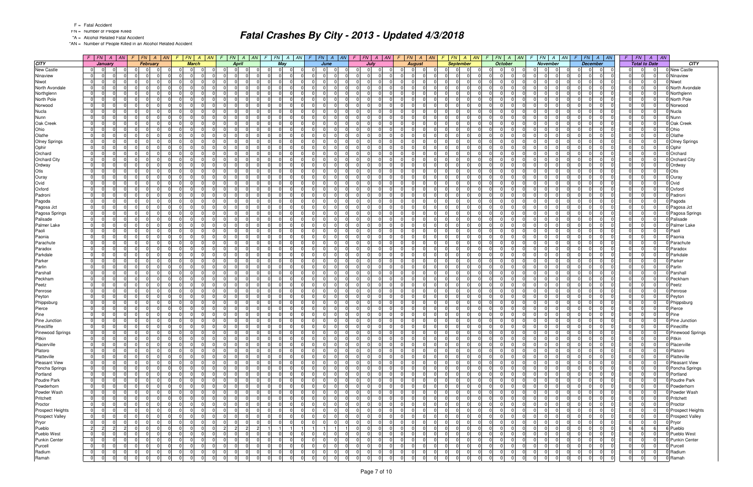F = Fatal Accident

FN = Number of People Killed

*A = Alcohol Related Fatal Accident

*AN = Number of People Killed in an Alcohol Related Accident

# Fatal Crashes By City - 2013 - Updated 4/3/2018

| CITY | January | | | | February | | | | March | | | | April | | | | May | | | | June | | | | July | | | | August | | | | September | | | | October | | | | November | | | | December | | | | Total to Date | | | | CITY |
|---|---|---|---|---|---|---|---|---|---|---|---|---|---|---|---|---|---|---|---|---|---|---|---|---|---|---|---|---|---|---|---|---|---|---|---|---|---|---|---|---|---|---|---|---|---|---|---|---|---|---|---|---|---|
| | F | FN | A | AN | F | FN | A | AN | F | FN | A | AN | F | FN | A | AN | F | FN | A | AN | F | FN | A | AN | F | FN | A | AN | F | FN | A | AN | F | FN | A | AN | F | FN | A | AN | F | FN | A | AN | F | FN | A | AN | F | FN | A | AN | |
| New Castle | 0 | 0 | 0 | 0 | 0 | 0 | 0 | 0 | 0 | 0 | 0 | 0 | 0 | 0 | 0 | 0 | 0 | 0 | 0 | 0 | 0 | 0 | 0 | 0 | 0 | 0 | 0 | 0 | 0 | 0 | 0 | 0 | 0 | 0 | 0 | 0 | 0 | 0 | 0 | 0 | 0 | 0 | 0 | 0 | 0 | 0 | 0 | 0 | 0 | 0 | 0 | 0 | New Castle |
| Ninaview | 0 | 0 | 0 | 0 | 0 | 0 | 0 | 0 | 0 | 0 | 0 | 0 | 0 | 0 | 0 | 0 | 0 | 0 | 0 | 0 | 0 | 0 | 0 | 0 | 0 | 0 | 0 | 0 | 0 | 0 | 0 | 0 | 0 | 0 | 0 | 0 | 0 | 0 | 0 | 0 | 0 | 0 | 0 | 0 | 0 | 0 | 0 | 0 | 0 | 0 | 0 | 0 | Ninaview |
| Niwot | 0 | 0 | 0 | 0 | 0 | 0 | 0 | 0 | 0 | 0 | 0 | 0 | 0 | 0 | 0 | 0 | 0 | 0 | 0 | 0 | 0 | 0 | 0 | 0 | 0 | 0 | 0 | 0 | 0 | 0 | 0 | 0 | 0 | 0 | 0 | 0 | 0 | 0 | 0 | 0 | 0 | 0 | 0 | 0 | 0 | 0 | 0 | 0 | 0 | 0 | 0 | 0 | Niwot |
| North Avondale | 0 | 0 | 0 | 0 | 0 | 0 | 0 | 0 | 0 | 0 | 0 | 0 | 0 | 0 | 0 | 0 | 0 | 0 | 0 | 0 | 0 | 0 | 0 | 0 | 0 | 0 | 0 | 0 | 0 | 0 | 0 | 0 | 0 | 0 | 0 | 0 | 0 | 0 | 0 | 0 | 0 | 0 | 0 | 0 | 0 | 0 | 0 | 0 | 0 | 0 | 0 | 0 | North Avondale |
| Northglenn | 0 | 0 | 0 | 0 | 0 | 0 | 0 | 0 | 0 | 0 | 0 | 0 | 0 | 0 | 0 | 0 | 0 | 0 | 0 | 0 | 0 | 0 | 0 | 0 | 0 | 0 | 0 | 0 | 0 | 0 | 0 | 0 | 0 | 0 | 0 | 0 | 0 | 0 | 0 | 0 | 0 | 0 | 0 | 0 | 0 | 0 | 0 | 0 | 0 | 0 | 0 | 0 | Northglenn |
| North Pole | 0 | 0 | 0 | 0 | 0 | 0 | 0 | 0 | 0 | 0 | 0 | 0 | 0 | 0 | 0 | 0 | 0 | 0 | 0 | 0 | 0 | 0 | 0 | 0 | 0 | 0 | 0 | 0 | 0 | 0 | 0 | 0 | 0 | 0 | 0 | 0 | 0 | 0 | 0 | 0 | 0 | 0 | 0 | 0 | 0 | 0 | 0 | 0 | 0 | 0 | 0 | 0 | North Pole |
| Norwood | 0 | 0 | 0 | 0 | 0 | 0 | 0 | 0 | 0 | 0 | 0 | 0 | 0 | 0 | 0 | 0 | 0 | 0 | 0 | 0 | 0 | 0 | 0 | 0 | 0 | 0 | 0 | 0 | 0 | 0 | 0 | 0 | 0 | 0 | 0 | 0 | 0 | 0 | 0 | 0 | 0 | 0 | 0 | 0 | 0 | 0 | 0 | 0 | 0 | 0 | 0 | 0 | Norwood |
| Nucla | 0 | 0 | 0 | 0 | 0 | 0 | 0 | 0 | 0 | 0 | 0 | 0 | 0 | 0 | 0 | 0 | 0 | 0 | 0 | 0 | 0 | 0 | 0 | 0 | 0 | 0 | 0 | 0 | 0 | 0 | 0 | 0 | 0 | 0 | 0 | 0 | 0 | 0 | 0 | 0 | 0 | 0 | 0 | 0 | 0 | 0 | 0 | 0 | 0 | 0 | 0 | 0 | Nucla |
| Nunn | 0 | 0 | 0 | 0 | 0 | 0 | 0 | 0 | 0 | 0 | 0 | 0 | 0 | 0 | 0 | 0 | 0 | 0 | 0 | 0 | 0 | 0 | 0 | 0 | 0 | 0 | 0 | 0 | 0 | 0 | 0 | 0 | 0 | 0 | 0 | 0 | 0 | 0 | 0 | 0 | 0 | 0 | 0 | 0 | 0 | 0 | 0 | 0 | 0 | 0 | 0 | 0 | Nunn |
| Oak Creek | 0 | 0 | 0 | 0 | 0 | 0 | 0 | 0 | 0 | 0 | 0 | 0 | 0 | 0 | 0 | 0 | 0 | 0 | 0 | 0 | 0 | 0 | 0 | 0 | 0 | 0 | 0 | 0 | 0 | 0 | 0 | 0 | 0 | 0 | 0 | 0 | 0 | 0 | 0 | 0 | 0 | 0 | 0 | 0 | 0 | 0 | 0 | 0 | 0 | 0 | 0 | 0 | Oak Creek |
| Ohio | 0 | 0 | 0 | 0 | 0 | 0 | 0 | 0 | 0 | 0 | 0 | 0 | 0 | 0 | 0 | 0 | 0 | 0 | 0 | 0 | 0 | 0 | 0 | 0 | 0 | 0 | 0 | 0 | 0 | 0 | 0 | 0 | 0 | 0 | 0 | 0 | 0 | 0 | 0 | 0 | 0 | 0 | 0 | 0 | 0 | 0 | 0 | 0 | 0 | 0 | 0 | 0 | Ohio |
| Olathe | 0 | 0 | 0 | 0 | 0 | 0 | 0 | 0 | 0 | 0 | 0 | 0 | 0 | 0 | 0 | 0 | 0 | 0 | 0 | 0 | 0 | 0 | 0 | 0 | 0 | 0 | 0 | 0 | 0 | 0 | 0 | 0 | 0 | 0 | 0 | 0 | 0 | 0 | 0 | 0 | 0 | 0 | 0 | 0 | 0 | 0 | 0 | 0 | 0 | 0 | 0 | 0 | Olathe |
| Olney Springs | 0 | 0 | 0 | 0 | 0 | 0 | 0 | 0 | 0 | 0 | 0 | 0 | 0 | 0 | 0 | 0 | 0 | 0 | 0 | 0 | 0 | 0 | 0 | 0 | 0 | 0 | 0 | 0 | 0 | 0 | 0 | 0 | 0 | 0 | 0 | 0 | 0 | 0 | 0 | 0 | 0 | 0 | 0 | 0 | 0 | 0 | 0 | 0 | 0 | 0 | 0 | 0 | Olney Springs |
| Ophir | 0 | 0 | 0 | 0 | 0 | 0 | 0 | 0 | 0 | 0 | 0 | 0 | 0 | 0 | 0 | 0 | 0 | 0 | 0 | 0 | 0 | 0 | 0 | 0 | 0 | 0 | 0 | 0 | 0 | 0 | 0 | 0 | 0 | 0 | 0 | 0 | 0 | 0 | 0 | 0 | 0 | 0 | 0 | 0 | 0 | 0 | 0 | 0 | 0 | 0 | 0 | 0 | Ophir |
| Orchard | 0 | 0 | 0 | 0 | 0 | 0 | 0 | 0 | 0 | 0 | 0 | 0 | 0 | 0 | 0 | 0 | 0 | 0 | 0 | 0 | 0 | 0 | 0 | 0 | 0 | 0 | 0 | 0 | 0 | 0 | 0 | 0 | 0 | 0 | 0 | 0 | 0 | 0 | 0 | 0 | 0 | 0 | 0 | 0 | 0 | 0 | 0 | 0 | 0 | 0 | 0 | 0 | Orchard |
| Orchard City | 0 | 0 | 0 | 0 | 0 | 0 | 0 | 0 | 0 | 0 | 0 | 0 | 0 | 0 | 0 | 0 | 0 | 0 | 0 | 0 | 0 | 0 | 0 | 0 | 0 | 0 | 0 | 0 | 0 | 0 | 0 | 0 | 0 | 0 | 0 | 0 | 0 | 0 | 0 | 0 | 0 | 0 | 0 | 0 | 0 | 0 | 0 | 0 | 0 | 0 | 0 | 0 | Orchard City |
| Ordway | 0 | 0 | 0 | 0 | 0 | 0 | 0 | 0 | 0 | 0 | 0 | 0 | 0 | 0 | 0 | 0 | 0 | 0 | 0 | 0 | 0 | 0 | 0 | 0 | 0 | 0 | 0 | 0 | 0 | 0 | 0 | 0 | 0 | 0 | 0 | 0 | 0 | 0 | 0 | 0 | 0 | 0 | 0 | 0 | 0 | 0 | 0 | 0 | 0 | 0 | 0 | 0 | Ordway |
| Otis | 0 | 0 | 0 | 0 | 0 | 0 | 0 | 0 | 0 | 0 | 0 | 0 | 0 | 0 | 0 | 0 | 0 | 0 | 0 | 0 | 0 | 0 | 0 | 0 | 0 | 0 | 0 | 0 | 0 | 0 | 0 | 0 | 0 | 0 | 0 | 0 | 0 | 0 | 0 | 0 | 0 | 0 | 0 | 0 | 0 | 0 | 0 | 0 | 0 | 0 | 0 | 0 | Otis |
| Ouray | 0 | 0 | 0 | 0 | 0 | 0 | 0 | 0 | 0 | 0 | 0 | 0 | 0 | 0 | 0 | 0 | 0 | 0 | 0 | 0 | 0 | 0 | 0 | 0 | 0 | 0 | 0 | 0 | 0 | 0 | 0 | 0 | 0 | 0 | 0 | 0 | 0 | 0 | 0 | 0 | 0 | 0 | 0 | 0 | 0 | 0 | 0 | 0 | 0 | 0 | 0 | 0 | Ouray |
| Ovid | 0 | 0 | 0 | 0 | 0 | 0 | 0 | 0 | 0 | 0 | 0 | 0 | 0 | 0 | 0 | 0 | 0 | 0 | 0 | 0 | 0 | 0 | 0 | 0 | 0 | 0 | 0 | 0 | 0 | 0 | 0 | 0 | 0 | 0 | 0 | 0 | 0 | 0 | 0 | 0 | 0 | 0 | 0 | 0 | 0 | 0 | 0 | 0 | 0 | 0 | 0 | 0 | Ovid |
| Oxford | 0 | 0 | 0 | 0 | 0 | 0 | 0 | 0 | 0 | 0 | 0 | 0 | 0 | 0 | 0 | 0 | 0 | 0 | 0 | 0 | 0 | 0 | 0 | 0 | 0 | 0 | 0 | 0 | 0 | 0 | 0 | 0 | 0 | 0 | 0 | 0 | 0 | 0 | 0 | 0 | 0 | 0 | 0 | 0 | 0 | 0 | 0 | 0 | 0 | 0 | 0 | 0 | Oxford |
| Padroni | 0 | 0 | 0 | 0 | 0 | 0 | 0 | 0 | 0 | 0 | 0 | 0 | 0 | 0 | 0 | 0 | 0 | 0 | 0 | 0 | 0 | 0 | 0 | 0 | 0 | 0 | 0 | 0 | 0 | 0 | 0 | 0 | 0 | 0 | 0 | 0 | 0 | 0 | 0 | 0 | 0 | 0 | 0 | 0 | 0 | 0 | 0 | 0 | 0 | 0 | 0 | 0 | Padroni |
| Pagoda | 0 | 0 | 0 | 0 | 0 | 0 | 0 | 0 | 0 | 0 | 0 | 0 | 0 | 0 | 0 | 0 | 0 | 0 | 0 | 0 | 0 | 0 | 0 | 0 | 0 | 0 | 0 | 0 | 0 | 0 | 0 | 0 | 0 | 0 | 0 | 0 | 0 | 0 | 0 | 0 | 0 | 0 | 0 | 0 | 0 | 0 | 0 | 0 | 0 | 0 | 0 | 0 | Pagoda |
| Pagosa Jct | 0 | 0 | 0 | 0 | 0 | 0 | 0 | 0 | 0 | 0 | 0 | 0 | 0 | 0 | 0 | 0 | 0 | 0 | 0 | 0 | 0 | 0 | 0 | 0 | 0 | 0 | 0 | 0 | 0 | 0 | 0 | 0 | 0 | 0 | 0 | 0 | 0 | 0 | 0 | 0 | 0 | 0 | 0 | 0 | 0 | 0 | 0 | 0 | 0 | 0 | 0 | 0 | Pagosa Jct |
| Pagosa Springs | 0 | 0 | 0 | 0 | 0 | 0 | 0 | 0 | 0 | 0 | 0 | 0 | 0 | 0 | 0 | 0 | 0 | 0 | 0 | 0 | 0 | 0 | 0 | 0 | 0 | 0 | 0 | 0 | 0 | 0 | 0 | 0 | 0 | 0 | 0 | 0 | 0 | 0 | 0 | 0 | 0 | 0 | 0 | 0 | 0 | 0 | 0 | 0 | 0 | 0 | 0 | 0 | Pagosa Springs |
| Palisade | 0 | 0 | 0 | 0 | 0 | 0 | 0 | 0 | 0 | 0 | 0 | 0 | 0 | 0 | 0 | 0 | 0 | 0 | 0 | 0 | 0 | 0 | 0 | 0 | 0 | 0 | 0 | 0 | 0 | 0 | 0 | 0 | 0 | 0 | 0 | 0 | 0 | 0 | 0 | 0 | 0 | 0 | 0 | 0 | 0 | 0 | 0 | 0 | 0 | 0 | 0 | 0 | Palisade |
| Palmer Lake | 0 | 0 | 0 | 0 | 0 | 0 | 0 | 0 | 0 | 0 | 0 | 0 | 0 | 0 | 0 | 0 | 0 | 0 | 0 | 0 | 0 | 0 | 0 | 0 | 0 | 0 | 0 | 0 | 0 | 0 | 0 | 0 | 0 | 0 | 0 | 0 | 0 | 0 | 0 | 0 | 0 | 0 | 0 | 0 | 0 | 0 | 0 | 0 | 0 | 0 | 0 | 0 | Palmer Lake |
| Paoli | 0 | 0 | 0 | 0 | 0 | 0 | 0 | 0 | 0 | 0 | 0 | 0 | 0 | 0 | 0 | 0 | 0 | 0 | 0 | 0 | 0 | 0 | 0 | 0 | 0 | 0 | 0 | 0 | 0 | 0 | 0 | 0 | 0 | 0 | 0 | 0 | 0 | 0 | 0 | 0 | 0 | 0 | 0 | 0 | 0 | 0 | 0 | 0 | 0 | 0 | 0 | 0 | Paoli |
| Paonia | 0 | 0 | 0 | 0 | 0 | 0 | 0 | 0 | 0 | 0 | 0 | 0 | 0 | 0 | 0 | 0 | 0 | 0 | 0 | 0 | 0 | 0 | 0 | 0 | 0 | 0 | 0 | 0 | 0 | 0 | 0 | 0 | 0 | 0 | 0 | 0 | 0 | 0 | 0 | 0 | 0 | 0 | 0 | 0 | 0 | 0 | 0 | 0 | 0 | 0 | 0 | 0 | Paonia |
| Parachute | 0 | 0 | 0 | 0 | 0 | 0 | 0 | 0 | 0 | 0 | 0 | 0 | 0 | 0 | 0 | 0 | 0 | 0 | 0 | 0 | 0 | 0 | 0 | 0 | 0 | 0 | 0 | 0 | 0 | 0 | 0 | 0 | 0 | 0 | 0 | 0 | 0 | 0 | 0 | 0 | 0 | 0 | 0 | 0 | 0 | 0 | 0 | 0 | 0 | 0 | 0 | 0 | Parachute |
| Paradox | 0 | 0 | 0 | 0 | 0 | 0 | 0 | 0 | 0 | 0 | 0 | 0 | 0 | 0 | 0 | 0 | 0 | 0 | 0 | 0 | 0 | 0 | 0 | 0 | 0 | 0 | 0 | 0 | 0 | 0 | 0 | 0 | 0 | 0 | 0 | 0 | 0 | 0 | 0 | 0 | 0 | 0 | 0 | 0 | 0 | 0 | 0 | 0 | 0 | 0 | 0 | 0 | Paradox |
| Parkdale | 0 | 0 | 0 | 0 | 0 | 0 | 0 | 0 | 0 | 0 | 0 | 0 | 0 | 0 | 0 | 0 | 0 | 0 | 0 | 0 | 0 | 0 | 0 | 0 | 0 | 0 | 0 | 0 | 0 | 0 | 0 | 0 | 0 | 0 | 0 | 0 | 0 | 0 | 0 | 0 | 0 | 0 | 0 | 0 | 0 | 0 | 0 | 0 | 0 | 0 | 0 | 0 | Parkdale |
| Parker | 0 | 0 | 0 | 0 | 0 | 0 | 0 | 0 | 0 | 0 | 0 | 0 | 0 | 0 | 0 | 0 | 0 | 0 | 0 | 0 | 0 | 0 | 0 | 0 | 0 | 0 | 0 | 0 | 0 | 0 | 0 | 0 | 0 | 0 | 0 | 0 | 0 | 0 | 0 | 0 | 0 | 0 | 0 | 0 | 0 | 0 | 0 | 0 | 0 | 0 | 0 | 0 | Parker |
| Parlin | 0 | 0 | 0 | 0 | 0 | 0 | 0 | 0 | 0 | 0 | 0 | 0 | 0 | 0 | 0 | 0 | 0 | 0 | 0 | 0 | 0 | 0 | 0 | 0 | 0 | 0 | 0 | 0 | 0 | 0 | 0 | 0 | 0 | 0 | 0 | 0 | 0 | 0 | 0 | 0 | 0 | 0 | 0 | 0 | 0 | 0 | 0 | 0 | 0 | 0 | 0 | 0 | Parlin |
| Parshall | 0 | 0 | 0 | 0 | 0 | 0 | 0 | 0 | 0 | 0 | 0 | 0 | 0 | 0 | 0 | 0 | 0 | 0 | 0 | 0 | 0 | 0 | 0 | 0 | 0 | 0 | 0 | 0 | 0 | 0 | 0 | 0 | 0 | 0 | 0 | 0 | 0 | 0 | 0 | 0 | 0 | 0 | 0 | 0 | 0 | 0 | 0 | 0 | 0 | 0 | 0 | 0 | Parshall |
| Peckham | 0 | 0 | 0 | 0 | 0 | 0 | 0 | 0 | 0 | 0 | 0 | 0 | 0 | 0 | 0 | 0 | 0 | 0 | 0 | 0 | 0 | 0 | 0 | 0 | 0 | 0 | 0 | 0 | 0 | 0 | 0 | 0 | 0 | 0 | 0 | 0 | 0 | 0 | 0 | 0 | 0 | 0 | 0 | 0 | 0 | 0 | 0 | 0 | 0 | 0 | 0 | 0 | Peckham |
| Peetz | 0 | 0 | 0 | 0 | 0 | 0 | 0 | 0 | 0 | 0 | 0 | 0 | 0 | 0 | 0 | 0 | 0 | 0 | 0 | 0 | 0 | 0 | 0 | 0 | 0 | 0 | 0 | 0 | 0 | 0 | 0 | 0 | 0 | 0 | 0 | 0 | 0 | 0 | 0 | 0 | 0 | 0 | 0 | 0 | 0 | 0 | 0 | 0 | 0 | 0 | 0 | 0 | Peetz |
| Penrose | 0 | 0 | 0 | 0 | 0 | 0 | 0 | 0 | 0 | 0 | 0 | 0 | 0 | 0 | 0 | 0 | 0 | 0 | 0 | 0 | 0 | 0 | 0 | 0 | 0 | 0 | 0 | 0 | 0 | 0 | 0 | 0 | 0 | 0 | 0 | 0 | 0 | 0 | 0 | 0 | 0 | 0 | 0 | 0 | 0 | 0 | 0 | 0 | 0 | 0 | 0 | 0 | Penrose |
| Peyton | 0 | 0 | 0 | 0 | 0 | 0 | 0 | 0 | 0 | 0 | 0 | 0 | 0 | 0 | 0 | 0 | 0 | 0 | 0 | 0 | 0 | 0 | 0 | 0 | 0 | 0 | 0 | 0 | 0 | 0 | 0 | 0 | 0 | 0 | 0 | 0 | 0 | 0 | 0 | 0 | 0 | 0 | 0 | 0 | 0 | 0 | 0 | 0 | 0 | 0 | 0 | 0 | Peyton |
| Phippsburg | 0 | 0 | 0 | 0 | 0 | 0 | 0 | 0 | 0 | 0 | 0 | 0 | 0 | 0 | 0 | 0 | 0 | 0 | 0 | 0 | 0 | 0 | 0 | 0 | 0 | 0 | 0 | 0 | 0 | 0 | 0 | 0 | 0 | 0 | 0 | 0 | 0 | 0 | 0 | 0 | 0 | 0 | 0 | 0 | 0 | 0 | 0 | 0 | 0 | 0 | 0 | 0 | Phippsburg |
| Pierce | 0 | 0 | 0 | 0 | 0 | 0 | 0 | 0 | 0 | 0 | 0 | 0 | 0 | 0 | 0 | 0 | 0 | 0 | 0 | 0 | 0 | 0 | 0 | 0 | 0 | 0 | 0 | 0 | 0 | 0 | 0 | 0 | 0 | 0 | 0 | 0 | 0 | 0 | 0 | 0 | 0 | 0 | 0 | 0 | 0 | 0 | 0 | 0 | 0 | 0 | 0 | 0 | Pierce |
| Pine | 0 | 0 | 0 | 0 | 0 | 0 | 0 | 0 | 0 | 0 | 0 | 0 | 0 | 0 | 0 | 0 | 0 | 0 | 0 | 0 | 0 | 0 | 0 | 0 | 0 | 0 | 0 | 0 | 0 | 0 | 0 | 0 | 0 | 0 | 0 | 0 | 0 | 0 | 0 | 0 | 0 | 0 | 0 | 0 | 0 | 0 | 0 | 0 | 0 | 0 | 0 | 0 | Pine |
| Pine Junction | 0 | 0 | 0 | 0 | 0 | 0 | 0 | 0 | 0 | 0 | 0 | 0 | 0 | 0 | 0 | 0 | 0 | 0 | 0 | 0 | 0 | 0 | 0 | 0 | 0 | 0 | 0 | 0 | 0 | 0 | 0 | 0 | 0 | 0 | 0 | 0 | 0 | 0 | 0 | 0 | 0 | 0 | 0 | 0 | 0 | 0 | 0 | 0 | 0 | 0 | 0 | 0 | Pine Junction |
| Pinecliffe | 0 | 0 | 0 | 0 | 0 | 0 | 0 | 0 | 0 | 0 | 0 | 0 | 0 | 0 | 0 | 0 | 0 | 0 | 0 | 0 | 0 | 0 | 0 | 0 | 0 | 0 | 0 | 0 | 0 | 0 | 0 | 0 | 0 | 0 | 0 | 0 | 0 | 0 | 0 | 0 | 0 | 0 | 0 | 0 | 0 | 0 | 0 | 0 | 0 | 0 | 0 | 0 | Pinecliffe |
| Pinewood Springs | 0 | 0 | 0 | 0 | 0 | 0 | 0 | 0 | 0 | 0 | 0 | 0 | 0 | 0 | 0 | 0 | 0 | 0 | 0 | 0 | 0 | 0 | 0 | 0 | 0 | 0 | 0 | 0 | 0 | 0 | 0 | 0 | 0 | 0 | 0 | 0 | 0 | 0 | 0 | 0 | 0 | 0 | 0 | 0 | 0 | 0 | 0 | 0 | 0 | 0 | 0 | 0 | Pinewood Springs |
| Pitkin | 0 | 0 | 0 | 0 | 0 | 0 | 0 | 0 | 0 | 0 | 0 | 0 | 0 | 0 | 0 | 0 | 0 | 0 | 0 | 0 | 0 | 0 | 0 | 0 | 0 | 0 | 0 | 0 | 0 | 0 | 0 | 0 | 0 | 0 | 0 | 0 | 0 | 0 | 0 | 0 | 0 | 0 | 0 | 0 | 0 | 0 | 0 | 0 | 0 | 0 | 0 | 0 | Pitkin |
| Placerville | 0 | 0 | 0 | 0 | 0 | 0 | 0 | 0 | 0 | 0 | 0 | 0 | 0 | 0 | 0 | 0 | 0 | 0 | 0 | 0 | 0 | 0 | 0 | 0 | 0 | 0 | 0 | 0 | 0 | 0 | 0 | 0 | 0 | 0 | 0 | 0 | 0 | 0 | 0 | 0 | 0 | 0 | 0 | 0 | 0 | 0 | 0 | 0 | 0 | 0 | 0 | 0 | Placerville |
| Platoro | 0 | 0 | 0 | 0 | 0 | 0 | 0 | 0 | 0 | 0 | 0 | 0 | 0 | 0 | 0 | 0 | 0 | 0 | 0 | 0 | 0 | 0 | 0 | 0 | 0 | 0 | 0 | 0 | 0 | 0 | 0 | 0 | 0 | 0 | 0 | 0 | 0 | 0 | 0 | 0 | 0 | 0 | 0 | 0 | 0 | 0 | 0 | 0 | 0 | 0 | 0 | 0 | Platoro |
| Platteville | 0 | 0 | 0 | 0 | 0 | 0 | 0 | 0 | 0 | 0 | 0 | 0 | 0 | 0 | 0 | 0 | 0 | 0 | 0 | 0 | 0 | 0 | 0 | 0 | 0 | 0 | 0 | 0 | 0 | 0 | 0 | 0 | 0 | 0 | 0 | 0 | 0 | 0 | 0 | 0 | 0 | 0 | 0 | 0 | 0 | 0 | 0 | 0 | 0 | 0 | 0 | 0 | Platteville |
| Pleasant View | 0 | 0 | 0 | 0 | 0 | 0 | 0 | 0 | 0 | 0 | 0 | 0 | 0 | 0 | 0 | 0 | 0 | 0 | 0 | 0 | 0 | 0 | 0 | 0 | 0 | 0 | 0 | 0 | 0 | 0 | 0 | 0 | 0 | 0 | 0 | 0 | 0 | 0 | 0 | 0 | 0 | 0 | 0 | 0 | 0 | 0 | 0 | 0 | 0 | 0 | 0 | 0 | Pleasant View |
| Poncha Springs | 0 | 0 | 0 | 0 | 0 | 0 | 0 | 0 | 0 | 0 | 0 | 0 | 0 | 0 | 0 | 0 | 0 | 0 | 0 | 0 | 0 | 0 | 0 | 0 | 0 | 0 | 0 | 0 | 0 | 0 | 0 | 0 | 0 | 0 | 0 | 0 | 0 | 0 | 0 | 0 | 0 | 0 | 0 | 0 | 0 | 0 | 0 | 0 | 0 | 0 | 0 | 0 | Poncha Springs |
| Portland | 0 | 0 | 0 | 0 | 0 | 0 | 0 | 0 | 0 | 0 | 0 | 0 | 0 | 0 | 0 | 0 | 0 | 0 | 0 | 0 | 0 | 0 | 0 | 0 | 0 | 0 | 0 | 0 | 0 | 0 | 0 | 0 | 0 | 0 | 0 | 0 | 0 | 0 | 0 | 0 | 0 | 0 | 0 | 0 | 0 | 0 | 0 | 0 | 0 | 0 | 0 | 0 | Portland |
| Poudre Park | 0 | 0 | 0 | 0 | 0 | 0 | 0 | 0 | 0 | 0 | 0 | 0 | 0 | 0 | 0 | 0 | 0 | 0 | 0 | 0 | 0 | 0 | 0 | 0 | 0 | 0 | 0 | 0 | 0 | 0 | 0 | 0 | 0 | 0 | 0 | 0 | 0 | 0 | 0 | 0 | 0 | 0 | 0 | 0 | 0 | 0 | 0 | 0 | 0 | 0 | 0 | 0 | Poudre Park |
| Powderhorn | 0 | 0 | 0 | 0 | 0 | 0 | 0 | 0 | 0 | 0 | 0 | 0 | 0 | 0 | 0 | 0 | 0 | 0 | 0 | 0 | 0 | 0 | 0 | 0 | 0 | 0 | 0 | 0 | 0 | 0 | 0 | 0 | 0 | 0 | 0 | 0 | 0 | 0 | 0 | 0 | 0 | 0 | 0 | 0 | 0 | 0 | 0 | 0 | 0 | 0 | 0 | 0 | Powderhorn |
| Powder Wash | 0 | 0 | 0 | 0 | 0 | 0 | 0 | 0 | 0 | 0 | 0 | 0 | 0 | 0 | 0 | 0 | 0 | 0 | 0 | 0 | 0 | 0 | 0 | 0 | 0 | 0 | 0 | 0 | 0 | 0 | 0 | 0 | 0 | 0 | 0 | 0 | 0 | 0 | 0 | 0 | 0 | 0 | 0 | 0 | 0 | 0 | 0 | 0 | 0 | 0 | 0 | 0 | Powder Wash |
| Pritchett | 0 | 0 | 0 | 0 | 0 | 0 | 0 | 0 | 0 | 0 | 0 | 0 | 0 | 0 | 0 | 0 | 0 | 0 | 0 | 0 | 0 | 0 | 0 | 0 | 0 | 0 | 0 | 0 | 0 | 0 | 0 | 0 | 0 | 0 | 0 | 0 | 0 | 0 | 0 | 0 | 0 | 0 | 0 | 0 | 0 | 0 | 0 | 0 | 0 | 0 | 0 | 0 | Pritchett |
| Proctor | 0 | 0 | 0 | 0 | 0 | 0 | 0 | 0 | 0 | 0 | 0 | 0 | 0 | 0 | 0 | 0 | 0 | 0 | 0 | 0 | 0 | 0 | 0 | 0 | 0 | 0 | 0 | 0 | 0 | 0 | 0 | 0 | 0 | 0 | 0 | 0 | 0 | 0 | 0 | 0 | 0 | 0 | 0 | 0 | 0 | 0 | 0 | 0 | 0 | 0 | 0 | 0 | Proctor |
| Prospect Heights | 0 | 0 | 0 | 0 | 0 | 0 | 0 | 0 | 0 | 0 | 0 | 0 | 0 | 0 | 0 | 0 | 0 | 0 | 0 | 0 | 0 | 0 | 0 | 0 | 0 | 0 | 0 | 0 | 0 | 0 | 0 | 0 | 0 | 0 | 0 | 0 | 0 | 0 | 0 | 0 | 0 | 0 | 0 | 0 | 0 | 0 | 0 | 0 | 0 | 0 | 0 | 0 | Prospect Heights |
| Prospect Valley | 0 | 0 | 0 | 0 | 0 | 0 | 0 | 0 | 0 | 0 | 0 | 0 | 0 | 0 | 0 | 0 | 0 | 0 | 0 | 0 | 0 | 0 | 0 | 0 | 0 | 0 | 0 | 0 | 0 | 0 | 0 | 0 | 0 | 0 | 0 | 0 | 0 | 0 | 0 | 0 | 0 | 0 | 0 | 0 | 0 | 0 | 0 | 0 | 0 | 0 | 0 | 0 | Prospect Valley |
| Pryor | 0 | 0 | 0 | 0 | 0 | 0 | 0 | 0 | 0 | 0 | 0 | 0 | 0 | 0 | 0 | 0 | 0 | 0 | 0 | 0 | 0 | 0 | 0 | 0 | 0 | 0 | 0 | 0 | 0 | 0 | 0 | 0 | 0 | 0 | 0 | 0 | 0 | 0 | 0 | 0 | 0 | 0 | 0 | 0 | 0 | 0 | 0 | 0 | 0 | 0 | 0 | 0 | Pryor |
| Pueblo | 2 | 2 | 2 | 2 | 0 | 0 | 0 | 0 | 0 | 0 | 0 | 0 | 2 | 2 | 2 | 2 | 1 | 1 | 1 | 1 | 1 | 1 | 1 | 1 | 0 | 0 | 0 | 0 | 0 | 0 | 0 | 0 | 0 | 0 | 0 | 0 | 0 | 0 | 0 | 0 | 0 | 0 | 0 | 0 | 0 | 0 | 0 | 0 | 6 | 6 | 6 | 6 | Pueblo |
| Pueblo West | 0 | 0 | 0 | 0 | 0 | 0 | 0 | 0 | 0 | 0 | 0 | 0 | 0 | 0 | 0 | 0 | 0 | 0 | 0 | 0 | 0 | 0 | 0 | 0 | 0 | 0 | 0 | 0 | 0 | 0 | 0 | 0 | 0 | 0 | 0 | 0 | 0 | 0 | 0 | 0 | 0 | 0 | 0 | 0 | 0 | 0 | 0 | 0 | 0 | 0 | 0 | 0 | Pueblo West |
| Punkin Center | 0 | 0 | 0 | 0 | 0 | 0 | 0 | 0 | 0 | 0 | 0 | 0 | 0 | 0 | 0 | 0 | 0 | 0 | 0 | 0 | 0 | 0 | 0 | 0 | 0 | 0 | 0 | 0 | 0 | 0 | 0 | 0 | 0 | 0 | 0 | 0 | 0 | 0 | 0 | 0 | 0 | 0 | 0 | 0 | 0 | 0 | 0 | 0 | 0 | 0 | 0 | 0 | Punkin Center |
| Purcell | 0 | 0 | 0 | 0 | 0 | 0 | 0 | 0 | 0 | 0 | 0 | 0 | 0 | 0 | 0 | 0 | 0 | 0 | 0 | 0 | 0 | 0 | 0 | 0 | 0 | 0 | 0 | 0 | 0 | 0 | 0 | 0 | 0 | 0 | 0 | 0 | 0 | 0 | 0 | 0 | 0 | 0 | 0 | 0 | 0 | 0 | 0 | 0 | 0 | 0 | 0 | 0 | Purcell |
| Radium | 0 | 0 | 0 | 0 | 0 | 0 | 0 | 0 | 0 | 0 | 0 | 0 | 0 | 0 | 0 | 0 | 0 | 0 | 0 | 0 | 0 | 0 | 0 | 0 | 0 | 0 | 0 | 0 | 0 | 0 | 0 | 0 | 0 | 0 | 0 | 0 | 0 | 0 | 0 | 0 | 0 | 0 | 0 | 0 | 0 | 0 | 0 | 0 | 0 | 0 | 0 | 0 | Radium |
| Ramah | 0 | 0 | 0 | 0 | 0 | 0 | 0 | 0 | 0 | 0 | 0 | 0 | 0 | 0 | 0 | 0 | 0 | 0 | 0 | 0 | 0 | 0 | 0 | 0 | 0 | 0 | 0 | 0 | 0 | 0 | 0 | 0 | 0 | 0 | 0 | 0 | 0 | 0 | 0 | 0 | 0 | 0 | 0 | 0 | 0 | 0 | 0 | 0 | 0 | 0 | 0 | 0 | Ramah |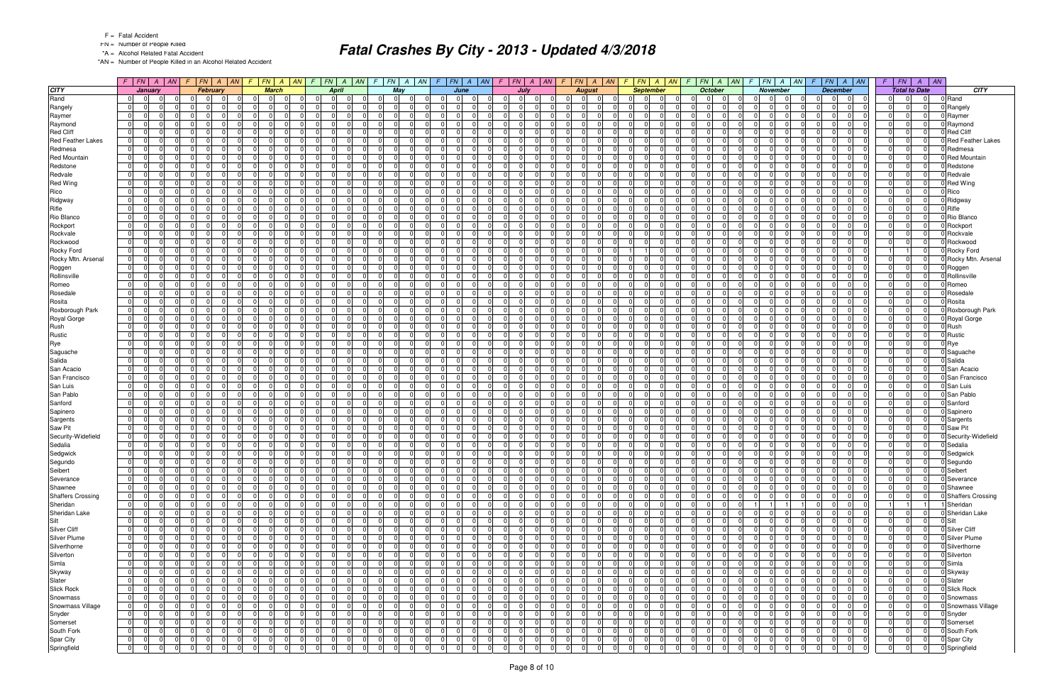F = Fatal Accident

FN = Number of People Killed

*A = Alcohol Related Fatal Accident

*AN = Number of People Killed in an Alcohol Related Accident

# Fatal Crashes By City - 2013 - Updated 4/3/2018

| CITY | January | | | | February | | | | March | | | | April | | | | May | | | | June | | | | July | | | | August | | | | September | | | | October | | | | November | | | | December | | | | Total to Date | | | | CITY |
|---|---|---|---|---|---|---|---|---|---|---|---|---|---|---|---|---|---|---|---|---|---|---|---|---|---|---|---|---|---|---|---|---|---|---|---|---|---|---|---|---|---|---|---|---|---|---|---|---|---|---|---|---|---|
| | F | FN | A | AN | F | FN | A | AN | F | FN | A | AN | F | FN | A | AN | F | FN | A | AN | F | FN | A | AN | F | FN | A | AN | F | FN | A | AN | F | FN | A | AN | F | FN | A | AN | F | FN | A | AN | F | FN | A | AN | F | FN | A | AN | |
| Rand | 0 | 0 | 0 | 0 | 0 | 0 | 0 | 0 | 0 | 0 | 0 | 0 | 0 | 0 | 0 | 0 | 0 | 0 | 0 | 0 | 0 | 0 | 0 | 0 | 0 | 0 | 0 | 0 | 0 | 0 | 0 | 0 | 0 | 0 | 0 | 0 | 0 | 0 | 0 | 0 | 0 | 0 | 0 | 0 | 0 | 0 | 0 | 0 | 0 | 0 | 0 | 0 | Rand |
| Rangely | 0 | 0 | 0 | 0 | 0 | 0 | 0 | 0 | 0 | 0 | 0 | 0 | 0 | 0 | 0 | 0 | 0 | 0 | 0 | 0 | 0 | 0 | 0 | 0 | 0 | 0 | 0 | 0 | 0 | 0 | 0 | 0 | 0 | 0 | 0 | 0 | 0 | 0 | 0 | 0 | 0 | 0 | 0 | 0 | 0 | 0 | 0 | 0 | 0 | 0 | 0 | 0 | Rangely |
| Raymer | 0 | 0 | 0 | 0 | 0 | 0 | 0 | 0 | 0 | 0 | 0 | 0 | 0 | 0 | 0 | 0 | 0 | 0 | 0 | 0 | 0 | 0 | 0 | 0 | 0 | 0 | 0 | 0 | 0 | 0 | 0 | 0 | 0 | 0 | 0 | 0 | 0 | 0 | 0 | 0 | 0 | 0 | 0 | 0 | 0 | 0 | 0 | 0 | 0 | 0 | 0 | 0 | Raymer |
| Raymond | 0 | 0 | 0 | 0 | 0 | 0 | 0 | 0 | 0 | 0 | 0 | 0 | 0 | 0 | 0 | 0 | 0 | 0 | 0 | 0 | 0 | 0 | 0 | 0 | 0 | 0 | 0 | 0 | 0 | 0 | 0 | 0 | 0 | 0 | 0 | 0 | 0 | 0 | 0 | 0 | 0 | 0 | 0 | 0 | 0 | 0 | 0 | 0 | 0 | 0 | 0 | 0 | Raymond |
| Red Cliff | 0 | 0 | 0 | 0 | 0 | 0 | 0 | 0 | 0 | 0 | 0 | 0 | 0 | 0 | 0 | 0 | 0 | 0 | 0 | 0 | 0 | 0 | 0 | 0 | 0 | 0 | 0 | 0 | 0 | 0 | 0 | 0 | 0 | 0 | 0 | 0 | 0 | 0 | 0 | 0 | 0 | 0 | 0 | 0 | 0 | 0 | 0 | 0 | 0 | 0 | 0 | 0 | Red Cliff |
| Red Feather Lakes | 0 | 0 | 0 | 0 | 0 | 0 | 0 | 0 | 0 | 0 | 0 | 0 | 0 | 0 | 0 | 0 | 0 | 0 | 0 | 0 | 0 | 0 | 0 | 0 | 0 | 0 | 0 | 0 | 0 | 0 | 0 | 0 | 0 | 0 | 0 | 0 | 0 | 0 | 0 | 0 | 0 | 0 | 0 | 0 | 0 | 0 | 0 | 0 | 0 | 0 | 0 | 0 | Red Feather Lakes |
| Redmesa | 0 | 0 | 0 | 0 | 0 | 0 | 0 | 0 | 0 | 0 | 0 | 0 | 0 | 0 | 0 | 0 | 0 | 0 | 0 | 0 | 0 | 0 | 0 | 0 | 0 | 0 | 0 | 0 | 0 | 0 | 0 | 0 | 0 | 0 | 0 | 0 | 0 | 0 | 0 | 0 | 0 | 0 | 0 | 0 | 0 | 0 | 0 | 0 | 0 | 0 | 0 | 0 | Redmesa |
| Red Mountain | 0 | 0 | 0 | 0 | 0 | 0 | 0 | 0 | 0 | 0 | 0 | 0 | 0 | 0 | 0 | 0 | 0 | 0 | 0 | 0 | 0 | 0 | 0 | 0 | 0 | 0 | 0 | 0 | 0 | 0 | 0 | 0 | 0 | 0 | 0 | 0 | 0 | 0 | 0 | 0 | 0 | 0 | 0 | 0 | 0 | 0 | 0 | 0 | 0 | 0 | 0 | 0 | Red Mountain |
| Redstone | 0 | 0 | 0 | 0 | 0 | 0 | 0 | 0 | 0 | 0 | 0 | 0 | 0 | 0 | 0 | 0 | 0 | 0 | 0 | 0 | 0 | 0 | 0 | 0 | 0 | 0 | 0 | 0 | 0 | 0 | 0 | 0 | 0 | 0 | 0 | 0 | 0 | 0 | 0 | 0 | 0 | 0 | 0 | 0 | 0 | 0 | 0 | 0 | 0 | 0 | 0 | 0 | Redstone |
| Redvale | 0 | 0 | 0 | 0 | 0 | 0 | 0 | 0 | 0 | 0 | 0 | 0 | 0 | 0 | 0 | 0 | 0 | 0 | 0 | 0 | 0 | 0 | 0 | 0 | 0 | 0 | 0 | 0 | 0 | 0 | 0 | 0 | 0 | 0 | 0 | 0 | 0 | 0 | 0 | 0 | 0 | 0 | 0 | 0 | 0 | 0 | 0 | 0 | 0 | 0 | 0 | 0 | Redvale |
| Red Wing | 0 | 0 | 0 | 0 | 0 | 0 | 0 | 0 | 0 | 0 | 0 | 0 | 0 | 0 | 0 | 0 | 0 | 0 | 0 | 0 | 0 | 0 | 0 | 0 | 0 | 0 | 0 | 0 | 0 | 0 | 0 | 0 | 0 | 0 | 0 | 0 | 0 | 0 | 0 | 0 | 0 | 0 | 0 | 0 | 0 | 0 | 0 | 0 | 0 | 0 | 0 | 0 | Red Wing |
| Rico | 0 | 0 | 0 | 0 | 0 | 0 | 0 | 0 | 0 | 0 | 0 | 0 | 0 | 0 | 0 | 0 | 0 | 0 | 0 | 0 | 0 | 0 | 0 | 0 | 0 | 0 | 0 | 0 | 0 | 0 | 0 | 0 | 0 | 0 | 0 | 0 | 0 | 0 | 0 | 0 | 0 | 0 | 0 | 0 | 0 | 0 | 0 | 0 | 0 | 0 | 0 | 0 | Rico |
| Ridgway | 0 | 0 | 0 | 0 | 0 | 0 | 0 | 0 | 0 | 0 | 0 | 0 | 0 | 0 | 0 | 0 | 0 | 0 | 0 | 0 | 0 | 0 | 0 | 0 | 0 | 0 | 0 | 0 | 0 | 0 | 0 | 0 | 0 | 0 | 0 | 0 | 0 | 0 | 0 | 0 | 0 | 0 | 0 | 0 | 0 | 0 | 0 | 0 | 0 | 0 | 0 | 0 | Ridgway |
| Rifle | 0 | 0 | 0 | 0 | 0 | 0 | 0 | 0 | 0 | 0 | 0 | 0 | 0 | 0 | 0 | 0 | 0 | 0 | 0 | 0 | 0 | 0 | 0 | 0 | 0 | 0 | 0 | 0 | 0 | 0 | 0 | 0 | 0 | 0 | 0 | 0 | 0 | 0 | 0 | 0 | 0 | 0 | 0 | 0 | 0 | 0 | 0 | 0 | 0 | 0 | 0 | 0 | Rifle |
| Rio Blanco | 0 | 0 | 0 | 0 | 0 | 0 | 0 | 0 | 0 | 0 | 0 | 0 | 0 | 0 | 0 | 0 | 0 | 0 | 0 | 0 | 0 | 0 | 0 | 0 | 0 | 0 | 0 | 0 | 0 | 0 | 0 | 0 | 0 | 0 | 0 | 0 | 0 | 0 | 0 | 0 | 0 | 0 | 0 | 0 | 0 | 0 | 0 | 0 | 0 | 0 | 0 | 0 | Rio Blanco |
| Rockport | 0 | 0 | 0 | 0 | 0 | 0 | 0 | 0 | 0 | 0 | 0 | 0 | 0 | 0 | 0 | 0 | 0 | 0 | 0 | 0 | 0 | 0 | 0 | 0 | 0 | 0 | 0 | 0 | 0 | 0 | 0 | 0 | 0 | 0 | 0 | 0 | 0 | 0 | 0 | 0 | 0 | 0 | 0 | 0 | 0 | 0 | 0 | 0 | 0 | 0 | 0 | 0 | Rockport |
| Rockvale | 0 | 0 | 0 | 0 | 0 | 0 | 0 | 0 | 0 | 0 | 0 | 0 | 0 | 0 | 0 | 0 | 0 | 0 | 0 | 0 | 0 | 0 | 0 | 0 | 0 | 0 | 0 | 0 | 0 | 0 | 0 | 0 | 0 | 0 | 0 | 0 | 0 | 0 | 0 | 0 | 0 | 0 | 0 | 0 | 0 | 0 | 0 | 0 | 0 | 0 | 0 | 0 | Rockvale |
| Rockwood | 0 | 0 | 0 | 0 | 0 | 0 | 0 | 0 | 0 | 0 | 0 | 0 | 0 | 0 | 0 | 0 | 0 | 0 | 0 | 0 | 0 | 0 | 0 | 0 | 0 | 0 | 0 | 0 | 0 | 0 | 0 | 0 | 0 | 0 | 0 | 0 | 0 | 0 | 0 | 0 | 0 | 0 | 0 | 0 | 0 | 0 | 0 | 0 | 0 | 0 | 0 | 0 | Rockwood |
| Rocky Ford | 0 | 0 | 0 | 0 | 0 | 0 | 0 | 0 | 0 | 0 | 0 | 0 | 0 | 0 | 0 | 0 | 0 | 0 | 0 | 0 | 0 | 0 | 0 | 0 | 0 | 0 | 0 | 0 | 0 | 0 | 0 | 0 | 1 | 1 | 0 | 0 | 0 | 0 | 0 | 0 | 0 | 0 | 0 | 0 | 0 | 0 | 0 | 0 | 1 | 1 | 0 | 0 | Rocky Ford |
| Rocky Mtn. Arsenal | 0 | 0 | 0 | 0 | 0 | 0 | 0 | 0 | 0 | 0 | 0 | 0 | 0 | 0 | 0 | 0 | 0 | 0 | 0 | 0 | 0 | 0 | 0 | 0 | 0 | 0 | 0 | 0 | 0 | 0 | 0 | 0 | 0 | 0 | 0 | 0 | 0 | 0 | 0 | 0 | 0 | 0 | 0 | 0 | 0 | 0 | 0 | 0 | 0 | 0 | 0 | 0 | Rocky Mtn. Arsenal |
| Roggen | 0 | 0 | 0 | 0 | 0 | 0 | 0 | 0 | 0 | 0 | 0 | 0 | 0 | 0 | 0 | 0 | 0 | 0 | 0 | 0 | 0 | 0 | 0 | 0 | 0 | 0 | 0 | 0 | 0 | 0 | 0 | 0 | 0 | 0 | 0 | 0 | 0 | 0 | 0 | 0 | 0 | 0 | 0 | 0 | 0 | 0 | 0 | 0 | 0 | 0 | 0 | 0 | Roggen |
| Rollinsville | 0 | 0 | 0 | 0 | 0 | 0 | 0 | 0 | 0 | 0 | 0 | 0 | 0 | 0 | 0 | 0 | 0 | 0 | 0 | 0 | 0 | 0 | 0 | 0 | 0 | 0 | 0 | 0 | 0 | 0 | 0 | 0 | 0 | 0 | 0 | 0 | 0 | 0 | 0 | 0 | 0 | 0 | 0 | 0 | 0 | 0 | 0 | 0 | 0 | 0 | 0 | 0 | Rollinsville |
| Romeo | 0 | 0 | 0 | 0 | 0 | 0 | 0 | 0 | 0 | 0 | 0 | 0 | 0 | 0 | 0 | 0 | 0 | 0 | 0 | 0 | 0 | 0 | 0 | 0 | 0 | 0 | 0 | 0 | 0 | 0 | 0 | 0 | 0 | 0 | 0 | 0 | 0 | 0 | 0 | 0 | 0 | 0 | 0 | 0 | 0 | 0 | 0 | 0 | 0 | 0 | 0 | 0 | Romeo |
| Rosedale | 0 | 0 | 0 | 0 | 0 | 0 | 0 | 0 | 0 | 0 | 0 | 0 | 0 | 0 | 0 | 0 | 0 | 0 | 0 | 0 | 0 | 0 | 0 | 0 | 0 | 0 | 0 | 0 | 0 | 0 | 0 | 0 | 0 | 0 | 0 | 0 | 0 | 0 | 0 | 0 | 0 | 0 | 0 | 0 | 0 | 0 | 0 | 0 | 0 | 0 | 0 | 0 | Rosedale |
| Rosita | 0 | 0 | 0 | 0 | 0 | 0 | 0 | 0 | 0 | 0 | 0 | 0 | 0 | 0 | 0 | 0 | 0 | 0 | 0 | 0 | 0 | 0 | 0 | 0 | 0 | 0 | 0 | 0 | 0 | 0 | 0 | 0 | 0 | 0 | 0 | 0 | 0 | 0 | 0 | 0 | 0 | 0 | 0 | 0 | 0 | 0 | 0 | 0 | 0 | 0 | 0 | 0 | Rosita |
| Roxborough Park | 0 | 0 | 0 | 0 | 0 | 0 | 0 | 0 | 0 | 0 | 0 | 0 | 0 | 0 | 0 | 0 | 0 | 0 | 0 | 0 | 0 | 0 | 0 | 0 | 0 | 0 | 0 | 0 | 0 | 0 | 0 | 0 | 0 | 0 | 0 | 0 | 0 | 0 | 0 | 0 | 0 | 0 | 0 | 0 | 0 | 0 | 0 | 0 | 0 | 0 | 0 | 0 | Roxborough Park |
| Royal Gorge | 0 | 0 | 0 | 0 | 0 | 0 | 0 | 0 | 0 | 0 | 0 | 0 | 0 | 0 | 0 | 0 | 0 | 0 | 0 | 0 | 0 | 0 | 0 | 0 | 0 | 0 | 0 | 0 | 0 | 0 | 0 | 0 | 0 | 0 | 0 | 0 | 0 | 0 | 0 | 0 | 0 | 0 | 0 | 0 | 0 | 0 | 0 | 0 | 0 | 0 | 0 | 0 | Royal Gorge |
| Rush | 0 | 0 | 0 | 0 | 0 | 0 | 0 | 0 | 0 | 0 | 0 | 0 | 0 | 0 | 0 | 0 | 0 | 0 | 0 | 0 | 0 | 0 | 0 | 0 | 0 | 0 | 0 | 0 | 0 | 0 | 0 | 0 | 0 | 0 | 0 | 0 | 0 | 0 | 0 | 0 | 0 | 0 | 0 | 0 | 0 | 0 | 0 | 0 | 0 | 0 | 0 | 0 | Rush |
| Rustic | 0 | 0 | 0 | 0 | 0 | 0 | 0 | 0 | 0 | 0 | 0 | 0 | 0 | 0 | 0 | 0 | 0 | 0 | 0 | 0 | 0 | 0 | 0 | 0 | 0 | 0 | 0 | 0 | 0 | 0 | 0 | 0 | 0 | 0 | 0 | 0 | 0 | 0 | 0 | 0 | 0 | 0 | 0 | 0 | 0 | 0 | 0 | 0 | 0 | 0 | 0 | 0 | Rustic |
| Rye | 0 | 0 | 0 | 0 | 0 | 0 | 0 | 0 | 0 | 0 | 0 | 0 | 0 | 0 | 0 | 0 | 0 | 0 | 0 | 0 | 0 | 0 | 0 | 0 | 0 | 0 | 0 | 0 | 0 | 0 | 0 | 0 | 0 | 0 | 0 | 0 | 0 | 0 | 0 | 0 | 0 | 0 | 0 | 0 | 0 | 0 | 0 | 0 | 0 | 0 | 0 | 0 | Rye |
| Saguache | 0 | 0 | 0 | 0 | 0 | 0 | 0 | 0 | 0 | 0 | 0 | 0 | 0 | 0 | 0 | 0 | 0 | 0 | 0 | 0 | 0 | 0 | 0 | 0 | 0 | 0 | 0 | 0 | 0 | 0 | 0 | 0 | 0 | 0 | 0 | 0 | 0 | 0 | 0 | 0 | 0 | 0 | 0 | 0 | 0 | 0 | 0 | 0 | 0 | 0 | 0 | 0 | Saguache |
| Salida | 0 | 0 | 0 | 0 | 0 | 0 | 0 | 0 | 0 | 0 | 0 | 0 | 0 | 0 | 0 | 0 | 0 | 0 | 0 | 0 | 0 | 0 | 0 | 0 | 0 | 0 | 0 | 0 | 0 | 0 | 0 | 0 | 0 | 0 | 0 | 0 | 0 | 0 | 0 | 0 | 0 | 0 | 0 | 0 | 0 | 0 | 0 | 0 | 0 | 0 | 0 | 0 | Salida |
| San Acacio | 0 | 0 | 0 | 0 | 0 | 0 | 0 | 0 | 0 | 0 | 0 | 0 | 0 | 0 | 0 | 0 | 0 | 0 | 0 | 0 | 0 | 0 | 0 | 0 | 0 | 0 | 0 | 0 | 0 | 0 | 0 | 0 | 0 | 0 | 0 | 0 | 0 | 0 | 0 | 0 | 0 | 0 | 0 | 0 | 0 | 0 | 0 | 0 | 0 | 0 | 0 | 0 | San Acacio |
| San Francisco | 0 | 0 | 0 | 0 | 0 | 0 | 0 | 0 | 0 | 0 | 0 | 0 | 0 | 0 | 0 | 0 | 0 | 0 | 0 | 0 | 0 | 0 | 0 | 0 | 0 | 0 | 0 | 0 | 0 | 0 | 0 | 0 | 0 | 0 | 0 | 0 | 0 | 0 | 0 | 0 | 0 | 0 | 0 | 0 | 0 | 0 | 0 | 0 | 0 | 0 | 0 | 0 | San Francisco |
| San Luis | 0 | 0 | 0 | 0 | 0 | 0 | 0 | 0 | 0 | 0 | 0 | 0 | 0 | 0 | 0 | 0 | 0 | 0 | 0 | 0 | 0 | 0 | 0 | 0 | 0 | 0 | 0 | 0 | 0 | 0 | 0 | 0 | 0 | 0 | 0 | 0 | 0 | 0 | 0 | 0 | 0 | 0 | 0 | 0 | 0 | 0 | 0 | 0 | 0 | 0 | 0 | 0 | San Luis |
| San Pablo | 0 | 0 | 0 | 0 | 0 | 0 | 0 | 0 | 0 | 0 | 0 | 0 | 0 | 0 | 0 | 0 | 0 | 0 | 0 | 0 | 0 | 0 | 0 | 0 | 0 | 0 | 0 | 0 | 0 | 0 | 0 | 0 | 0 | 0 | 0 | 0 | 0 | 0 | 0 | 0 | 0 | 0 | 0 | 0 | 0 | 0 | 0 | 0 | 0 | 0 | 0 | 0 | San Pablo |
| Sanford | 0 | 0 | 0 | 0 | 0 | 0 | 0 | 0 | 0 | 0 | 0 | 0 | 0 | 0 | 0 | 0 | 0 | 0 | 0 | 0 | 0 | 0 | 0 | 0 | 0 | 0 | 0 | 0 | 0 | 0 | 0 | 0 | 0 | 0 | 0 | 0 | 0 | 0 | 0 | 0 | 0 | 0 | 0 | 0 | 0 | 0 | 0 | 0 | 0 | 0 | 0 | 0 | Sanford |
| Sapinero | 0 | 0 | 0 | 0 | 0 | 0 | 0 | 0 | 0 | 0 | 0 | 0 | 0 | 0 | 0 | 0 | 0 | 0 | 0 | 0 | 0 | 0 | 0 | 0 | 0 | 0 | 0 | 0 | 0 | 0 | 0 | 0 | 0 | 0 | 0 | 0 | 0 | 0 | 0 | 0 | 0 | 0 | 0 | 0 | 0 | 0 | 0 | 0 | 0 | 0 | 0 | 0 | Sapinero |
| Sargents | 0 | 0 | 0 | 0 | 0 | 0 | 0 | 0 | 0 | 0 | 0 | 0 | 0 | 0 | 0 | 0 | 0 | 0 | 0 | 0 | 0 | 0 | 0 | 0 | 0 | 0 | 0 | 0 | 0 | 0 | 0 | 0 | 0 | 0 | 0 | 0 | 0 | 0 | 0 | 0 | 0 | 0 | 0 | 0 | 0 | 0 | 0 | 0 | 0 | 0 | 0 | 0 | Sargents |
| Saw Pit | 0 | 0 | 0 | 0 | 0 | 0 | 0 | 0 | 0 | 0 | 0 | 0 | 0 | 0 | 0 | 0 | 0 | 0 | 0 | 0 | 0 | 0 | 0 | 0 | 0 | 0 | 0 | 0 | 0 | 0 | 0 | 0 | 0 | 0 | 0 | 0 | 0 | 0 | 0 | 0 | 0 | 0 | 0 | 0 | 0 | 0 | 0 | 0 | 0 | 0 | 0 | 0 | Saw Pit |
| Security-Widefield | 0 | 0 | 0 | 0 | 0 | 0 | 0 | 0 | 0 | 0 | 0 | 0 | 0 | 0 | 0 | 0 | 0 | 0 | 0 | 0 | 0 | 0 | 0 | 0 | 0 | 0 | 0 | 0 | 0 | 0 | 0 | 0 | 0 | 0 | 0 | 0 | 0 | 0 | 0 | 0 | 0 | 0 | 0 | 0 | 0 | 0 | 0 | 0 | 0 | 0 | 0 | 0 | Security-Widefield |
| Sedalia | 0 | 0 | 0 | 0 | 0 | 0 | 0 | 0 | 0 | 0 | 0 | 0 | 0 | 0 | 0 | 0 | 0 | 0 | 0 | 0 | 0 | 0 | 0 | 0 | 0 | 0 | 0 | 0 | 0 | 0 | 0 | 0 | 0 | 0 | 0 | 0 | 0 | 0 | 0 | 0 | 0 | 0 | 0 | 0 | 0 | 0 | 0 | 0 | 0 | 0 | 0 | 0 | Sedalia |
| Sedgwick | 0 | 0 | 0 | 0 | 0 | 0 | 0 | 0 | 0 | 0 | 0 | 0 | 0 | 0 | 0 | 0 | 0 | 0 | 0 | 0 | 0 | 0 | 0 | 0 | 0 | 0 | 0 | 0 | 0 | 0 | 0 | 0 | 0 | 0 | 0 | 0 | 0 | 0 | 0 | 0 | 0 | 0 | 0 | 0 | 0 | 0 | 0 | 0 | 0 | 0 | 0 | 0 | Sedgwick |
| Segundo | 0 | 0 | 0 | 0 | 0 | 0 | 0 | 0 | 0 | 0 | 0 | 0 | 0 | 0 | 0 | 0 | 0 | 0 | 0 | 0 | 0 | 0 | 0 | 0 | 0 | 0 | 0 | 0 | 0 | 0 | 0 | 0 | 0 | 0 | 0 | 0 | 0 | 0 | 0 | 0 | 0 | 0 | 0 | 0 | 0 | 0 | 0 | 0 | 0 | 0 | 0 | 0 | Segundo |
| Seibert | 0 | 0 | 0 | 0 | 0 | 0 | 0 | 0 | 0 | 0 | 0 | 0 | 0 | 0 | 0 | 0 | 0 | 0 | 0 | 0 | 0 | 0 | 0 | 0 | 0 | 0 | 0 | 0 | 0 | 0 | 0 | 0 | 0 | 0 | 0 | 0 | 0 | 0 | 0 | 0 | 0 | 0 | 0 | 0 | 0 | 0 | 0 | 0 | 0 | 0 | 0 | 0 | Seibert |
| Severance | 0 | 0 | 0 | 0 | 0 | 0 | 0 | 0 | 0 | 0 | 0 | 0 | 0 | 0 | 0 | 0 | 0 | 0 | 0 | 0 | 0 | 0 | 0 | 0 | 0 | 0 | 0 | 0 | 0 | 0 | 0 | 0 | 0 | 0 | 0 | 0 | 0 | 0 | 0 | 0 | 0 | 0 | 0 | 0 | 0 | 0 | 0 | 0 | 0 | 0 | 0 | 0 | Severance |
| Shawnee | 0 | 0 | 0 | 0 | 0 | 0 | 0 | 0 | 0 | 0 | 0 | 0 | 0 | 0 | 0 | 0 | 0 | 0 | 0 | 0 | 0 | 0 | 0 | 0 | 0 | 0 | 0 | 0 | 0 | 0 | 0 | 0 | 0 | 0 | 0 | 0 | 0 | 0 | 0 | 0 | 0 | 0 | 0 | 0 | 0 | 0 | 0 | 0 | 0 | 0 | 0 | 0 | Shawnee |
| Shaffers Crossing | 0 | 0 | 0 | 0 | 0 | 0 | 0 | 0 | 0 | 0 | 0 | 0 | 0 | 0 | 0 | 0 | 0 | 0 | 0 | 0 | 0 | 0 | 0 | 0 | 0 | 0 | 0 | 0 | 0 | 0 | 0 | 0 | 0 | 0 | 0 | 0 | 0 | 0 | 0 | 0 | 0 | 0 | 0 | 0 | 0 | 0 | 0 | 0 | 0 | 0 | 0 | 0 | Shaffers Crossing |
| Sheridan | 0 | 0 | 0 | 0 | 0 | 0 | 0 | 0 | 0 | 0 | 0 | 0 | 0 | 0 | 0 | 0 | 0 | 0 | 0 | 0 | 0 | 0 | 0 | 0 | 0 | 0 | 0 | 0 | 0 | 0 | 0 | 0 | 0 | 0 | 0 | 0 | 0 | 0 | 0 | 0 | 1 | 1 | 1 | 1 | 0 | 0 | 0 | 0 | 1 | 1 | 1 | 1 | Sheridan |
| Sheridan Lake | 0 | 0 | 0 | 0 | 0 | 0 | 0 | 0 | 0 | 0 | 0 | 0 | 0 | 0 | 0 | 0 | 0 | 0 | 0 | 0 | 0 | 0 | 0 | 0 | 0 | 0 | 0 | 0 | 0 | 0 | 0 | 0 | 0 | 0 | 0 | 0 | 0 | 0 | 0 | 0 | 0 | 0 | 0 | 0 | 0 | 0 | 0 | 0 | 0 | 0 | 0 | 0 | Sheridan Lake |
| Silt | 0 | 0 | 0 | 0 | 0 | 0 | 0 | 0 | 0 | 0 | 0 | 0 | 0 | 0 | 0 | 0 | 0 | 0 | 0 | 0 | 0 | 0 | 0 | 0 | 0 | 0 | 0 | 0 | 0 | 0 | 0 | 0 | 0 | 0 | 0 | 0 | 0 | 0 | 0 | 0 | 0 | 0 | 0 | 0 | 0 | 0 | 0 | 0 | 0 | 0 | 0 | 0 | Silt |
| Silver Cliff | 0 | 0 | 0 | 0 | 0 | 0 | 0 | 0 | 0 | 0 | 0 | 0 | 0 | 0 | 0 | 0 | 0 | 0 | 0 | 0 | 0 | 0 | 0 | 0 | 0 | 0 | 0 | 0 | 0 | 0 | 0 | 0 | 0 | 0 | 0 | 0 | 0 | 0 | 0 | 0 | 0 | 0 | 0 | 0 | 0 | 0 | 0 | 0 | 0 | 0 | 0 | 0 | Silver Cliff |
| Silver Plume | 0 | 0 | 0 | 0 | 0 | 0 | 0 | 0 | 0 | 0 | 0 | 0 | 0 | 0 | 0 | 0 | 0 | 0 | 0 | 0 | 0 | 0 | 0 | 0 | 0 | 0 | 0 | 0 | 0 | 0 | 0 | 0 | 0 | 0 | 0 | 0 | 0 | 0 | 0 | 0 | 0 | 0 | 0 | 0 | 0 | 0 | 0 | 0 | 0 | 0 | 0 | 0 | Silver Plume |
| Silverthorne | 0 | 0 | 0 | 0 | 0 | 0 | 0 | 0 | 0 | 0 | 0 | 0 | 0 | 0 | 0 | 0 | 0 | 0 | 0 | 0 | 0 | 0 | 0 | 0 | 0 | 0 | 0 | 0 | 0 | 0 | 0 | 0 | 0 | 0 | 0 | 0 | 0 | 0 | 0 | 0 | 0 | 0 | 0 | 0 | 0 | 0 | 0 | 0 | 0 | 0 | 0 | 0 | Silverthorne |
| Silverton | 0 | 0 | 0 | 0 | 0 | 0 | 0 | 0 | 0 | 0 | 0 | 0 | 0 | 0 | 0 | 0 | 0 | 0 | 0 | 0 | 0 | 0 | 0 | 0 | 0 | 0 | 0 | 0 | 0 | 0 | 0 | 0 | 0 | 0 | 0 | 0 | 0 | 0 | 0 | 0 | 0 | 0 | 0 | 0 | 0 | 0 | 0 | 0 | 0 | 0 | 0 | 0 | Silverton |
| Simla | 0 | 0 | 0 | 0 | 0 | 0 | 0 | 0 | 0 | 0 | 0 | 0 | 0 | 0 | 0 | 0 | 0 | 0 | 0 | 0 | 0 | 0 | 0 | 0 | 0 | 0 | 0 | 0 | 0 | 0 | 0 | 0 | 0 | 0 | 0 | 0 | 0 | 0 | 0 | 0 | 0 | 0 | 0 | 0 | 0 | 0 | 0 | 0 | 0 | 0 | 0 | 0 | Simla |
| Skyway | 0 | 0 | 0 | 0 | 0 | 0 | 0 | 0 | 0 | 0 | 0 | 0 | 0 | 0 | 0 | 0 | 0 | 0 | 0 | 0 | 0 | 0 | 0 | 0 | 0 | 0 | 0 | 0 | 0 | 0 | 0 | 0 | 0 | 0 | 0 | 0 | 0 | 0 | 0 | 0 | 0 | 0 | 0 | 0 | 0 | 0 | 0 | 0 | 0 | 0 | 0 | 0 | Skyway |
| Slater | 0 | 0 | 0 | 0 | 0 | 0 | 0 | 0 | 0 | 0 | 0 | 0 | 0 | 0 | 0 | 0 | 0 | 0 | 0 | 0 | 0 | 0 | 0 | 0 | 0 | 0 | 0 | 0 | 0 | 0 | 0 | 0 | 0 | 0 | 0 | 0 | 0 | 0 | 0 | 0 | 0 | 0 | 0 | 0 | 0 | 0 | 0 | 0 | 0 | 0 | 0 | 0 | Slater |
| Slick Rock | 0 | 0 | 0 | 0 | 0 | 0 | 0 | 0 | 0 | 0 | 0 | 0 | 0 | 0 | 0 | 0 | 0 | 0 | 0 | 0 | 0 | 0 | 0 | 0 | 0 | 0 | 0 | 0 | 0 | 0 | 0 | 0 | 0 | 0 | 0 | 0 | 0 | 0 | 0 | 0 | 0 | 0 | 0 | 0 | 0 | 0 | 0 | 0 | 0 | 0 | 0 | 0 | Slick Rock |
| Snowmass | 0 | 0 | 0 | 0 | 0 | 0 | 0 | 0 | 0 | 0 | 0 | 0 | 0 | 0 | 0 | 0 | 0 | 0 | 0 | 0 | 0 | 0 | 0 | 0 | 0 | 0 | 0 | 0 | 0 | 0 | 0 | 0 | 0 | 0 | 0 | 0 | 0 | 0 | 0 | 0 | 0 | 0 | 0 | 0 | 0 | 0 | 0 | 0 | 0 | 0 | 0 | 0 | Snowmass |
| Snowmass Village | 0 | 0 | 0 | 0 | 0 | 0 | 0 | 0 | 0 | 0 | 0 | 0 | 0 | 0 | 0 | 0 | 0 | 0 | 0 | 0 | 0 | 0 | 0 | 0 | 0 | 0 | 0 | 0 | 0 | 0 | 0 | 0 | 0 | 0 | 0 | 0 | 0 | 0 | 0 | 0 | 0 | 0 | 0 | 0 | 0 | 0 | 0 | 0 | 0 | 0 | 0 | 0 | Snowmass Village |
| Snyder | 0 | 0 | 0 | 0 | 0 | 0 | 0 | 0 | 0 | 0 | 0 | 0 | 0 | 0 | 0 | 0 | 0 | 0 | 0 | 0 | 0 | 0 | 0 | 0 | 0 | 0 | 0 | 0 | 0 | 0 | 0 | 0 | 0 | 0 | 0 | 0 | 0 | 0 | 0 | 0 | 0 | 0 | 0 | 0 | 0 | 0 | 0 | 0 | 0 | 0 | 0 | 0 | Snyder |
| Somerset | 0 | 0 | 0 | 0 | 0 | 0 | 0 | 0 | 0 | 0 | 0 | 0 | 0 | 0 | 0 | 0 | 0 | 0 | 0 | 0 | 0 | 0 | 0 | 0 | 0 | 0 | 0 | 0 | 0 | 0 | 0 | 0 | 0 | 0 | 0 | 0 | 0 | 0 | 0 | 0 | 0 | 0 | 0 | 0 | 0 | 0 | 0 | 0 | 0 | 0 | 0 | 0 | Somerset |
| South Fork | 0 | 0 | 0 | 0 | 0 | 0 | 0 | 0 | 0 | 0 | 0 | 0 | 0 | 0 | 0 | 0 | 0 | 0 | 0 | 0 | 0 | 0 | 0 | 0 | 0 | 0 | 0 | 0 | 0 | 0 | 0 | 0 | 0 | 0 | 0 | 0 | 0 | 0 | 0 | 0 | 0 | 0 | 0 | 0 | 0 | 0 | 0 | 0 | 0 | 0 | 0 | 0 | South Fork |
| Spar City | 0 | 0 | 0 | 0 | 0 | 0 | 0 | 0 | 0 | 0 | 0 | 0 | 0 | 0 | 0 | 0 | 0 | 0 | 0 | 0 | 0 | 0 | 0 | 0 | 0 | 0 | 0 | 0 | 0 | 0 | 0 | 0 | 0 | 0 | 0 | 0 | 0 | 0 | 0 | 0 | 0 | 0 | 0 | 0 | 0 | 0 | 0 | 0 | 0 | 0 | 0 | 0 | Spar City |
| Springfield | 0 | 0 | 0 | 0 | 0 | 0 | 0 | 0 | 0 | 0 | 0 | 0 | 0 | 0 | 0 | 0 | 0 | 0 | 0 | 0 | 0 | 0 | 0 | 0 | 0 | 0 | 0 | 0 | 0 | 0 | 0 | 0 | 0 | 0 | 0 | 0 | 0 | 0 | 0 | 0 | 0 | 0 | 0 | 0 | 0 | 0 | 0 | 0 | 0 | 0 | 0 | 0 | Springfield |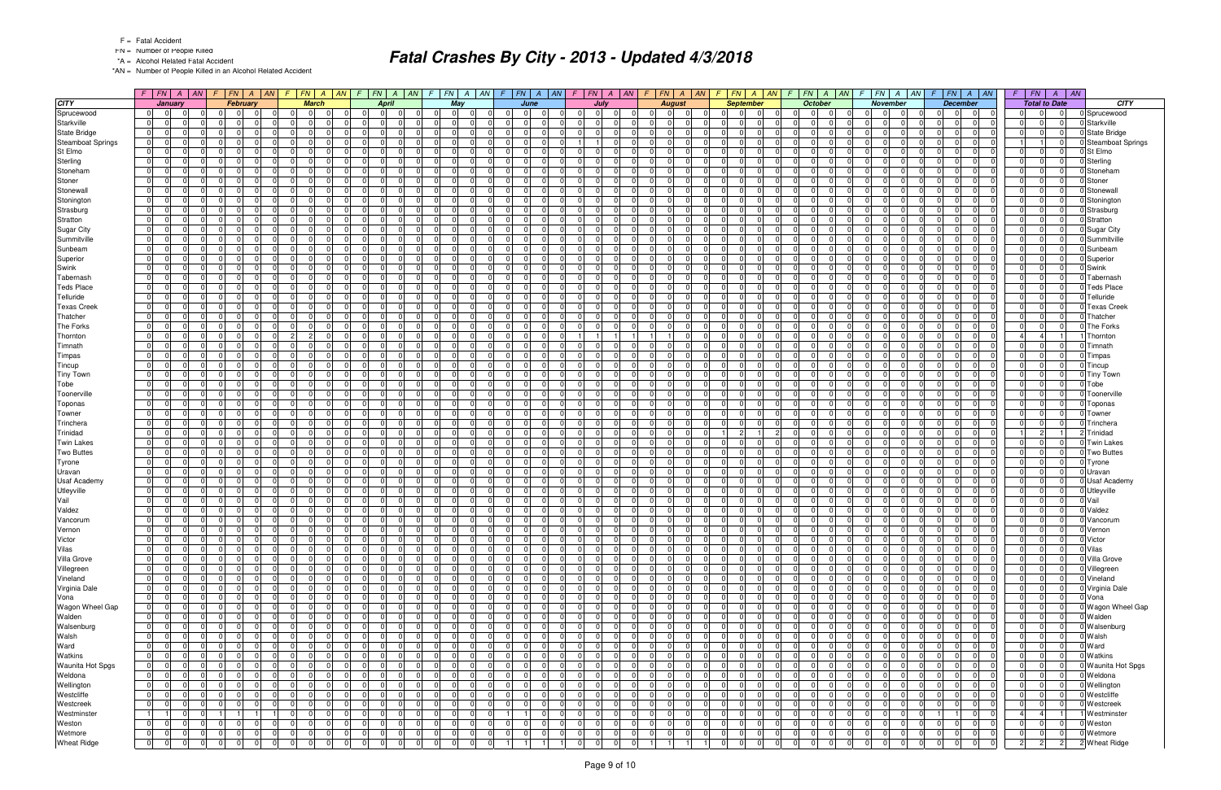F = Fatal Accident

FN = Number of People Killed

*A = Alcohol Related Fatal Accident

*AN = Number of People Killed in an Alcohol Related Accident

# Fatal Crashes By City - 2013 - Updated 4/3/2018

| CITY | January | | | | February | | | | March | | | | April | | | | May | | | | June | | | | July | | | | August | | | | September | | | | October | | | | November | | | | December | | | | Total to Date | | | | CITY |
|---|---|---|---|---|---|---|---|---|---|---|---|---|---|---|---|---|---|---|---|---|---|---|---|---|---|---|---|---|---|---|---|---|---|---|---|---|---|---|---|---|---|---|---|---|---|---|---|---|---|---|---|---|---|
| | F | FN | A | AN | F | FN | A | AN | F | FN | A | AN | F | FN | A | AN | F | FN | A | AN | F | FN | A | AN | F | FN | A | AN | F | FN | A | AN | F | FN | A | AN | F | FN | A | AN | F | FN | A | AN | F | FN | A | AN | F | FN | A | AN | |
| Sprucewood | 0 | 0 | 0 | 0 | 0 | 0 | 0 | 0 | 0 | 0 | 0 | 0 | 0 | 0 | 0 | 0 | 0 | 0 | 0 | 0 | 0 | 0 | 0 | 0 | 0 | 0 | 0 | 0 | 0 | 0 | 0 | 0 | 0 | 0 | 0 | 0 | 0 | 0 | 0 | 0 | 0 | 0 | 0 | 0 | 0 | 0 | 0 | 0 | 0 | 0 | 0 | 0 | Sprucewood |
| Starkville | 0 | 0 | 0 | 0 | 0 | 0 | 0 | 0 | 0 | 0 | 0 | 0 | 0 | 0 | 0 | 0 | 0 | 0 | 0 | 0 | 0 | 0 | 0 | 0 | 0 | 0 | 0 | 0 | 0 | 0 | 0 | 0 | 0 | 0 | 0 | 0 | 0 | 0 | 0 | 0 | 0 | 0 | 0 | 0 | 0 | 0 | 0 | 0 | 0 | 0 | 0 | 0 | Starkville |
| State Bridge | 0 | 0 | 0 | 0 | 0 | 0 | 0 | 0 | 0 | 0 | 0 | 0 | 0 | 0 | 0 | 0 | 0 | 0 | 0 | 0 | 0 | 0 | 0 | 0 | 0 | 0 | 0 | 0 | 0 | 0 | 0 | 0 | 0 | 0 | 0 | 0 | 0 | 0 | 0 | 0 | 0 | 0 | 0 | 0 | 0 | 0 | 0 | 0 | 0 | 0 | 0 | 0 | State Bridge |
| Steamboat Springs | 0 | 0 | 0 | 0 | 0 | 0 | 0 | 0 | 0 | 0 | 0 | 0 | 0 | 0 | 0 | 0 | 0 | 0 | 0 | 0 | 0 | 0 | 0 | 0 | 1 | 1 | 0 | 0 | 0 | 0 | 0 | 0 | 0 | 0 | 0 | 0 | 0 | 0 | 0 | 0 | 0 | 0 | 0 | 0 | 0 | 0 | 0 | 0 | 1 | 1 | 0 | 0 | Steamboat Springs |
| St Elmo | 0 | 0 | 0 | 0 | 0 | 0 | 0 | 0 | 0 | 0 | 0 | 0 | 0 | 0 | 0 | 0 | 0 | 0 | 0 | 0 | 0 | 0 | 0 | 0 | 0 | 0 | 0 | 0 | 0 | 0 | 0 | 0 | 0 | 0 | 0 | 0 | 0 | 0 | 0 | 0 | 0 | 0 | 0 | 0 | 0 | 0 | 0 | 0 | 0 | 0 | 0 | 0 | St Elmo |
| Sterling | 0 | 0 | 0 | 0 | 0 | 0 | 0 | 0 | 0 | 0 | 0 | 0 | 0 | 0 | 0 | 0 | 0 | 0 | 0 | 0 | 0 | 0 | 0 | 0 | 0 | 0 | 0 | 0 | 0 | 0 | 0 | 0 | 0 | 0 | 0 | 0 | 0 | 0 | 0 | 0 | 0 | 0 | 0 | 0 | 0 | 0 | 0 | 0 | 0 | 0 | 0 | 0 | Sterling |
| Stoneham | 0 | 0 | 0 | 0 | 0 | 0 | 0 | 0 | 0 | 0 | 0 | 0 | 0 | 0 | 0 | 0 | 0 | 0 | 0 | 0 | 0 | 0 | 0 | 0 | 0 | 0 | 0 | 0 | 0 | 0 | 0 | 0 | 0 | 0 | 0 | 0 | 0 | 0 | 0 | 0 | 0 | 0 | 0 | 0 | 0 | 0 | 0 | 0 | 0 | 0 | 0 | 0 | Stoneham |
| Stoner | 0 | 0 | 0 | 0 | 0 | 0 | 0 | 0 | 0 | 0 | 0 | 0 | 0 | 0 | 0 | 0 | 0 | 0 | 0 | 0 | 0 | 0 | 0 | 0 | 0 | 0 | 0 | 0 | 0 | 0 | 0 | 0 | 0 | 0 | 0 | 0 | 0 | 0 | 0 | 0 | 0 | 0 | 0 | 0 | 0 | 0 | 0 | 0 | 0 | 0 | 0 | 0 | Stoner |
| Stonewall | 0 | 0 | 0 | 0 | 0 | 0 | 0 | 0 | 0 | 0 | 0 | 0 | 0 | 0 | 0 | 0 | 0 | 0 | 0 | 0 | 0 | 0 | 0 | 0 | 0 | 0 | 0 | 0 | 0 | 0 | 0 | 0 | 0 | 0 | 0 | 0 | 0 | 0 | 0 | 0 | 0 | 0 | 0 | 0 | 0 | 0 | 0 | 0 | 0 | 0 | 0 | 0 | Stonewall |
| Stonington | 0 | 0 | 0 | 0 | 0 | 0 | 0 | 0 | 0 | 0 | 0 | 0 | 0 | 0 | 0 | 0 | 0 | 0 | 0 | 0 | 0 | 0 | 0 | 0 | 0 | 0 | 0 | 0 | 0 | 0 | 0 | 0 | 0 | 0 | 0 | 0 | 0 | 0 | 0 | 0 | 0 | 0 | 0 | 0 | 0 | 0 | 0 | 0 | 0 | 0 | 0 | 0 | Stonington |
| Strasburg | 0 | 0 | 0 | 0 | 0 | 0 | 0 | 0 | 0 | 0 | 0 | 0 | 0 | 0 | 0 | 0 | 0 | 0 | 0 | 0 | 0 | 0 | 0 | 0 | 0 | 0 | 0 | 0 | 0 | 0 | 0 | 0 | 0 | 0 | 0 | 0 | 0 | 0 | 0 | 0 | 0 | 0 | 0 | 0 | 0 | 0 | 0 | 0 | 0 | 0 | 0 | 0 | Strasburg |
| Stratton | 0 | 0 | 0 | 0 | 0 | 0 | 0 | 0 | 0 | 0 | 0 | 0 | 0 | 0 | 0 | 0 | 0 | 0 | 0 | 0 | 0 | 0 | 0 | 0 | 0 | 0 | 0 | 0 | 0 | 0 | 0 | 0 | 0 | 0 | 0 | 0 | 0 | 0 | 0 | 0 | 0 | 0 | 0 | 0 | 0 | 0 | 0 | 0 | 0 | 0 | 0 | 0 | Stratton |
| Sugar City | 0 | 0 | 0 | 0 | 0 | 0 | 0 | 0 | 0 | 0 | 0 | 0 | 0 | 0 | 0 | 0 | 0 | 0 | 0 | 0 | 0 | 0 | 0 | 0 | 0 | 0 | 0 | 0 | 0 | 0 | 0 | 0 | 0 | 0 | 0 | 0 | 0 | 0 | 0 | 0 | 0 | 0 | 0 | 0 | 0 | 0 | 0 | 0 | 0 | 0 | 0 | 0 | Sugar City |
| Summitville | 0 | 0 | 0 | 0 | 0 | 0 | 0 | 0 | 0 | 0 | 0 | 0 | 0 | 0 | 0 | 0 | 0 | 0 | 0 | 0 | 0 | 0 | 0 | 0 | 0 | 0 | 0 | 0 | 0 | 0 | 0 | 0 | 0 | 0 | 0 | 0 | 0 | 0 | 0 | 0 | 0 | 0 | 0 | 0 | 0 | 0 | 0 | 0 | 0 | 0 | 0 | 0 | Summitville |
| Sunbeam | 0 | 0 | 0 | 0 | 0 | 0 | 0 | 0 | 0 | 0 | 0 | 0 | 0 | 0 | 0 | 0 | 0 | 0 | 0 | 0 | 0 | 0 | 0 | 0 | 0 | 0 | 0 | 0 | 0 | 0 | 0 | 0 | 0 | 0 | 0 | 0 | 0 | 0 | 0 | 0 | 0 | 0 | 0 | 0 | 0 | 0 | 0 | 0 | 0 | 0 | 0 | 0 | Sunbeam |
| Superior | 0 | 0 | 0 | 0 | 0 | 0 | 0 | 0 | 0 | 0 | 0 | 0 | 0 | 0 | 0 | 0 | 0 | 0 | 0 | 0 | 0 | 0 | 0 | 0 | 0 | 0 | 0 | 0 | 0 | 0 | 0 | 0 | 0 | 0 | 0 | 0 | 0 | 0 | 0 | 0 | 0 | 0 | 0 | 0 | 0 | 0 | 0 | 0 | 0 | 0 | 0 | 0 | Superior |
| Swink | 0 | 0 | 0 | 0 | 0 | 0 | 0 | 0 | 0 | 0 | 0 | 0 | 0 | 0 | 0 | 0 | 0 | 0 | 0 | 0 | 0 | 0 | 0 | 0 | 0 | 0 | 0 | 0 | 0 | 0 | 0 | 0 | 0 | 0 | 0 | 0 | 0 | 0 | 0 | 0 | 0 | 0 | 0 | 0 | 0 | 0 | 0 | 0 | 0 | 0 | 0 | 0 | Swink |
| Tabernash | 0 | 0 | 0 | 0 | 0 | 0 | 0 | 0 | 0 | 0 | 0 | 0 | 0 | 0 | 0 | 0 | 0 | 0 | 0 | 0 | 0 | 0 | 0 | 0 | 0 | 0 | 0 | 0 | 0 | 0 | 0 | 0 | 0 | 0 | 0 | 0 | 0 | 0 | 0 | 0 | 0 | 0 | 0 | 0 | 0 | 0 | 0 | 0 | 0 | 0 | 0 | 0 | Tabernash |
| Teds Place | 0 | 0 | 0 | 0 | 0 | 0 | 0 | 0 | 0 | 0 | 0 | 0 | 0 | 0 | 0 | 0 | 0 | 0 | 0 | 0 | 0 | 0 | 0 | 0 | 0 | 0 | 0 | 0 | 0 | 0 | 0 | 0 | 0 | 0 | 0 | 0 | 0 | 0 | 0 | 0 | 0 | 0 | 0 | 0 | 0 | 0 | 0 | 0 | 0 | 0 | 0 | 0 | Teds Place |
| Telluride | 0 | 0 | 0 | 0 | 0 | 0 | 0 | 0 | 0 | 0 | 0 | 0 | 0 | 0 | 0 | 0 | 0 | 0 | 0 | 0 | 0 | 0 | 0 | 0 | 0 | 0 | 0 | 0 | 0 | 0 | 0 | 0 | 0 | 0 | 0 | 0 | 0 | 0 | 0 | 0 | 0 | 0 | 0 | 0 | 0 | 0 | 0 | 0 | 0 | 0 | 0 | 0 | Telluride |
| Texas Creek | 0 | 0 | 0 | 0 | 0 | 0 | 0 | 0 | 0 | 0 | 0 | 0 | 0 | 0 | 0 | 0 | 0 | 0 | 0 | 0 | 0 | 0 | 0 | 0 | 0 | 0 | 0 | 0 | 0 | 0 | 0 | 0 | 0 | 0 | 0 | 0 | 0 | 0 | 0 | 0 | 0 | 0 | 0 | 0 | 0 | 0 | 0 | 0 | 0 | 0 | 0 | 0 | Texas Creek |
| Thatcher | 0 | 0 | 0 | 0 | 0 | 0 | 0 | 0 | 0 | 0 | 0 | 0 | 0 | 0 | 0 | 0 | 0 | 0 | 0 | 0 | 0 | 0 | 0 | 0 | 0 | 0 | 0 | 0 | 0 | 0 | 0 | 0 | 0 | 0 | 0 | 0 | 0 | 0 | 0 | 0 | 0 | 0 | 0 | 0 | 0 | 0 | 0 | 0 | 0 | 0 | 0 | 0 | Thatcher |
| The Forks | 0 | 0 | 0 | 0 | 0 | 0 | 0 | 0 | 0 | 0 | 0 | 0 | 0 | 0 | 0 | 0 | 0 | 0 | 0 | 0 | 0 | 0 | 0 | 0 | 0 | 0 | 0 | 0 | 0 | 0 | 0 | 0 | 0 | 0 | 0 | 0 | 0 | 0 | 0 | 0 | 0 | 0 | 0 | 0 | 0 | 0 | 0 | 0 | 0 | 0 | 0 | 0 | The Forks |
| Thornton | 0 | 0 | 0 | 0 | 0 | 0 | 0 | 0 | 2 | 2 | 0 | 0 | 0 | 0 | 0 | 0 | 0 | 0 | 0 | 0 | 0 | 0 | 0 | 0 | 1 | 1 | 1 | 1 | 1 | 1 | 0 | 0 | 0 | 0 | 0 | 0 | 0 | 0 | 0 | 0 | 0 | 0 | 0 | 0 | 0 | 0 | 0 | 0 | 4 | 4 | 1 | 1 | Thornton |
| Timnath | 0 | 0 | 0 | 0 | 0 | 0 | 0 | 0 | 0 | 0 | 0 | 0 | 0 | 0 | 0 | 0 | 0 | 0 | 0 | 0 | 0 | 0 | 0 | 0 | 0 | 0 | 0 | 0 | 0 | 0 | 0 | 0 | 0 | 0 | 0 | 0 | 0 | 0 | 0 | 0 | 0 | 0 | 0 | 0 | 0 | 0 | 0 | 0 | 0 | 0 | 0 | 0 | Timnath |
| Timpas | 0 | 0 | 0 | 0 | 0 | 0 | 0 | 0 | 0 | 0 | 0 | 0 | 0 | 0 | 0 | 0 | 0 | 0 | 0 | 0 | 0 | 0 | 0 | 0 | 0 | 0 | 0 | 0 | 0 | 0 | 0 | 0 | 0 | 0 | 0 | 0 | 0 | 0 | 0 | 0 | 0 | 0 | 0 | 0 | 0 | 0 | 0 | 0 | 0 | 0 | 0 | 0 | Timpas |
| Tincup | 0 | 0 | 0 | 0 | 0 | 0 | 0 | 0 | 0 | 0 | 0 | 0 | 0 | 0 | 0 | 0 | 0 | 0 | 0 | 0 | 0 | 0 | 0 | 0 | 0 | 0 | 0 | 0 | 0 | 0 | 0 | 0 | 0 | 0 | 0 | 0 | 0 | 0 | 0 | 0 | 0 | 0 | 0 | 0 | 0 | 0 | 0 | 0 | 0 | 0 | 0 | 0 | Tincup |
| Tiny Town | 0 | 0 | 0 | 0 | 0 | 0 | 0 | 0 | 0 | 0 | 0 | 0 | 0 | 0 | 0 | 0 | 0 | 0 | 0 | 0 | 0 | 0 | 0 | 0 | 0 | 0 | 0 | 0 | 0 | 0 | 0 | 0 | 0 | 0 | 0 | 0 | 0 | 0 | 0 | 0 | 0 | 0 | 0 | 0 | 0 | 0 | 0 | 0 | 0 | 0 | 0 | 0 | Tiny Town |
| Tobe | 0 | 0 | 0 | 0 | 0 | 0 | 0 | 0 | 0 | 0 | 0 | 0 | 0 | 0 | 0 | 0 | 0 | 0 | 0 | 0 | 0 | 0 | 0 | 0 | 0 | 0 | 0 | 0 | 0 | 0 | 0 | 0 | 0 | 0 | 0 | 0 | 0 | 0 | 0 | 0 | 0 | 0 | 0 | 0 | 0 | 0 | 0 | 0 | 0 | 0 | 0 | 0 | Tobe |
| Toonerville | 0 | 0 | 0 | 0 | 0 | 0 | 0 | 0 | 0 | 0 | 0 | 0 | 0 | 0 | 0 | 0 | 0 | 0 | 0 | 0 | 0 | 0 | 0 | 0 | 0 | 0 | 0 | 0 | 0 | 0 | 0 | 0 | 0 | 0 | 0 | 0 | 0 | 0 | 0 | 0 | 0 | 0 | 0 | 0 | 0 | 0 | 0 | 0 | 0 | 0 | 0 | 0 | Toonerville |
| Toponas | 0 | 0 | 0 | 0 | 0 | 0 | 0 | 0 | 0 | 0 | 0 | 0 | 0 | 0 | 0 | 0 | 0 | 0 | 0 | 0 | 0 | 0 | 0 | 0 | 0 | 0 | 0 | 0 | 0 | 0 | 0 | 0 | 0 | 0 | 0 | 0 | 0 | 0 | 0 | 0 | 0 | 0 | 0 | 0 | 0 | 0 | 0 | 0 | 0 | 0 | 0 | 0 | Toponas |
| Towner | 0 | 0 | 0 | 0 | 0 | 0 | 0 | 0 | 0 | 0 | 0 | 0 | 0 | 0 | 0 | 0 | 0 | 0 | 0 | 0 | 0 | 0 | 0 | 0 | 0 | 0 | 0 | 0 | 0 | 0 | 0 | 0 | 0 | 0 | 0 | 0 | 0 | 0 | 0 | 0 | 0 | 0 | 0 | 0 | 0 | 0 | 0 | 0 | 0 | 0 | 0 | 0 | Towner |
| Trinchera | 0 | 0 | 0 | 0 | 0 | 0 | 0 | 0 | 0 | 0 | 0 | 0 | 0 | 0 | 0 | 0 | 0 | 0 | 0 | 0 | 0 | 0 | 0 | 0 | 0 | 0 | 0 | 0 | 0 | 0 | 0 | 0 | 0 | 0 | 0 | 0 | 0 | 0 | 0 | 0 | 0 | 0 | 0 | 0 | 0 | 0 | 0 | 0 | 0 | 0 | 0 | 0 | Trinchera |
| Trinidad | 0 | 0 | 0 | 0 | 0 | 0 | 0 | 0 | 0 | 0 | 0 | 0 | 0 | 0 | 0 | 0 | 0 | 0 | 0 | 0 | 0 | 0 | 0 | 0 | 0 | 0 | 0 | 0 | 0 | 0 | 0 | 0 | 1 | 2 | 1 | 2 | 0 | 0 | 0 | 0 | 0 | 0 | 0 | 0 | 0 | 0 | 0 | 0 | 1 | 2 | 1 | 2 | Trinidad |
| Twin Lakes | 0 | 0 | 0 | 0 | 0 | 0 | 0 | 0 | 0 | 0 | 0 | 0 | 0 | 0 | 0 | 0 | 0 | 0 | 0 | 0 | 0 | 0 | 0 | 0 | 0 | 0 | 0 | 0 | 0 | 0 | 0 | 0 | 0 | 0 | 0 | 0 | 0 | 0 | 0 | 0 | 0 | 0 | 0 | 0 | 0 | 0 | 0 | 0 | 0 | 0 | 0 | 0 | Twin Lakes |
| Two Buttes | 0 | 0 | 0 | 0 | 0 | 0 | 0 | 0 | 0 | 0 | 0 | 0 | 0 | 0 | 0 | 0 | 0 | 0 | 0 | 0 | 0 | 0 | 0 | 0 | 0 | 0 | 0 | 0 | 0 | 0 | 0 | 0 | 0 | 0 | 0 | 0 | 0 | 0 | 0 | 0 | 0 | 0 | 0 | 0 | 0 | 0 | 0 | 0 | 0 | 0 | 0 | 0 | Two Buttes |
| Tyrone | 0 | 0 | 0 | 0 | 0 | 0 | 0 | 0 | 0 | 0 | 0 | 0 | 0 | 0 | 0 | 0 | 0 | 0 | 0 | 0 | 0 | 0 | 0 | 0 | 0 | 0 | 0 | 0 | 0 | 0 | 0 | 0 | 0 | 0 | 0 | 0 | 0 | 0 | 0 | 0 | 0 | 0 | 0 | 0 | 0 | 0 | 0 | 0 | 0 | 0 | 0 | 0 | Tyrone |
| Uravan | 0 | 0 | 0 | 0 | 0 | 0 | 0 | 0 | 0 | 0 | 0 | 0 | 0 | 0 | 0 | 0 | 0 | 0 | 0 | 0 | 0 | 0 | 0 | 0 | 0 | 0 | 0 | 0 | 0 | 0 | 0 | 0 | 0 | 0 | 0 | 0 | 0 | 0 | 0 | 0 | 0 | 0 | 0 | 0 | 0 | 0 | 0 | 0 | 0 | 0 | 0 | 0 | Uravan |
| Usaf Academy | 0 | 0 | 0 | 0 | 0 | 0 | 0 | 0 | 0 | 0 | 0 | 0 | 0 | 0 | 0 | 0 | 0 | 0 | 0 | 0 | 0 | 0 | 0 | 0 | 0 | 0 | 0 | 0 | 0 | 0 | 0 | 0 | 0 | 0 | 0 | 0 | 0 | 0 | 0 | 0 | 0 | 0 | 0 | 0 | 0 | 0 | 0 | 0 | 0 | 0 | 0 | 0 | Usaf Academy |
| Utleyville | 0 | 0 | 0 | 0 | 0 | 0 | 0 | 0 | 0 | 0 | 0 | 0 | 0 | 0 | 0 | 0 | 0 | 0 | 0 | 0 | 0 | 0 | 0 | 0 | 0 | 0 | 0 | 0 | 0 | 0 | 0 | 0 | 0 | 0 | 0 | 0 | 0 | 0 | 0 | 0 | 0 | 0 | 0 | 0 | 0 | 0 | 0 | 0 | 0 | 0 | 0 | 0 | Utleyville |
| Vail | 0 | 0 | 0 | 0 | 0 | 0 | 0 | 0 | 0 | 0 | 0 | 0 | 0 | 0 | 0 | 0 | 0 | 0 | 0 | 0 | 0 | 0 | 0 | 0 | 0 | 0 | 0 | 0 | 0 | 0 | 0 | 0 | 0 | 0 | 0 | 0 | 0 | 0 | 0 | 0 | 0 | 0 | 0 | 0 | 0 | 0 | 0 | 0 | 0 | 0 | 0 | 0 | Vail |
| Valdez | 0 | 0 | 0 | 0 | 0 | 0 | 0 | 0 | 0 | 0 | 0 | 0 | 0 | 0 | 0 | 0 | 0 | 0 | 0 | 0 | 0 | 0 | 0 | 0 | 0 | 0 | 0 | 0 | 0 | 0 | 0 | 0 | 0 | 0 | 0 | 0 | 0 | 0 | 0 | 0 | 0 | 0 | 0 | 0 | 0 | 0 | 0 | 0 | 0 | 0 | 0 | 0 | Valdez |
| Vancorum | 0 | 0 | 0 | 0 | 0 | 0 | 0 | 0 | 0 | 0 | 0 | 0 | 0 | 0 | 0 | 0 | 0 | 0 | 0 | 0 | 0 | 0 | 0 | 0 | 0 | 0 | 0 | 0 | 0 | 0 | 0 | 0 | 0 | 0 | 0 | 0 | 0 | 0 | 0 | 0 | 0 | 0 | 0 | 0 | 0 | 0 | 0 | 0 | 0 | 0 | 0 | 0 | Vancorum |
| Vernon | 0 | 0 | 0 | 0 | 0 | 0 | 0 | 0 | 0 | 0 | 0 | 0 | 0 | 0 | 0 | 0 | 0 | 0 | 0 | 0 | 0 | 0 | 0 | 0 | 0 | 0 | 0 | 0 | 0 | 0 | 0 | 0 | 0 | 0 | 0 | 0 | 0 | 0 | 0 | 0 | 0 | 0 | 0 | 0 | 0 | 0 | 0 | 0 | 0 | 0 | 0 | 0 | Vernon |
| Victor | 0 | 0 | 0 | 0 | 0 | 0 | 0 | 0 | 0 | 0 | 0 | 0 | 0 | 0 | 0 | 0 | 0 | 0 | 0 | 0 | 0 | 0 | 0 | 0 | 0 | 0 | 0 | 0 | 0 | 0 | 0 | 0 | 0 | 0 | 0 | 0 | 0 | 0 | 0 | 0 | 0 | 0 | 0 | 0 | 0 | 0 | 0 | 0 | 0 | 0 | 0 | 0 | Victor |
| Vilas | 0 | 0 | 0 | 0 | 0 | 0 | 0 | 0 | 0 | 0 | 0 | 0 | 0 | 0 | 0 | 0 | 0 | 0 | 0 | 0 | 0 | 0 | 0 | 0 | 0 | 0 | 0 | 0 | 0 | 0 | 0 | 0 | 0 | 0 | 0 | 0 | 0 | 0 | 0 | 0 | 0 | 0 | 0 | 0 | 0 | 0 | 0 | 0 | 0 | 0 | 0 | 0 | Vilas |
| Villa Grove | 0 | 0 | 0 | 0 | 0 | 0 | 0 | 0 | 0 | 0 | 0 | 0 | 0 | 0 | 0 | 0 | 0 | 0 | 0 | 0 | 0 | 0 | 0 | 0 | 0 | 0 | 0 | 0 | 0 | 0 | 0 | 0 | 0 | 0 | 0 | 0 | 0 | 0 | 0 | 0 | 0 | 0 | 0 | 0 | 0 | 0 | 0 | 0 | 0 | 0 | 0 | 0 | Villa Grove |
| Villegreen | 0 | 0 | 0 | 0 | 0 | 0 | 0 | 0 | 0 | 0 | 0 | 0 | 0 | 0 | 0 | 0 | 0 | 0 | 0 | 0 | 0 | 0 | 0 | 0 | 0 | 0 | 0 | 0 | 0 | 0 | 0 | 0 | 0 | 0 | 0 | 0 | 0 | 0 | 0 | 0 | 0 | 0 | 0 | 0 | 0 | 0 | 0 | 0 | 0 | 0 | 0 | 0 | Villegreen |
| Vineland | 0 | 0 | 0 | 0 | 0 | 0 | 0 | 0 | 0 | 0 | 0 | 0 | 0 | 0 | 0 | 0 | 0 | 0 | 0 | 0 | 0 | 0 | 0 | 0 | 0 | 0 | 0 | 0 | 0 | 0 | 0 | 0 | 0 | 0 | 0 | 0 | 0 | 0 | 0 | 0 | 0 | 0 | 0 | 0 | 0 | 0 | 0 | 0 | 0 | 0 | 0 | 0 | Vineland |
| Virginia Dale | 0 | 0 | 0 | 0 | 0 | 0 | 0 | 0 | 0 | 0 | 0 | 0 | 0 | 0 | 0 | 0 | 0 | 0 | 0 | 0 | 0 | 0 | 0 | 0 | 0 | 0 | 0 | 0 | 0 | 0 | 0 | 0 | 0 | 0 | 0 | 0 | 0 | 0 | 0 | 0 | 0 | 0 | 0 | 0 | 0 | 0 | 0 | 0 | 0 | 0 | 0 | 0 | Virginia Dale |
| Vona | 0 | 0 | 0 | 0 | 0 | 0 | 0 | 0 | 0 | 0 | 0 | 0 | 0 | 0 | 0 | 0 | 0 | 0 | 0 | 0 | 0 | 0 | 0 | 0 | 0 | 0 | 0 | 0 | 0 | 0 | 0 | 0 | 0 | 0 | 0 | 0 | 0 | 0 | 0 | 0 | 0 | 0 | 0 | 0 | 0 | 0 | 0 | 0 | 0 | 0 | 0 | 0 | Vona |
| Wagon Wheel Gap | 0 | 0 | 0 | 0 | 0 | 0 | 0 | 0 | 0 | 0 | 0 | 0 | 0 | 0 | 0 | 0 | 0 | 0 | 0 | 0 | 0 | 0 | 0 | 0 | 0 | 0 | 0 | 0 | 0 | 0 | 0 | 0 | 0 | 0 | 0 | 0 | 0 | 0 | 0 | 0 | 0 | 0 | 0 | 0 | 0 | 0 | 0 | 0 | 0 | 0 | 0 | 0 | Wagon Wheel Gap |
| Walden | 0 | 0 | 0 | 0 | 0 | 0 | 0 | 0 | 0 | 0 | 0 | 0 | 0 | 0 | 0 | 0 | 0 | 0 | 0 | 0 | 0 | 0 | 0 | 0 | 0 | 0 | 0 | 0 | 0 | 0 | 0 | 0 | 0 | 0 | 0 | 0 | 0 | 0 | 0 | 0 | 0 | 0 | 0 | 0 | 0 | 0 | 0 | 0 | 0 | 0 | 0 | 0 | Walden |
| Walsenburg | 0 | 0 | 0 | 0 | 0 | 0 | 0 | 0 | 0 | 0 | 0 | 0 | 0 | 0 | 0 | 0 | 0 | 0 | 0 | 0 | 0 | 0 | 0 | 0 | 0 | 0 | 0 | 0 | 0 | 0 | 0 | 0 | 0 | 0 | 0 | 0 | 0 | 0 | 0 | 0 | 0 | 0 | 0 | 0 | 0 | 0 | 0 | 0 | 0 | 0 | 0 | 0 | Walsenburg |
| Walsh | 0 | 0 | 0 | 0 | 0 | 0 | 0 | 0 | 0 | 0 | 0 | 0 | 0 | 0 | 0 | 0 | 0 | 0 | 0 | 0 | 0 | 0 | 0 | 0 | 0 | 0 | 0 | 0 | 0 | 0 | 0 | 0 | 0 | 0 | 0 | 0 | 0 | 0 | 0 | 0 | 0 | 0 | 0 | 0 | 0 | 0 | 0 | 0 | 0 | 0 | 0 | 0 | Walsh |
| Ward | 0 | 0 | 0 | 0 | 0 | 0 | 0 | 0 | 0 | 0 | 0 | 0 | 0 | 0 | 0 | 0 | 0 | 0 | 0 | 0 | 0 | 0 | 0 | 0 | 0 | 0 | 0 | 0 | 0 | 0 | 0 | 0 | 0 | 0 | 0 | 0 | 0 | 0 | 0 | 0 | 0 | 0 | 0 | 0 | 0 | 0 | 0 | 0 | 0 | 0 | 0 | 0 | Ward |
| Watkins | 0 | 0 | 0 | 0 | 0 | 0 | 0 | 0 | 0 | 0 | 0 | 0 | 0 | 0 | 0 | 0 | 0 | 0 | 0 | 0 | 0 | 0 | 0 | 0 | 0 | 0 | 0 | 0 | 0 | 0 | 0 | 0 | 0 | 0 | 0 | 0 | 0 | 0 | 0 | 0 | 0 | 0 | 0 | 0 | 0 | 0 | 0 | 0 | 0 | 0 | 0 | 0 | Watkins |
| Waunita Hot Spgs | 0 | 0 | 0 | 0 | 0 | 0 | 0 | 0 | 0 | 0 | 0 | 0 | 0 | 0 | 0 | 0 | 0 | 0 | 0 | 0 | 0 | 0 | 0 | 0 | 0 | 0 | 0 | 0 | 0 | 0 | 0 | 0 | 0 | 0 | 0 | 0 | 0 | 0 | 0 | 0 | 0 | 0 | 0 | 0 | 0 | 0 | 0 | 0 | 0 | 0 | 0 | 0 | Waunita Hot Spgs |
| Weldona | 0 | 0 | 0 | 0 | 0 | 0 | 0 | 0 | 0 | 0 | 0 | 0 | 0 | 0 | 0 | 0 | 0 | 0 | 0 | 0 | 0 | 0 | 0 | 0 | 0 | 0 | 0 | 0 | 0 | 0 | 0 | 0 | 0 | 0 | 0 | 0 | 0 | 0 | 0 | 0 | 0 | 0 | 0 | 0 | 0 | 0 | 0 | 0 | 0 | 0 | 0 | 0 | Weldona |
| Wellington | 0 | 0 | 0 | 0 | 0 | 0 | 0 | 0 | 0 | 0 | 0 | 0 | 0 | 0 | 0 | 0 | 0 | 0 | 0 | 0 | 0 | 0 | 0 | 0 | 0 | 0 | 0 | 0 | 0 | 0 | 0 | 0 | 0 | 0 | 0 | 0 | 0 | 0 | 0 | 0 | 0 | 0 | 0 | 0 | 0 | 0 | 0 | 0 | 0 | 0 | 0 | 0 | Wellington |
| Westcliffe | 0 | 0 | 0 | 0 | 0 | 0 | 0 | 0 | 0 | 0 | 0 | 0 | 0 | 0 | 0 | 0 | 0 | 0 | 0 | 0 | 0 | 0 | 0 | 0 | 0 | 0 | 0 | 0 | 0 | 0 | 0 | 0 | 0 | 0 | 0 | 0 | 0 | 0 | 0 | 0 | 0 | 0 | 0 | 0 | 0 | 0 | 0 | 0 | 0 | 0 | 0 | 0 | Westcliffe |
| Westcreek | 0 | 0 | 0 | 0 | 0 | 0 | 0 | 0 | 0 | 0 | 0 | 0 | 0 | 0 | 0 | 0 | 0 | 0 | 0 | 0 | 0 | 0 | 0 | 0 | 0 | 0 | 0 | 0 | 0 | 0 | 0 | 0 | 0 | 0 | 0 | 0 | 0 | 0 | 0 | 0 | 0 | 0 | 0 | 0 | 0 | 0 | 0 | 0 | 0 | 0 | 0 | 0 | Westcreek |
| Westminster | 1 | 1 | 0 | 0 | 1 | 1 | 1 | 1 | 0 | 0 | 0 | 0 | 0 | 0 | 0 | 0 | 0 | 0 | 0 | 0 | 1 | 1 | 0 | 0 | 0 | 0 | 0 | 0 | 0 | 0 | 0 | 0 | 0 | 0 | 0 | 0 | 0 | 0 | 0 | 0 | 0 | 0 | 0 | 0 | 1 | 1 | 0 | 0 | 4 | 4 | 1 | 1 | Westminster |
| Weston | 0 | 0 | 0 | 0 | 0 | 0 | 0 | 0 | 0 | 0 | 0 | 0 | 0 | 0 | 0 | 0 | 0 | 0 | 0 | 0 | 0 | 0 | 0 | 0 | 0 | 0 | 0 | 0 | 0 | 0 | 0 | 0 | 0 | 0 | 0 | 0 | 0 | 0 | 0 | 0 | 0 | 0 | 0 | 0 | 0 | 0 | 0 | 0 | 0 | 0 | 0 | 0 | Weston |
| Wetmore | 0 | 0 | 0 | 0 | 0 | 0 | 0 | 0 | 0 | 0 | 0 | 0 | 0 | 0 | 0 | 0 | 0 | 0 | 0 | 0 | 0 | 0 | 0 | 0 | 0 | 0 | 0 | 0 | 0 | 0 | 0 | 0 | 0 | 0 | 0 | 0 | 0 | 0 | 0 | 0 | 0 | 0 | 0 | 0 | 0 | 0 | 0 | 0 | 0 | 0 | 0 | 0 | Wetmore |
| Wheat Ridge | 0 | 0 | 0 | 0 | 0 | 0 | 0 | 0 | 0 | 0 | 0 | 0 | 0 | 0 | 0 | 0 | 0 | 0 | 0 | 0 | 1 | 1 | 1 | 1 | 0 | 0 | 0 | 0 | 1 | 1 | 1 | 1 | 0 | 0 | 0 | 0 | 0 | 0 | 0 | 0 | 0 | 0 | 0 | 0 | 0 | 0 | 0 | 0 | 2 | 2 | 2 | 2 | Wheat Ridge |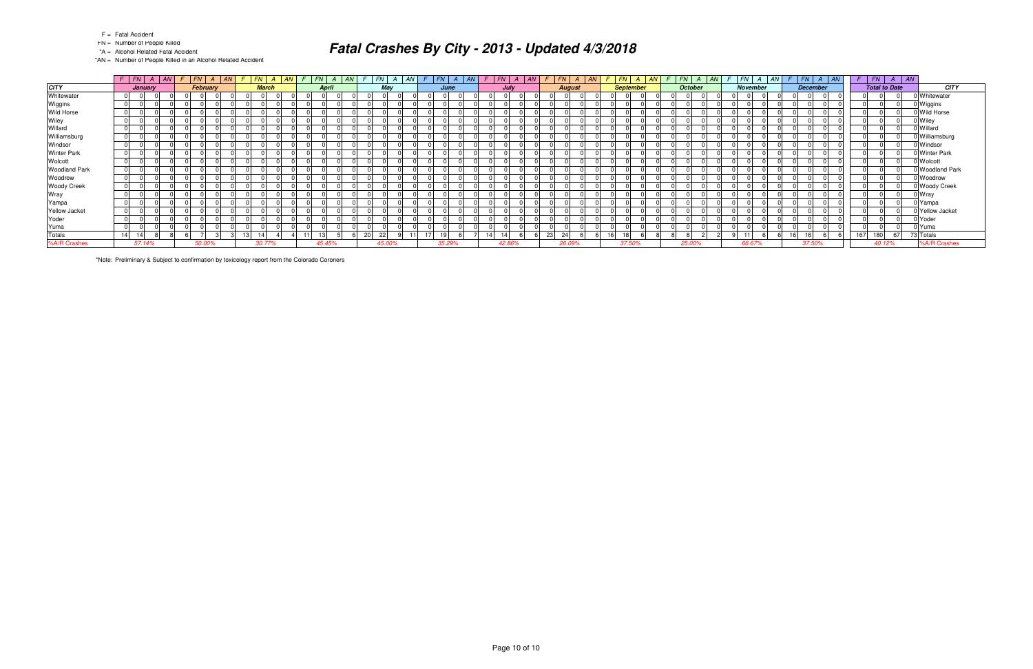F = Fatal Accident
FN = Number of People Killed
*A = Alcohol Related Fatal Accident
*AN = Number of People Killed in an Alcohol Related Accident

# Fatal Crashes By City - 2013 - Updated 4/3/2018

| | F | FN | A | AN | F | FN | A | AN | F | FN | A | AN | F | FN | A | AN | F | FN | A | AN | F | FN | A | AN | F | FN | A | AN | F | FN | A | AN | F | FN | A | AN | F | FN | A | AN | F | FN | A | AN | F | FN | A | AN | F | FN | A | AN | |
|---|---|---|---|---|---|---|---|---|---|---|---|---|---|---|---|---|---|---|---|---|---|---|---|---|---|---|---|---|---|---|---|---|---|---|---|---|---|---|---|---|---|---|---|---|---|---|---|---|---|---|---|---|---|
| **CITY** | January | | | | February | | | | March | | | | April | | | | May | | | | June | | | | July | | | | August | | | | September | | | | October | | | | November | | | | December | | | | Total to Date | | | | **CITY** |
| Whitewater | 0 | 0 | 0 | 0 | 0 | 0 | 0 | 0 | 0 | 0 | 0 | 0 | 0 | 0 | 0 | 0 | 0 | 0 | 0 | 0 | 0 | 0 | 0 | 0 | 0 | 0 | 0 | 0 | 0 | 0 | 0 | 0 | 0 | 0 | 0 | 0 | 0 | 0 | 0 | 0 | 0 | 0 | 0 | 0 | 0 | 0 | 0 | 0 | 0 | 0 | 0 | 0 | Whitewater |
| Wiggins | 0 | 0 | 0 | 0 | 0 | 0 | 0 | 0 | 0 | 0 | 0 | 0 | 0 | 0 | 0 | 0 | 0 | 0 | 0 | 0 | 0 | 0 | 0 | 0 | 0 | 0 | 0 | 0 | 0 | 0 | 0 | 0 | 0 | 0 | 0 | 0 | 0 | 0 | 0 | 0 | 0 | 0 | 0 | 0 | 0 | 0 | 0 | 0 | 0 | 0 | 0 | 0 | Wiggins |
| Wild Horse | 0 | 0 | 0 | 0 | 0 | 0 | 0 | 0 | 0 | 0 | 0 | 0 | 0 | 0 | 0 | 0 | 0 | 0 | 0 | 0 | 0 | 0 | 0 | 0 | 0 | 0 | 0 | 0 | 0 | 0 | 0 | 0 | 0 | 0 | 0 | 0 | 0 | 0 | 0 | 0 | 0 | 0 | 0 | 0 | 0 | 0 | 0 | 0 | 0 | 0 | 0 | 0 | Wild Horse |
| Wiley | 0 | 0 | 0 | 0 | 0 | 0 | 0 | 0 | 0 | 0 | 0 | 0 | 0 | 0 | 0 | 0 | 0 | 0 | 0 | 0 | 0 | 0 | 0 | 0 | 0 | 0 | 0 | 0 | 0 | 0 | 0 | 0 | 0 | 0 | 0 | 0 | 0 | 0 | 0 | 0 | 0 | 0 | 0 | 0 | 0 | 0 | 0 | 0 | 0 | 0 | 0 | 0 | Wiley |
| Willard | 0 | 0 | 0 | 0 | 0 | 0 | 0 | 0 | 0 | 0 | 0 | 0 | 0 | 0 | 0 | 0 | 0 | 0 | 0 | 0 | 0 | 0 | 0 | 0 | 0 | 0 | 0 | 0 | 0 | 0 | 0 | 0 | 0 | 0 | 0 | 0 | 0 | 0 | 0 | 0 | 0 | 0 | 0 | 0 | 0 | 0 | 0 | 0 | 0 | 0 | 0 | 0 | Willard |
| Williamsburg | 0 | 0 | 0 | 0 | 0 | 0 | 0 | 0 | 0 | 0 | 0 | 0 | 0 | 0 | 0 | 0 | 0 | 0 | 0 | 0 | 0 | 0 | 0 | 0 | 0 | 0 | 0 | 0 | 0 | 0 | 0 | 0 | 0 | 0 | 0 | 0 | 0 | 0 | 0 | 0 | 0 | 0 | 0 | 0 | 0 | 0 | 0 | 0 | 0 | 0 | 0 | 0 | Williamsburg |
| Windsor | 0 | 0 | 0 | 0 | 0 | 0 | 0 | 0 | 0 | 0 | 0 | 0 | 0 | 0 | 0 | 0 | 0 | 0 | 0 | 0 | 0 | 0 | 0 | 0 | 0 | 0 | 0 | 0 | 0 | 0 | 0 | 0 | 0 | 0 | 0 | 0 | 0 | 0 | 0 | 0 | 0 | 0 | 0 | 0 | 0 | 0 | 0 | 0 | 0 | 0 | 0 | 0 | Windsor |
| Winter Park | 0 | 0 | 0 | 0 | 0 | 0 | 0 | 0 | 0 | 0 | 0 | 0 | 0 | 0 | 0 | 0 | 0 | 0 | 0 | 0 | 0 | 0 | 0 | 0 | 0 | 0 | 0 | 0 | 0 | 0 | 0 | 0 | 0 | 0 | 0 | 0 | 0 | 0 | 0 | 0 | 0 | 0 | 0 | 0 | 0 | 0 | 0 | 0 | 0 | 0 | 0 | 0 | Winter Park |
| Wolcott | 0 | 0 | 0 | 0 | 0 | 0 | 0 | 0 | 0 | 0 | 0 | 0 | 0 | 0 | 0 | 0 | 0 | 0 | 0 | 0 | 0 | 0 | 0 | 0 | 0 | 0 | 0 | 0 | 0 | 0 | 0 | 0 | 0 | 0 | 0 | 0 | 0 | 0 | 0 | 0 | 0 | 0 | 0 | 0 | 0 | 0 | 0 | 0 | 0 | 0 | 0 | 0 | Wolcott |
| Woodland Park | 0 | 0 | 0 | 0 | 0 | 0 | 0 | 0 | 0 | 0 | 0 | 0 | 0 | 0 | 0 | 0 | 0 | 0 | 0 | 0 | 0 | 0 | 0 | 0 | 0 | 0 | 0 | 0 | 0 | 0 | 0 | 0 | 0 | 0 | 0 | 0 | 0 | 0 | 0 | 0 | 0 | 0 | 0 | 0 | 0 | 0 | 0 | 0 | 0 | 0 | 0 | 0 | Woodland Park |
| Woodrow | 0 | 0 | 0 | 0 | 0 | 0 | 0 | 0 | 0 | 0 | 0 | 0 | 0 | 0 | 0 | 0 | 0 | 0 | 0 | 0 | 0 | 0 | 0 | 0 | 0 | 0 | 0 | 0 | 0 | 0 | 0 | 0 | 0 | 0 | 0 | 0 | 0 | 0 | 0 | 0 | 0 | 0 | 0 | 0 | 0 | 0 | 0 | 0 | 0 | 0 | 0 | 0 | Woodrow |
| Woody Creek | 0 | 0 | 0 | 0 | 0 | 0 | 0 | 0 | 0 | 0 | 0 | 0 | 0 | 0 | 0 | 0 | 0 | 0 | 0 | 0 | 0 | 0 | 0 | 0 | 0 | 0 | 0 | 0 | 0 | 0 | 0 | 0 | 0 | 0 | 0 | 0 | 0 | 0 | 0 | 0 | 0 | 0 | 0 | 0 | 0 | 0 | 0 | 0 | 0 | 0 | 0 | 0 | Woody Creek |
| Wray | 0 | 0 | 0 | 0 | 0 | 0 | 0 | 0 | 0 | 0 | 0 | 0 | 0 | 0 | 0 | 0 | 0 | 0 | 0 | 0 | 0 | 0 | 0 | 0 | 0 | 0 | 0 | 0 | 0 | 0 | 0 | 0 | 0 | 0 | 0 | 0 | 0 | 0 | 0 | 0 | 0 | 0 | 0 | 0 | 0 | 0 | 0 | 0 | 0 | 0 | 0 | 0 | Wray |
| Yampa | 0 | 0 | 0 | 0 | 0 | 0 | 0 | 0 | 0 | 0 | 0 | 0 | 0 | 0 | 0 | 0 | 0 | 0 | 0 | 0 | 0 | 0 | 0 | 0 | 0 | 0 | 0 | 0 | 0 | 0 | 0 | 0 | 0 | 0 | 0 | 0 | 0 | 0 | 0 | 0 | 0 | 0 | 0 | 0 | 0 | 0 | 0 | 0 | 0 | 0 | 0 | 0 | Yampa |
| Yellow Jacket | 0 | 0 | 0 | 0 | 0 | 0 | 0 | 0 | 0 | 0 | 0 | 0 | 0 | 0 | 0 | 0 | 0 | 0 | 0 | 0 | 0 | 0 | 0 | 0 | 0 | 0 | 0 | 0 | 0 | 0 | 0 | 0 | 0 | 0 | 0 | 0 | 0 | 0 | 0 | 0 | 0 | 0 | 0 | 0 | 0 | 0 | 0 | 0 | 0 | 0 | 0 | 0 | Yellow Jacket |
| Yoder | 0 | 0 | 0 | 0 | 0 | 0 | 0 | 0 | 0 | 0 | 0 | 0 | 0 | 0 | 0 | 0 | 0 | 0 | 0 | 0 | 0 | 0 | 0 | 0 | 0 | 0 | 0 | 0 | 0 | 0 | 0 | 0 | 0 | 0 | 0 | 0 | 0 | 0 | 0 | 0 | 0 | 0 | 0 | 0 | 0 | 0 | 0 | 0 | 0 | 0 | 0 | 0 | Yoder |
| Yuma | 0 | 0 | 0 | 0 | 0 | 0 | 0 | 0 | 0 | 0 | 0 | 0 | 0 | 0 | 0 | 0 | 0 | 0 | 0 | 0 | 0 | 0 | 0 | 0 | 0 | 0 | 0 | 0 | 0 | 0 | 0 | 0 | 0 | 0 | 0 | 0 | 0 | 0 | 0 | 0 | 0 | 0 | 0 | 0 | 0 | 0 | 0 | 0 | 0 | 0 | 0 | 0 | Yuma |
| Totals | 14 | 14 | 8 | 8 | 6 | 7 | 3 | 3 | 13 | 14 | 4 | 4 | 11 | 13 | 5 | 6 | 20 | 22 | 9 | 11 | 17 | 19 | 6 | 7 | 14 | 14 | 6 | 6 | 23 | 24 | 6 | 6 | 16 | 18 | 6 | 8 | 8 | 8 | 2 | 2 | 9 | 11 | 6 | 6 | 16 | 16 | 6 | 6 | 167 | 180 | 67 | 73 | Totals |
| %A/R Crashes | 57.14% | | | | 50.00% | | | | 30.77% | | | | 45.45% | | | | 45.00% | | | | 35.29% | | | | 42.86% | | | | 26.09% | | | | 37.50% | | | | 25.00% | | | | 66.67% | | | | 37.50% | | | | 40.12% | | | | %A/R Crashes |

*Note: Preliminary & Subject to confirmation by toxicology report from the Colorado Coroners